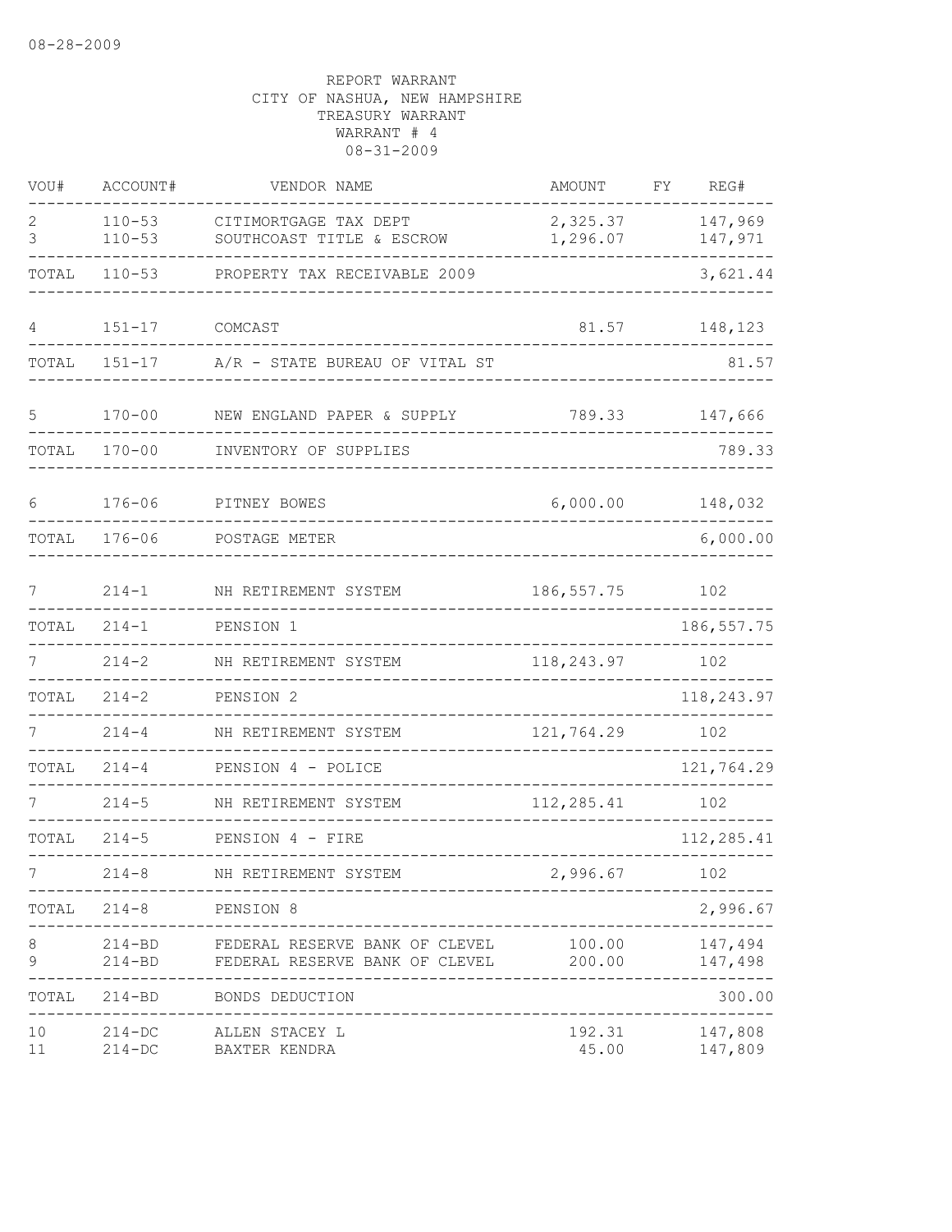08-28-2009

REPORT WARRANT
CITY OF NASHUA, NEW HAMPSHIRE
TREASURY WARRANT
WARRANT # 4
08-31-2009

| VOU# | ACCOUNT# | VENDOR NAME | AMOUNT | FY | REG# |
|---|---|---|---|---|---|
| 2 | 110-53 | CITIMORTGAGE TAX DEPT | 2,325.37 | | 147,969 |
| 3 | 110-53 | SOUTHCOAST TITLE & ESCROW | 1,296.07 | | 147,971 |
| TOTAL | 110-53 | PROPERTY TAX RECEIVABLE 2009 | | | 3,621.44 |
| 4 | 151-17 | COMCAST | 81.57 | | 148,123 |
| TOTAL | 151-17 | A/R - STATE BUREAU OF VITAL ST | | | 81.57 |
| 5 | 170-00 | NEW ENGLAND PAPER & SUPPLY | 789.33 | | 147,666 |
| TOTAL | 170-00 | INVENTORY OF SUPPLIES | | | 789.33 |
| 6 | 176-06 | PITNEY BOWES | 6,000.00 | | 148,032 |
| TOTAL | 176-06 | POSTAGE METER | | | 6,000.00 |
| 7 | 214-1 | NH RETIREMENT SYSTEM | 186,557.75 | | 102 |
| TOTAL | 214-1 | PENSION 1 | | | 186,557.75 |
| 7 | 214-2 | NH RETIREMENT SYSTEM | 118,243.97 | | 102 |
| TOTAL | 214-2 | PENSION 2 | | | 118,243.97 |
| 7 | 214-4 | NH RETIREMENT SYSTEM | 121,764.29 | | 102 |
| TOTAL | 214-4 | PENSION 4 - POLICE | | | 121,764.29 |
| 7 | 214-5 | NH RETIREMENT SYSTEM | 112,285.41 | | 102 |
| TOTAL | 214-5 | PENSION 4 - FIRE | | | 112,285.41 |
| 7 | 214-8 | NH RETIREMENT SYSTEM | 2,996.67 | | 102 |
| TOTAL | 214-8 | PENSION 8 | | | 2,996.67 |
| 8 | 214-BD | FEDERAL RESERVE BANK OF CLEVEL | 100.00 | | 147,494 |
| 9 | 214-BD | FEDERAL RESERVE BANK OF CLEVEL | 200.00 | | 147,498 |
| TOTAL | 214-BD | BONDS DEDUCTION | | | 300.00 |
| 10 | 214-DC | ALLEN STACEY L | 192.31 | | 147,808 |
| 11 | 214-DC | BAXTER KENDRA | 45.00 | | 147,809 |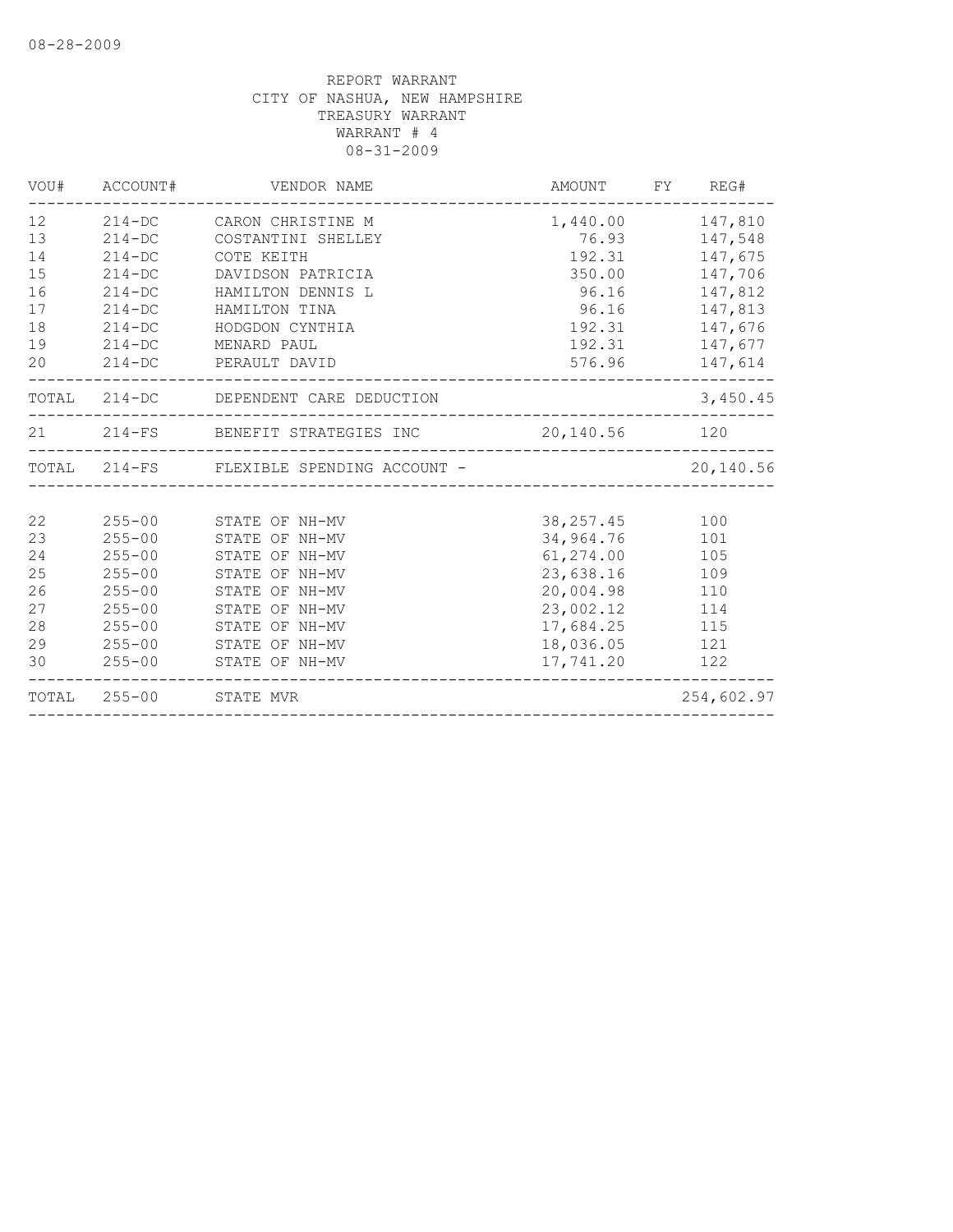08-28-2009

REPORT WARRANT
CITY OF NASHUA, NEW HAMPSHIRE
TREASURY WARRANT
WARRANT # 4
08-31-2009

| VOU# | ACCOUNT# | VENDOR NAME | AMOUNT | FY | REG# |
|---|---|---|---|---|---|
| 12 | 214-DC | CARON CHRISTINE M | 1,440.00 | | 147,810 |
| 13 | 214-DC | COSTANTINI SHELLEY | 76.93 | | 147,548 |
| 14 | 214-DC | COTE KEITH | 192.31 | | 147,675 |
| 15 | 214-DC | DAVIDSON PATRICIA | 350.00 | | 147,706 |
| 16 | 214-DC | HAMILTON DENNIS L | 96.16 | | 147,812 |
| 17 | 214-DC | HAMILTON TINA | 96.16 | | 147,813 |
| 18 | 214-DC | HODGDON CYNTHIA | 192.31 | | 147,676 |
| 19 | 214-DC | MENARD PAUL | 192.31 | | 147,677 |
| 20 | 214-DC | PERAULT DAVID | 576.96 | | 147,614 |
| TOTAL | 214-DC | DEPENDENT CARE DEDUCTION | | | 3,450.45 |
| 21 | 214-FS | BENEFIT STRATEGIES INC | 20,140.56 | | 120 |
| TOTAL | 214-FS | FLEXIBLE SPENDING ACCOUNT - | | | 20,140.56 |
| 22 | 255-00 | STATE OF NH-MV | 38,257.45 | | 100 |
| 23 | 255-00 | STATE OF NH-MV | 34,964.76 | | 101 |
| 24 | 255-00 | STATE OF NH-MV | 61,274.00 | | 105 |
| 25 | 255-00 | STATE OF NH-MV | 23,638.16 | | 109 |
| 26 | 255-00 | STATE OF NH-MV | 20,004.98 | | 110 |
| 27 | 255-00 | STATE OF NH-MV | 23,002.12 | | 114 |
| 28 | 255-00 | STATE OF NH-MV | 17,684.25 | | 115 |
| 29 | 255-00 | STATE OF NH-MV | 18,036.05 | | 121 |
| 30 | 255-00 | STATE OF NH-MV | 17,741.20 | | 122 |
| TOTAL | 255-00 | STATE MVR | | | 254,602.97 |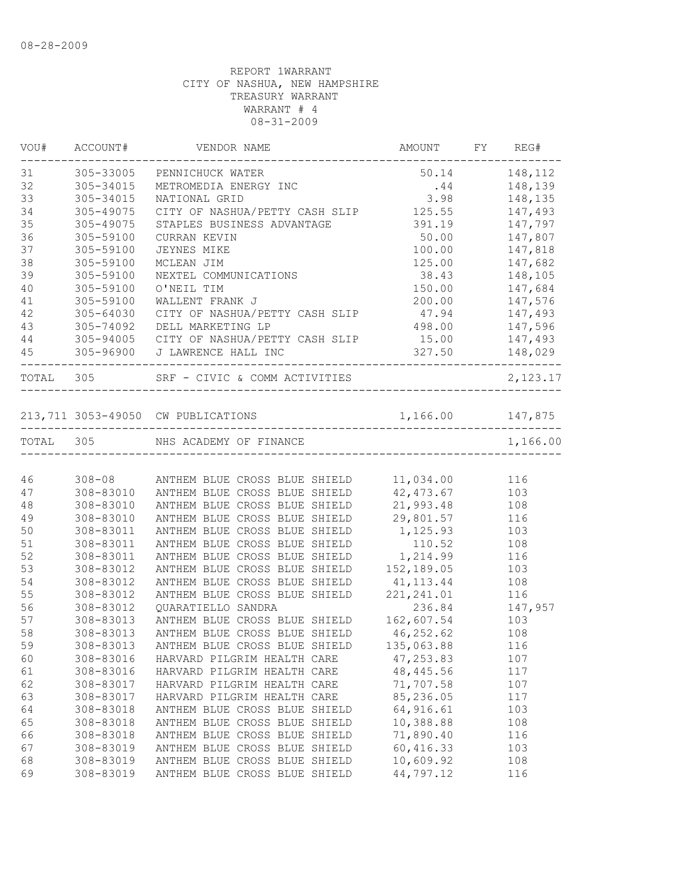08-28-2009

REPORT 1WARRANT
CITY OF NASHUA, NEW HAMPSHIRE
TREASURY WARRANT
WARRANT # 4
08-31-2009

| VOU# | ACCOUNT# | VENDOR NAME | AMOUNT | FY | REG# |
|---|---|---|---|---|---|
| 31 | 305-33005 | PENNICHUCK WATER | 50.14 | | 148,112 |
| 32 | 305-34015 | METROMEDIA ENERGY INC | .44 | | 148,139 |
| 33 | 305-34015 | NATIONAL GRID | 3.98 | | 148,135 |
| 34 | 305-49075 | CITY OF NASHUA/PETTY CASH SLIP | 125.55 | | 147,493 |
| 35 | 305-49075 | STAPLES BUSINESS ADVANTAGE | 391.19 | | 147,797 |
| 36 | 305-59100 | CURRAN KEVIN | 50.00 | | 147,807 |
| 37 | 305-59100 | JEYNES MIKE | 100.00 | | 147,818 |
| 38 | 305-59100 | MCLEAN JIM | 125.00 | | 147,682 |
| 39 | 305-59100 | NEXTEL COMMUNICATIONS | 38.43 | | 148,105 |
| 40 | 305-59100 | O'NEIL TIM | 150.00 | | 147,684 |
| 41 | 305-59100 | WALLENT FRANK J | 200.00 | | 147,576 |
| 42 | 305-64030 | CITY OF NASHUA/PETTY CASH SLIP | 47.94 | | 147,493 |
| 43 | 305-74092 | DELL MARKETING LP | 498.00 | | 147,596 |
| 44 | 305-94005 | CITY OF NASHUA/PETTY CASH SLIP | 15.00 | | 147,493 |
| 45 | 305-96900 | J LAWRENCE HALL INC | 327.50 | | 148,029 |
| TOTAL | 305 | SRF - CIVIC & COMM ACTIVITIES | | | 2,123.17 |
| 213,711 | 3053-49050 | CW PUBLICATIONS | 1,166.00 | | 147,875 |
| TOTAL | 305 | NHS ACADEMY OF FINANCE | | | 1,166.00 |
| 46 | 308-08 | ANTHEM BLUE CROSS BLUE SHIELD | 11,034.00 | | 116 |
| 47 | 308-83010 | ANTHEM BLUE CROSS BLUE SHIELD | 42,473.67 | | 103 |
| 48 | 308-83010 | ANTHEM BLUE CROSS BLUE SHIELD | 21,993.48 | | 108 |
| 49 | 308-83010 | ANTHEM BLUE CROSS BLUE SHIELD | 29,801.57 | | 116 |
| 50 | 308-83011 | ANTHEM BLUE CROSS BLUE SHIELD | 1,125.93 | | 103 |
| 51 | 308-83011 | ANTHEM BLUE CROSS BLUE SHIELD | 110.52 | | 108 |
| 52 | 308-83011 | ANTHEM BLUE CROSS BLUE SHIELD | 1,214.99 | | 116 |
| 53 | 308-83012 | ANTHEM BLUE CROSS BLUE SHIELD | 152,189.05 | | 103 |
| 54 | 308-83012 | ANTHEM BLUE CROSS BLUE SHIELD | 41,113.44 | | 108 |
| 55 | 308-83012 | ANTHEM BLUE CROSS BLUE SHIELD | 221,241.01 | | 116 |
| 56 | 308-83012 | QUARATIELLO SANDRA | 236.84 | | 147,957 |
| 57 | 308-83013 | ANTHEM BLUE CROSS BLUE SHIELD | 162,607.54 | | 103 |
| 58 | 308-83013 | ANTHEM BLUE CROSS BLUE SHIELD | 46,252.62 | | 108 |
| 59 | 308-83013 | ANTHEM BLUE CROSS BLUE SHIELD | 135,063.88 | | 116 |
| 60 | 308-83016 | HARVARD PILGRIM HEALTH CARE | 47,253.83 | | 107 |
| 61 | 308-83016 | HARVARD PILGRIM HEALTH CARE | 48,445.56 | | 117 |
| 62 | 308-83017 | HARVARD PILGRIM HEALTH CARE | 71,707.58 | | 107 |
| 63 | 308-83017 | HARVARD PILGRIM HEALTH CARE | 85,236.05 | | 117 |
| 64 | 308-83018 | ANTHEM BLUE CROSS BLUE SHIELD | 64,916.61 | | 103 |
| 65 | 308-83018 | ANTHEM BLUE CROSS BLUE SHIELD | 10,388.88 | | 108 |
| 66 | 308-83018 | ANTHEM BLUE CROSS BLUE SHIELD | 71,890.40 | | 116 |
| 67 | 308-83019 | ANTHEM BLUE CROSS BLUE SHIELD | 60,416.33 | | 103 |
| 68 | 308-83019 | ANTHEM BLUE CROSS BLUE SHIELD | 10,609.92 | | 108 |
| 69 | 308-83019 | ANTHEM BLUE CROSS BLUE SHIELD | 44,797.12 | | 116 |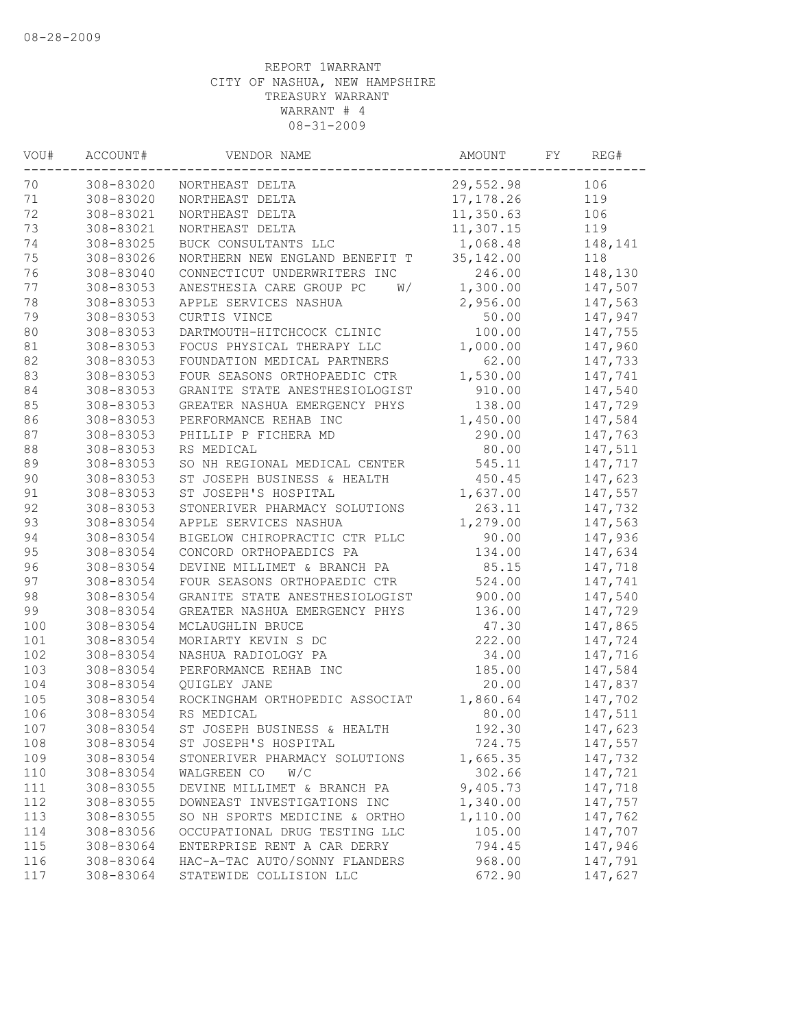08-28-2009

REPORT 1WARRANT
CITY OF NASHUA, NEW HAMPSHIRE
TREASURY WARRANT
WARRANT # 4
08-31-2009

| VOU# | ACCOUNT# | VENDOR NAME | AMOUNT | FY | REG# |
|---|---|---|---|---|---|
| 70 | 308-83020 | NORTHEAST DELTA | 29,552.98 | | 106 |
| 71 | 308-83020 | NORTHEAST DELTA | 17,178.26 | | 119 |
| 72 | 308-83021 | NORTHEAST DELTA | 11,350.63 | | 106 |
| 73 | 308-83021 | NORTHEAST DELTA | 11,307.15 | | 119 |
| 74 | 308-83025 | BUCK CONSULTANTS LLC | 1,068.48 | | 148,141 |
| 75 | 308-83026 | NORTHERN NEW ENGLAND BENEFIT T | 35,142.00 | | 118 |
| 76 | 308-83040 | CONNECTICUT UNDERWRITERS INC | 246.00 | | 148,130 |
| 77 | 308-83053 | ANESTHESIA CARE GROUP PC W/ | 1,300.00 | | 147,507 |
| 78 | 308-83053 | APPLE SERVICES NASHUA | 2,956.00 | | 147,563 |
| 79 | 308-83053 | CURTIS VINCE | 50.00 | | 147,947 |
| 80 | 308-83053 | DARTMOUTH-HITCHCOCK CLINIC | 100.00 | | 147,755 |
| 81 | 308-83053 | FOCUS PHYSICAL THERAPY LLC | 1,000.00 | | 147,960 |
| 82 | 308-83053 | FOUNDATION MEDICAL PARTNERS | 62.00 | | 147,733 |
| 83 | 308-83053 | FOUR SEASONS ORTHOPAEDIC CTR | 1,530.00 | | 147,741 |
| 84 | 308-83053 | GRANITE STATE ANESTHESIOLOGIST | 910.00 | | 147,540 |
| 85 | 308-83053 | GREATER NASHUA EMERGENCY PHYS | 138.00 | | 147,729 |
| 86 | 308-83053 | PERFORMANCE REHAB INC | 1,450.00 | | 147,584 |
| 87 | 308-83053 | PHILLIP P FICHERA MD | 290.00 | | 147,763 |
| 88 | 308-83053 | RS MEDICAL | 80.00 | | 147,511 |
| 89 | 308-83053 | SO NH REGIONAL MEDICAL CENTER | 545.11 | | 147,717 |
| 90 | 308-83053 | ST JOSEPH BUSINESS & HEALTH | 450.45 | | 147,623 |
| 91 | 308-83053 | ST JOSEPH'S HOSPITAL | 1,637.00 | | 147,557 |
| 92 | 308-83053 | STONERIVER PHARMACY SOLUTIONS | 263.11 | | 147,732 |
| 93 | 308-83054 | APPLE SERVICES NASHUA | 1,279.00 | | 147,563 |
| 94 | 308-83054 | BIGELOW CHIROPRACTIC CTR PLLC | 90.00 | | 147,936 |
| 95 | 308-83054 | CONCORD ORTHOPAEDICS PA | 134.00 | | 147,634 |
| 96 | 308-83054 | DEVINE MILLIMET & BRANCH PA | 85.15 | | 147,718 |
| 97 | 308-83054 | FOUR SEASONS ORTHOPAEDIC CTR | 524.00 | | 147,741 |
| 98 | 308-83054 | GRANITE STATE ANESTHESIOLOGIST | 900.00 | | 147,540 |
| 99 | 308-83054 | GREATER NASHUA EMERGENCY PHYS | 136.00 | | 147,729 |
| 100 | 308-83054 | MCLAUGHLIN BRUCE | 47.30 | | 147,865 |
| 101 | 308-83054 | MORIARTY KEVIN S DC | 222.00 | | 147,724 |
| 102 | 308-83054 | NASHUA RADIOLOGY PA | 34.00 | | 147,716 |
| 103 | 308-83054 | PERFORMANCE REHAB INC | 185.00 | | 147,584 |
| 104 | 308-83054 | QUIGLEY JANE | 20.00 | | 147,837 |
| 105 | 308-83054 | ROCKINGHAM ORTHOPEDIC ASSOCIAT | 1,860.64 | | 147,702 |
| 106 | 308-83054 | RS MEDICAL | 80.00 | | 147,511 |
| 107 | 308-83054 | ST JOSEPH BUSINESS & HEALTH | 192.30 | | 147,623 |
| 108 | 308-83054 | ST JOSEPH'S HOSPITAL | 724.75 | | 147,557 |
| 109 | 308-83054 | STONERIVER PHARMACY SOLUTIONS | 1,665.35 | | 147,732 |
| 110 | 308-83054 | WALGREEN CO W/C | 302.66 | | 147,721 |
| 111 | 308-83055 | DEVINE MILLIMET & BRANCH PA | 9,405.73 | | 147,718 |
| 112 | 308-83055 | DOWNEAST INVESTIGATIONS INC | 1,340.00 | | 147,757 |
| 113 | 308-83055 | SO NH SPORTS MEDICINE & ORTHO | 1,110.00 | | 147,762 |
| 114 | 308-83056 | OCCUPATIONAL DRUG TESTING LLC | 105.00 | | 147,707 |
| 115 | 308-83064 | ENTERPRISE RENT A CAR DERRY | 794.45 | | 147,946 |
| 116 | 308-83064 | HAC-A-TAC AUTO/SONNY FLANDERS | 968.00 | | 147,791 |
| 117 | 308-83064 | STATEWIDE COLLISION LLC | 672.90 | | 147,627 |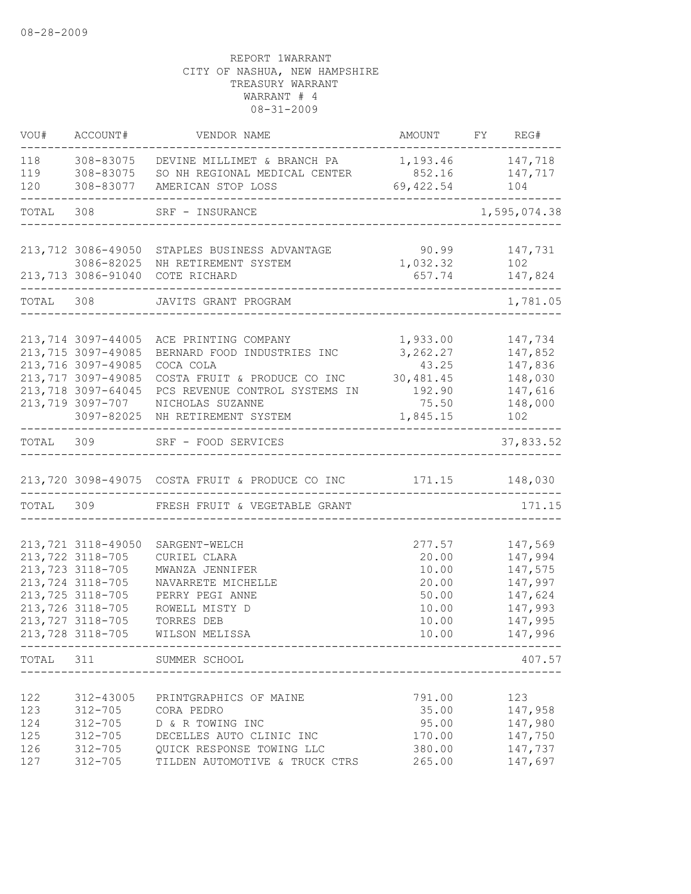08-28-2009

REPORT 1WARRANT
CITY OF NASHUA, NEW HAMPSHIRE
TREASURY WARRANT
WARRANT # 4
08-31-2009

| VOU# | ACCOUNT# | VENDOR NAME | AMOUNT | FY | REG# |
|---|---|---|---|---|---|
| 118 | 308-83075 | DEVINE MILLIMET & BRANCH PA | 1,193.46 | | 147,718 |
| 119 | 308-83075 | SO NH REGIONAL MEDICAL CENTER | 852.16 | | 147,717 |
| 120 | 308-83077 | AMERICAN STOP LOSS | 69,422.54 | | 104 |
| TOTAL | 308 | SRF - INSURANCE | | | 1,595,074.38 |
| 213,712 | 3086-49050 | STAPLES BUSINESS ADVANTAGE | 90.99 | | 147,731 |
| | 3086-82025 | NH RETIREMENT SYSTEM | 1,032.32 | | 102 |
| 213,713 | 3086-91040 | COTE RICHARD | 657.74 | | 147,824 |
| TOTAL | 308 | JAVITS GRANT PROGRAM | | | 1,781.05 |
| 213,714 | 3097-44005 | ACE PRINTING COMPANY | 1,933.00 | | 147,734 |
| 213,715 | 3097-49085 | BERNARD FOOD INDUSTRIES INC | 3,262.27 | | 147,852 |
| 213,716 | 3097-49085 | COCA COLA | 43.25 | | 147,836 |
| 213,717 | 3097-49085 | COSTA FRUIT & PRODUCE CO INC | 30,481.45 | | 148,030 |
| 213,718 | 3097-64045 | PCS REVENUE CONTROL SYSTEMS IN | 192.90 | | 147,616 |
| 213,719 | 3097-707 | NICHOLAS SUZANNE | 75.50 | | 148,000 |
| | 3097-82025 | NH RETIREMENT SYSTEM | 1,845.15 | | 102 |
| TOTAL | 309 | SRF - FOOD SERVICES | | | 37,833.52 |
| 213,720 | 3098-49075 | COSTA FRUIT & PRODUCE CO INC | 171.15 | | 148,030 |
| TOTAL | 309 | FRESH FRUIT & VEGETABLE GRANT | | | 171.15 |
| 213,721 | 3118-49050 | SARGENT-WELCH | 277.57 | | 147,569 |
| 213,722 | 3118-705 | CURIEL CLARA | 20.00 | | 147,994 |
| 213,723 | 3118-705 | MWANZA JENNIFER | 10.00 | | 147,575 |
| 213,724 | 3118-705 | NAVARRETE MICHELLE | 20.00 | | 147,997 |
| 213,725 | 3118-705 | PERRY PEGI ANNE | 50.00 | | 147,624 |
| 213,726 | 3118-705 | ROWELL MISTY D | 10.00 | | 147,993 |
| 213,727 | 3118-705 | TORRES DEB | 10.00 | | 147,995 |
| 213,728 | 3118-705 | WILSON MELISSA | 10.00 | | 147,996 |
| TOTAL | 311 | SUMMER SCHOOL | | | 407.57 |
| 122 | 312-43005 | PRINTGRAPHICS OF MAINE | 791.00 | | 123 |
| 123 | 312-705 | CORA PEDRO | 35.00 | | 147,958 |
| 124 | 312-705 | D & R TOWING INC | 95.00 | | 147,980 |
| 125 | 312-705 | DECELLES AUTO CLINIC INC | 170.00 | | 147,750 |
| 126 | 312-705 | QUICK RESPONSE TOWING LLC | 380.00 | | 147,737 |
| 127 | 312-705 | TILDEN AUTOMOTIVE & TRUCK CTRS | 265.00 | | 147,697 |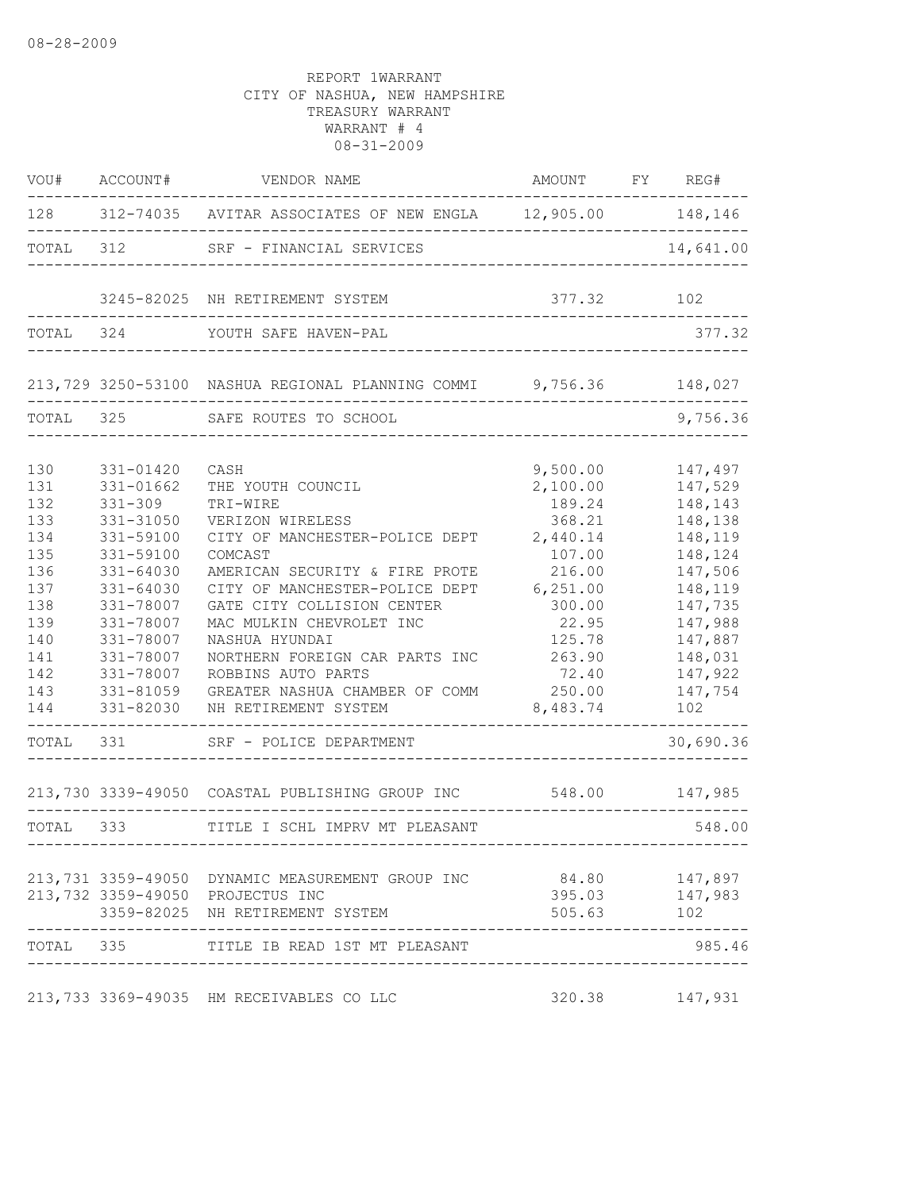08-28-2009

REPORT 1WARRANT
CITY OF NASHUA, NEW HAMPSHIRE
TREASURY WARRANT
WARRANT # 4
08-31-2009

| VOU# | ACCOUNT# | VENDOR NAME | AMOUNT | FY | REG# |
|---|---|---|---|---|---|
| 128 | 312-74035 | AVITAR ASSOCIATES OF NEW ENGLA | 12,905.00 | | 148,146 |
| TOTAL | 312 | SRF - FINANCIAL SERVICES | | | 14,641.00 |
| | 3245-82025 | NH RETIREMENT SYSTEM | 377.32 | | 102 |
| TOTAL | 324 | YOUTH SAFE HAVEN-PAL | | | 377.32 |
| 213,729 | 3250-53100 | NASHUA REGIONAL PLANNING COMMI | 9,756.36 | | 148,027 |
| TOTAL | 325 | SAFE ROUTES TO SCHOOL | | | 9,756.36 |
| 130 | 331-01420 | CASH | 9,500.00 | | 147,497 |
| 131 | 331-01662 | THE YOUTH COUNCIL | 2,100.00 | | 147,529 |
| 132 | 331-309 | TRI-WIRE | 189.24 | | 148,143 |
| 133 | 331-31050 | VERIZON WIRELESS | 368.21 | | 148,138 |
| 134 | 331-59100 | CITY OF MANCHESTER-POLICE DEPT | 2,440.14 | | 148,119 |
| 135 | 331-59100 | COMCAST | 107.00 | | 148,124 |
| 136 | 331-64030 | AMERICAN SECURITY & FIRE PROTE | 216.00 | | 147,506 |
| 137 | 331-64030 | CITY OF MANCHESTER-POLICE DEPT | 6,251.00 | | 148,119 |
| 138 | 331-78007 | GATE CITY COLLISION CENTER | 300.00 | | 147,735 |
| 139 | 331-78007 | MAC MULKIN CHEVROLET INC | 22.95 | | 147,988 |
| 140 | 331-78007 | NASHUA HYUNDAI | 125.78 | | 147,887 |
| 141 | 331-78007 | NORTHERN FOREIGN CAR PARTS INC | 263.90 | | 148,031 |
| 142 | 331-78007 | ROBBINS AUTO PARTS | 72.40 | | 147,922 |
| 143 | 331-81059 | GREATER NASHUA CHAMBER OF COMM | 250.00 | | 147,754 |
| 144 | 331-82030 | NH RETIREMENT SYSTEM | 8,483.74 | | 102 |
| TOTAL | 331 | SRF - POLICE DEPARTMENT | | | 30,690.36 |
| 213,730 | 3339-49050 | COASTAL PUBLISHING GROUP INC | 548.00 | | 147,985 |
| TOTAL | 333 | TITLE I SCHL IMPRV MT PLEASANT | | | 548.00 |
| 213,731 | 3359-49050 | DYNAMIC MEASUREMENT GROUP INC | 84.80 | | 147,897 |
| 213,732 | 3359-49050 | PROJECTUS INC | 395.03 | | 147,983 |
| | 3359-82025 | NH RETIREMENT SYSTEM | 505.63 | | 102 |
| TOTAL | 335 | TITLE IB READ 1ST MT PLEASANT | | | 985.46 |
| 213,733 | 3369-49035 | HM RECEIVABLES CO LLC | 320.38 | | 147,931 |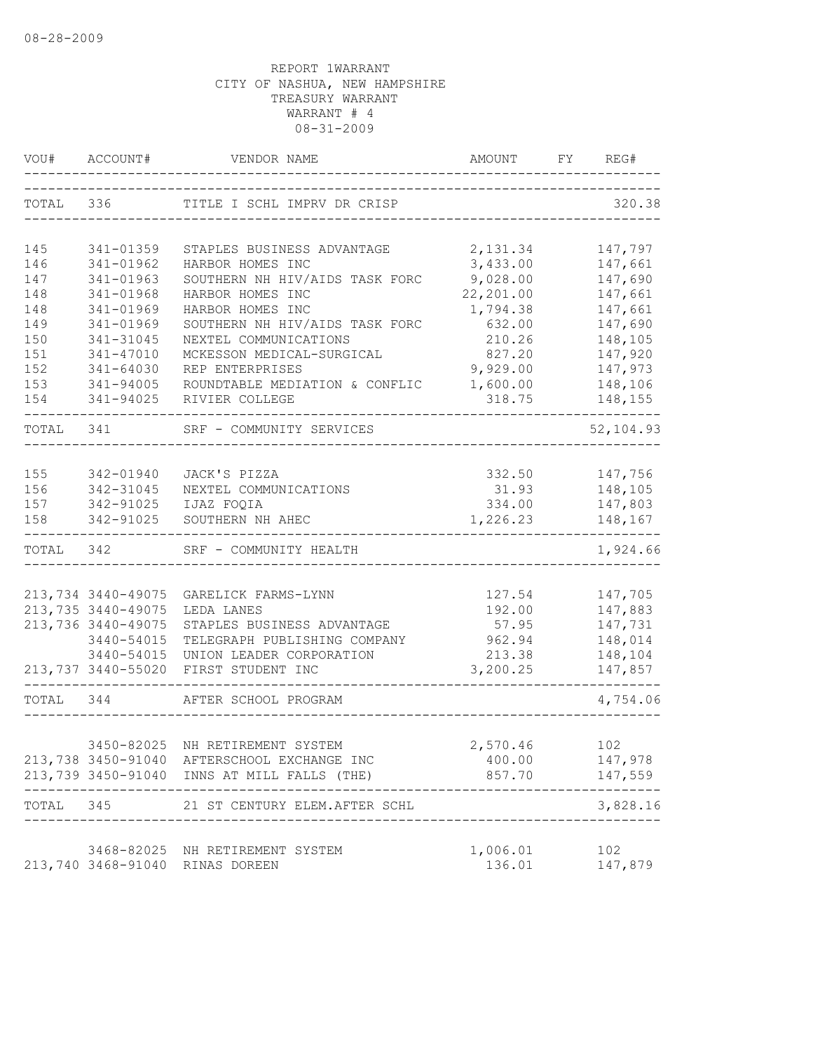08-28-2009

REPORT 1WARRANT
CITY OF NASHUA, NEW HAMPSHIRE
TREASURY WARRANT
WARRANT # 4
08-31-2009

| VOU# | ACCOUNT# | VENDOR NAME | AMOUNT | FY | REG# |
|---|---|---|---|---|---|
| TOTAL | 336 | TITLE I SCHL IMPRV DR CRISP | | | 320.38 |
| 145 | 341-01359 | STAPLES BUSINESS ADVANTAGE | 2,131.34 | | 147,797 |
| 146 | 341-01962 | HARBOR HOMES INC | 3,433.00 | | 147,661 |
| 147 | 341-01963 | SOUTHERN NH HIV/AIDS TASK FORC | 9,028.00 | | 147,690 |
| 148 | 341-01968 | HARBOR HOMES INC | 22,201.00 | | 147,661 |
| 148 | 341-01969 | HARBOR HOMES INC | 1,794.38 | | 147,661 |
| 149 | 341-01969 | SOUTHERN NH HIV/AIDS TASK FORC | 632.00 | | 147,690 |
| 150 | 341-31045 | NEXTEL COMMUNICATIONS | 210.26 | | 148,105 |
| 151 | 341-47010 | MCKESSON MEDICAL-SURGICAL | 827.20 | | 147,920 |
| 152 | 341-64030 | REP ENTERPRISES | 9,929.00 | | 147,973 |
| 153 | 341-94005 | ROUNDTABLE MEDIATION & CONFLIC | 1,600.00 | | 148,106 |
| 154 | 341-94025 | RIVIER COLLEGE | 318.75 | | 148,155 |
| TOTAL | 341 | SRF - COMMUNITY SERVICES | | | 52,104.93 |
| 155 | 342-01940 | JACK'S PIZZA | 332.50 | | 147,756 |
| 156 | 342-31045 | NEXTEL COMMUNICATIONS | 31.93 | | 148,105 |
| 157 | 342-91025 | IJAZ FOQIA | 334.00 | | 147,803 |
| 158 | 342-91025 | SOUTHERN NH AHEC | 1,226.23 | | 148,167 |
| TOTAL | 342 | SRF - COMMUNITY HEALTH | | | 1,924.66 |
| 213,734 | 3440-49075 | GARELICK FARMS-LYNN | 127.54 | | 147,705 |
| 213,735 | 3440-49075 | LEDA LANES | 192.00 | | 147,883 |
| 213,736 | 3440-49075 | STAPLES BUSINESS ADVANTAGE | 57.95 | | 147,731 |
| | 3440-54015 | TELEGRAPH PUBLISHING COMPANY | 962.94 | | 148,014 |
| | 3440-54015 | UNION LEADER CORPORATION | 213.38 | | 148,104 |
| 213,737 | 3440-55020 | FIRST STUDENT INC | 3,200.25 | | 147,857 |
| TOTAL | 344 | AFTER SCHOOL PROGRAM | | | 4,754.06 |
| | 3450-82025 | NH RETIREMENT SYSTEM | 2,570.46 | | 102 |
| 213,738 | 3450-91040 | AFTERSCHOOL EXCHANGE INC | 400.00 | | 147,978 |
| 213,739 | 3450-91040 | INNS AT MILL FALLS (THE) | 857.70 | | 147,559 |
| TOTAL | 345 | 21 ST CENTURY ELEM.AFTER SCHL | | | 3,828.16 |
| | 3468-82025 | NH RETIREMENT SYSTEM | 1,006.01 | | 102 |
| 213,740 | 3468-91040 | RINAS DOREEN | 136.01 | | 147,879 |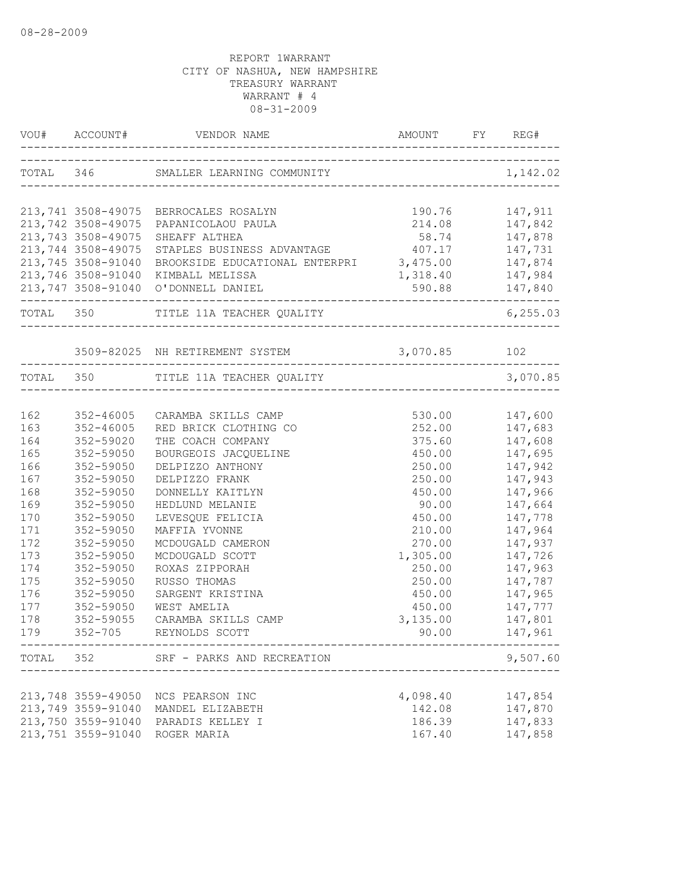08-28-2009

REPORT 1WARRANT
CITY OF NASHUA, NEW HAMPSHIRE
TREASURY WARRANT
WARRANT # 4
08-31-2009

| VOU# | ACCOUNT# | VENDOR NAME | AMOUNT | FY | REG# |
|---|---|---|---|---|---|
| TOTAL | 346 | SMALLER LEARNING COMMUNITY | | | 1,142.02 |
| 213,741 | 3508-49075 | BERROCALES ROSALYN | 190.76 | | 147,911 |
| 213,742 | 3508-49075 | PAPANICOLAOU PAULA | 214.08 | | 147,842 |
| 213,743 | 3508-49075 | SHEAFF ALTHEA | 58.74 | | 147,878 |
| 213,744 | 3508-49075 | STAPLES BUSINESS ADVANTAGE | 407.17 | | 147,731 |
| 213,745 | 3508-91040 | BROOKSIDE EDUCATIONAL ENTERPRI | 3,475.00 | | 147,874 |
| 213,746 | 3508-91040 | KIMBALL MELISSA | 1,318.40 | | 147,984 |
| 213,747 | 3508-91040 | O'DONNELL DANIEL | 590.88 | | 147,840 |
| TOTAL | 350 | TITLE 11A TEACHER QUALITY | | | 6,255.03 |
| | 3509-82025 | NH RETIREMENT SYSTEM | 3,070.85 | | 102 |
| TOTAL | 350 | TITLE 11A TEACHER QUALITY | | | 3,070.85 |
| 162 | 352-46005 | CARAMBA SKILLS CAMP | 530.00 | | 147,600 |
| 163 | 352-46005 | RED BRICK CLOTHING CO | 252.00 | | 147,683 |
| 164 | 352-59020 | THE COACH COMPANY | 375.60 | | 147,608 |
| 165 | 352-59050 | BOURGEOIS JACQUELINE | 450.00 | | 147,695 |
| 166 | 352-59050 | DELPIZZO ANTHONY | 250.00 | | 147,942 |
| 167 | 352-59050 | DELPIZZO FRANK | 250.00 | | 147,943 |
| 168 | 352-59050 | DONNELLY KAITLYN | 450.00 | | 147,966 |
| 169 | 352-59050 | HEDLUND MELANIE | 90.00 | | 147,664 |
| 170 | 352-59050 | LEVESQUE FELICIA | 450.00 | | 147,778 |
| 171 | 352-59050 | MAFFIA YVONNE | 210.00 | | 147,964 |
| 172 | 352-59050 | MCDOUGALD CAMERON | 270.00 | | 147,937 |
| 173 | 352-59050 | MCDOUGALD SCOTT | 1,305.00 | | 147,726 |
| 174 | 352-59050 | ROXAS ZIPPORAH | 250.00 | | 147,963 |
| 175 | 352-59050 | RUSSO THOMAS | 250.00 | | 147,787 |
| 176 | 352-59050 | SARGENT KRISTINA | 450.00 | | 147,965 |
| 177 | 352-59050 | WEST AMELIA | 450.00 | | 147,777 |
| 178 | 352-59055 | CARAMBA SKILLS CAMP | 3,135.00 | | 147,801 |
| 179 | 352-705 | REYNOLDS SCOTT | 90.00 | | 147,961 |
| TOTAL | 352 | SRF - PARKS AND RECREATION | | | 9,507.60 |
| 213,748 | 3559-49050 | NCS PEARSON INC | 4,098.40 | | 147,854 |
| 213,749 | 3559-91040 | MANDEL ELIZABETH | 142.08 | | 147,870 |
| 213,750 | 3559-91040 | PARADIS KELLEY I | 186.39 | | 147,833 |
| 213,751 | 3559-91040 | ROGER MARIA | 167.40 | | 147,858 |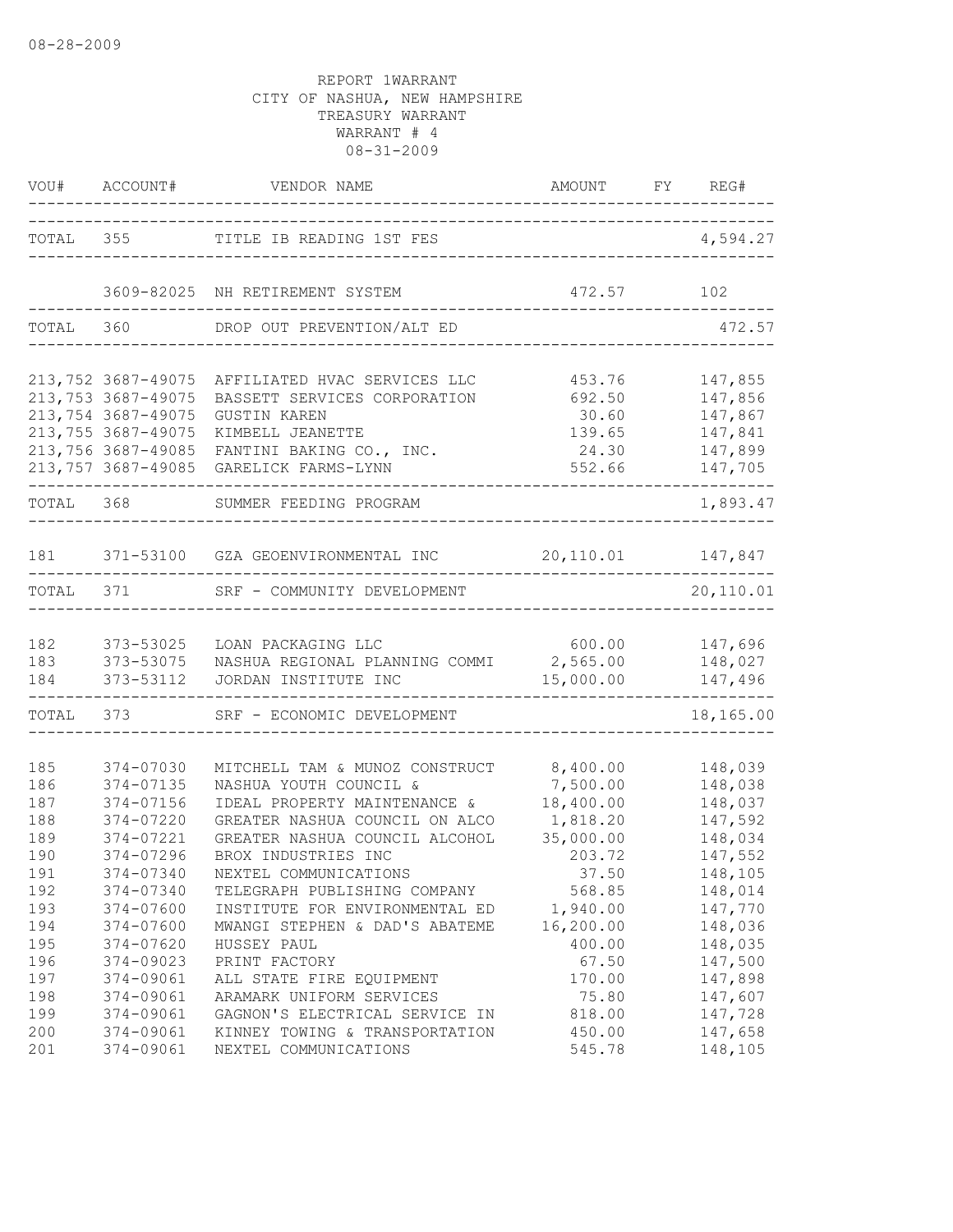08-28-2009

REPORT 1WARRANT
CITY OF NASHUA, NEW HAMPSHIRE
TREASURY WARRANT
WARRANT # 4
08-31-2009

| VOU# | ACCOUNT# | VENDOR NAME | AMOUNT | FY | REG# |
|---|---|---|---|---|---|
| TOTAL | 355 | TITLE IB READING 1ST FES | | | 4,594.27 |
| | 3609-82025 | NH RETIREMENT SYSTEM | 472.57 | | 102 |
| TOTAL | 360 | DROP OUT PREVENTION/ALT ED | | | 472.57 |
| 213,752 | 3687-49075 | AFFILIATED HVAC SERVICES LLC | 453.76 | | 147,855 |
| 213,753 | 3687-49075 | BASSETT SERVICES CORPORATION | 692.50 | | 147,856 |
| 213,754 | 3687-49075 | GUSTIN KAREN | 30.60 | | 147,867 |
| 213,755 | 3687-49075 | KIMBELL JEANETTE | 139.65 | | 147,841 |
| 213,756 | 3687-49085 | FANTINI BAKING CO., INC. | 24.30 | | 147,899 |
| 213,757 | 3687-49085 | GARELICK FARMS-LYNN | 552.66 | | 147,705 |
| TOTAL | 368 | SUMMER FEEDING PROGRAM | | | 1,893.47 |
| 181 | 371-53100 | GZA GEOENVIRONMENTAL INC | 20,110.01 | | 147,847 |
| TOTAL | 371 | SRF - COMMUNITY DEVELOPMENT | | | 20,110.01 |
| 182 | 373-53025 | LOAN PACKAGING LLC | 600.00 | | 147,696 |
| 183 | 373-53075 | NASHUA REGIONAL PLANNING COMMI | 2,565.00 | | 148,027 |
| 184 | 373-53112 | JORDAN INSTITUTE INC | 15,000.00 | | 147,496 |
| TOTAL | 373 | SRF - ECONOMIC DEVELOPMENT | | | 18,165.00 |
| 185 | 374-07030 | MITCHELL TAM & MUNOZ CONSTRUCT | 8,400.00 | | 148,039 |
| 186 | 374-07135 | NASHUA YOUTH COUNCIL & | 7,500.00 | | 148,038 |
| 187 | 374-07156 | IDEAL PROPERTY MAINTENANCE & | 18,400.00 | | 148,037 |
| 188 | 374-07220 | GREATER NASHUA COUNCIL ON ALCO | 1,818.20 | | 147,592 |
| 189 | 374-07221 | GREATER NASHUA COUNCIL ALCOHOL | 35,000.00 | | 148,034 |
| 190 | 374-07296 | BROX INDUSTRIES INC | 203.72 | | 147,552 |
| 191 | 374-07340 | NEXTEL COMMUNICATIONS | 37.50 | | 148,105 |
| 192 | 374-07340 | TELEGRAPH PUBLISHING COMPANY | 568.85 | | 148,014 |
| 193 | 374-07600 | INSTITUTE FOR ENVIRONMENTAL ED | 1,940.00 | | 147,770 |
| 194 | 374-07600 | MWANGI STEPHEN & DAD'S ABATEME | 16,200.00 | | 148,036 |
| 195 | 374-07620 | HUSSEY PAUL | 400.00 | | 148,035 |
| 196 | 374-09023 | PRINT FACTORY | 67.50 | | 147,500 |
| 197 | 374-09061 | ALL STATE FIRE EQUIPMENT | 170.00 | | 147,898 |
| 198 | 374-09061 | ARAMARK UNIFORM SERVICES | 75.80 | | 147,607 |
| 199 | 374-09061 | GAGNON'S ELECTRICAL SERVICE IN | 818.00 | | 147,728 |
| 200 | 374-09061 | KINNEY TOWING & TRANSPORTATION | 450.00 | | 147,658 |
| 201 | 374-09061 | NEXTEL COMMUNICATIONS | 545.78 | | 148,105 |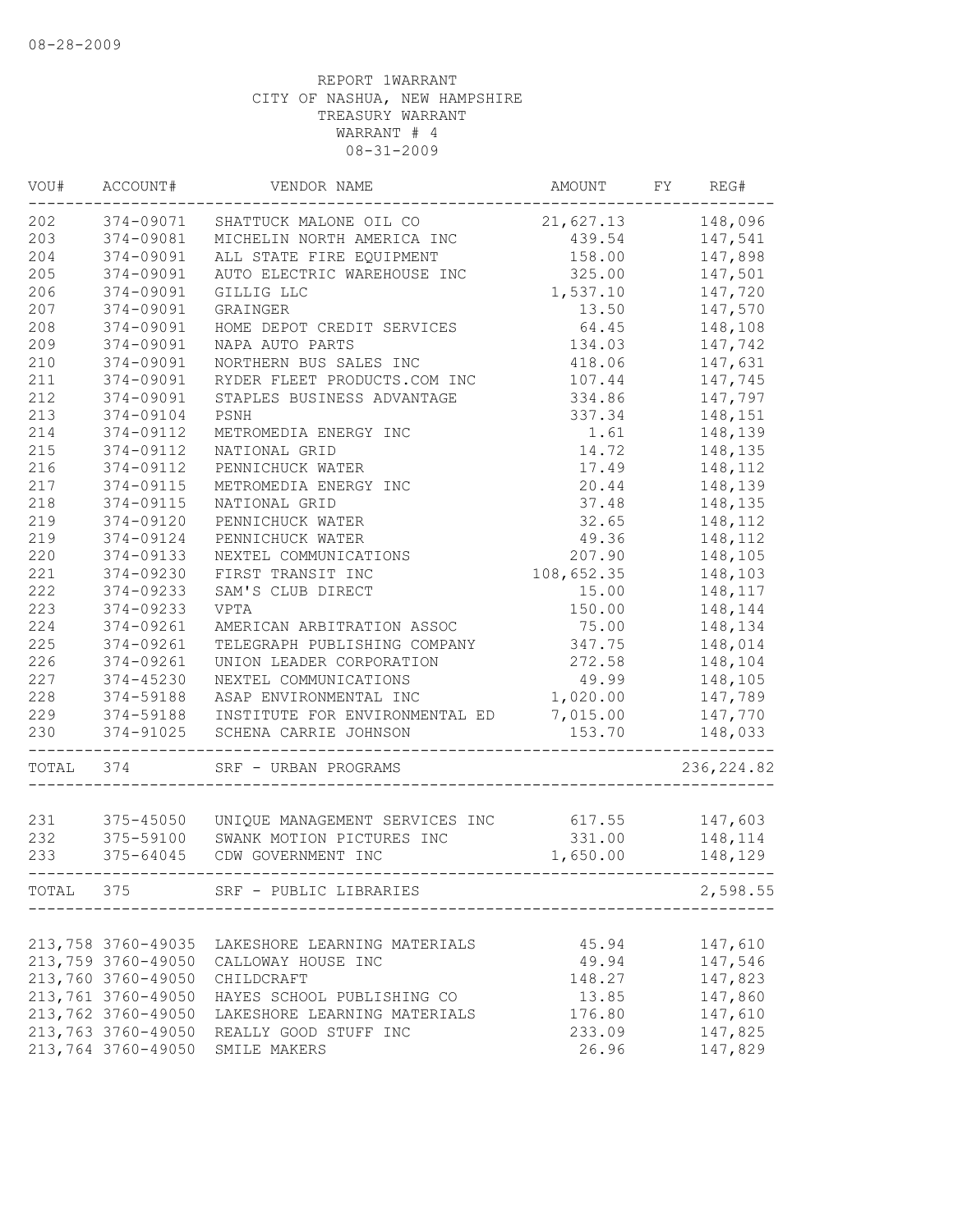08-28-2009

REPORT 1WARRANT
CITY OF NASHUA, NEW HAMPSHIRE
TREASURY WARRANT
WARRANT # 4
08-31-2009

| VOU# | ACCOUNT# | VENDOR NAME | AMOUNT | FY | REG# |
|---|---|---|---|---|---|
| 202 | 374-09071 | SHATTUCK MALONE OIL CO | 21,627.13 | | 148,096 |
| 203 | 374-09081 | MICHELIN NORTH AMERICA INC | 439.54 | | 147,541 |
| 204 | 374-09091 | ALL STATE FIRE EQUIPMENT | 158.00 | | 147,898 |
| 205 | 374-09091 | AUTO ELECTRIC WAREHOUSE INC | 325.00 | | 147,501 |
| 206 | 374-09091 | GILLIG LLC | 1,537.10 | | 147,720 |
| 207 | 374-09091 | GRAINGER | 13.50 | | 147,570 |
| 208 | 374-09091 | HOME DEPOT CREDIT SERVICES | 64.45 | | 148,108 |
| 209 | 374-09091 | NAPA AUTO PARTS | 134.03 | | 147,742 |
| 210 | 374-09091 | NORTHERN BUS SALES INC | 418.06 | | 147,631 |
| 211 | 374-09091 | RYDER FLEET PRODUCTS.COM INC | 107.44 | | 147,745 |
| 212 | 374-09091 | STAPLES BUSINESS ADVANTAGE | 334.86 | | 147,797 |
| 213 | 374-09104 | PSNH | 337.34 | | 148,151 |
| 214 | 374-09112 | METROMEDIA ENERGY INC | 1.61 | | 148,139 |
| 215 | 374-09112 | NATIONAL GRID | 14.72 | | 148,135 |
| 216 | 374-09112 | PENNICHUCK WATER | 17.49 | | 148,112 |
| 217 | 374-09115 | METROMEDIA ENERGY INC | 20.44 | | 148,139 |
| 218 | 374-09115 | NATIONAL GRID | 37.48 | | 148,135 |
| 219 | 374-09120 | PENNICHUCK WATER | 32.65 | | 148,112 |
| 219 | 374-09124 | PENNICHUCK WATER | 49.36 | | 148,112 |
| 220 | 374-09133 | NEXTEL COMMUNICATIONS | 207.90 | | 148,105 |
| 221 | 374-09230 | FIRST TRANSIT INC | 108,652.35 | | 148,103 |
| 222 | 374-09233 | SAM'S CLUB DIRECT | 15.00 | | 148,117 |
| 223 | 374-09233 | VPTA | 150.00 | | 148,144 |
| 224 | 374-09261 | AMERICAN ARBITRATION ASSOC | 75.00 | | 148,134 |
| 225 | 374-09261 | TELEGRAPH PUBLISHING COMPANY | 347.75 | | 148,014 |
| 226 | 374-09261 | UNION LEADER CORPORATION | 272.58 | | 148,104 |
| 227 | 374-45230 | NEXTEL COMMUNICATIONS | 49.99 | | 148,105 |
| 228 | 374-59188 | ASAP ENVIRONMENTAL INC | 1,020.00 | | 147,789 |
| 229 | 374-59188 | INSTITUTE FOR ENVIRONMENTAL ED | 7,015.00 | | 147,770 |
| 230 | 374-91025 | SCHENA CARRIE JOHNSON | 153.70 | | 148,033 |
| TOTAL | 374 | SRF - URBAN PROGRAMS | | | 236,224.82 |
| 231 | 375-45050 | UNIQUE MANAGEMENT SERVICES INC | 617.55 | | 147,603 |
| 232 | 375-59100 | SWANK MOTION PICTURES INC | 331.00 | | 148,114 |
| 233 | 375-64045 | CDW GOVERNMENT INC | 1,650.00 | | 148,129 |
| TOTAL | 375 | SRF - PUBLIC LIBRARIES | | | 2,598.55 |
| 213,758 | 3760-49035 | LAKESHORE LEARNING MATERIALS | 45.94 | | 147,610 |
| 213,759 | 3760-49050 | CALLOWAY HOUSE INC | 49.94 | | 147,546 |
| 213,760 | 3760-49050 | CHILDCRAFT | 148.27 | | 147,823 |
| 213,761 | 3760-49050 | HAYES SCHOOL PUBLISHING CO | 13.85 | | 147,860 |
| 213,762 | 3760-49050 | LAKESHORE LEARNING MATERIALS | 176.80 | | 147,610 |
| 213,763 | 3760-49050 | REALLY GOOD STUFF INC | 233.09 | | 147,825 |
| 213,764 | 3760-49050 | SMILE MAKERS | 26.96 | | 147,829 |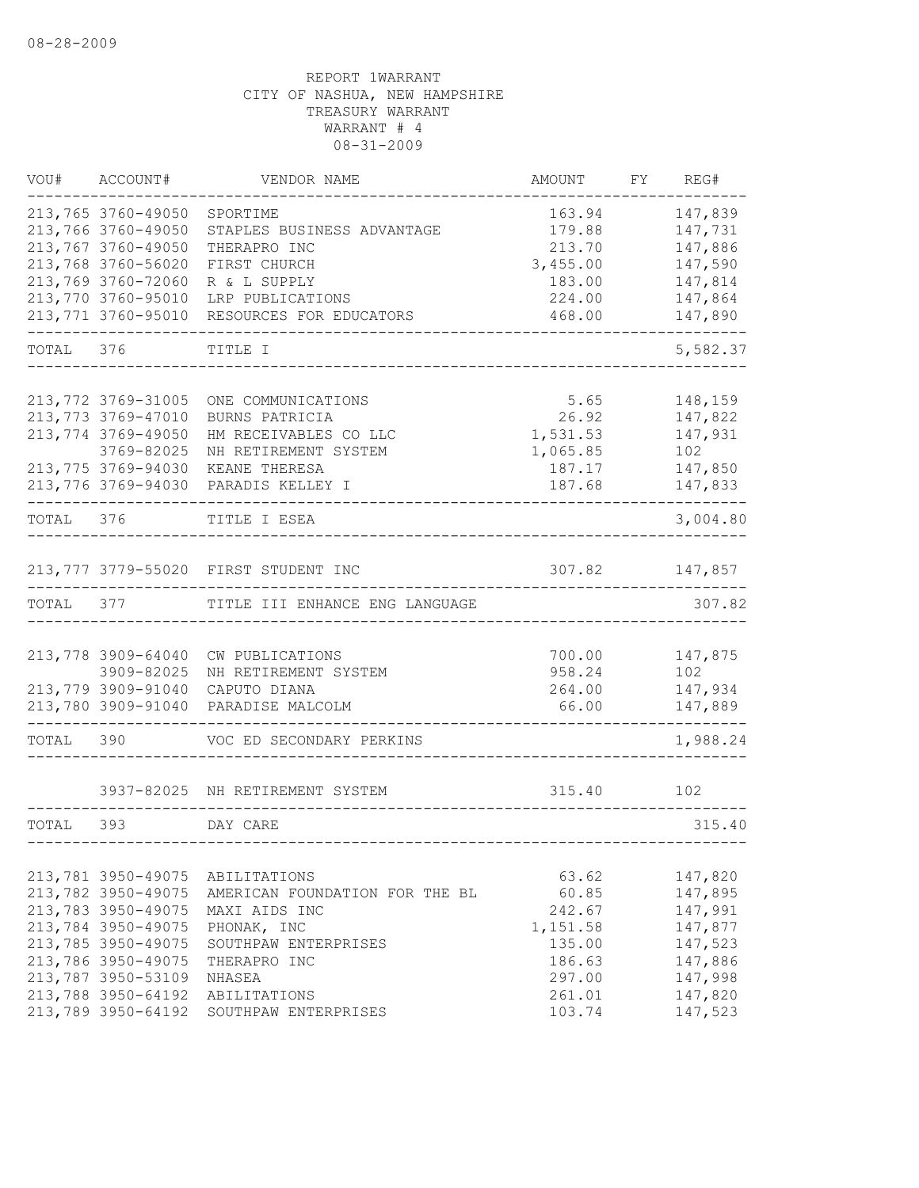08-28-2009

REPORT 1WARRANT
CITY OF NASHUA, NEW HAMPSHIRE
TREASURY WARRANT
WARRANT # 4
08-31-2009

| VOU# | ACCOUNT# | VENDOR NAME | AMOUNT | FY | REG# |
|---|---|---|---|---|---|
| 213,765 | 3760-49050 | SPORTIME | 163.94 | | 147,839 |
| 213,766 | 3760-49050 | STAPLES BUSINESS ADVANTAGE | 179.88 | | 147,731 |
| 213,767 | 3760-49050 | THERAPRO INC | 213.70 | | 147,886 |
| 213,768 | 3760-56020 | FIRST CHURCH | 3,455.00 | | 147,590 |
| 213,769 | 3760-72060 | R & L SUPPLY | 183.00 | | 147,814 |
| 213,770 | 3760-95010 | LRP PUBLICATIONS | 224.00 | | 147,864 |
| 213,771 | 3760-95010 | RESOURCES FOR EDUCATORS | 468.00 | | 147,890 |
| TOTAL | 376 | TITLE I | | | 5,582.37 |
| 213,772 | 3769-31005 | ONE COMMUNICATIONS | 5.65 | | 148,159 |
| 213,773 | 3769-47010 | BURNS PATRICIA | 26.92 | | 147,822 |
| 213,774 | 3769-49050 | HM RECEIVABLES CO LLC | 1,531.53 | | 147,931 |
| | 3769-82025 | NH RETIREMENT SYSTEM | 1,065.85 | | 102 |
| 213,775 | 3769-94030 | KEANE THERESA | 187.17 | | 147,850 |
| 213,776 | 3769-94030 | PARADIS KELLEY I | 187.68 | | 147,833 |
| TOTAL | 376 | TITLE I ESEA | | | 3,004.80 |
| 213,777 | 3779-55020 | FIRST STUDENT INC | 307.82 | | 147,857 |
| TOTAL | 377 | TITLE III ENHANCE ENG LANGUAGE | | | 307.82 |
| 213,778 | 3909-64040 | CW PUBLICATIONS | 700.00 | | 147,875 |
| | 3909-82025 | NH RETIREMENT SYSTEM | 958.24 | | 102 |
| 213,779 | 3909-91040 | CAPUTO DIANA | 264.00 | | 147,934 |
| 213,780 | 3909-91040 | PARADISE MALCOLM | 66.00 | | 147,889 |
| TOTAL | 390 | VOC ED SECONDARY PERKINS | | | 1,988.24 |
| | 3937-82025 | NH RETIREMENT SYSTEM | 315.40 | | 102 |
| TOTAL | 393 | DAY CARE | | | 315.40 |
| 213,781 | 3950-49075 | ABILITATIONS | 63.62 | | 147,820 |
| 213,782 | 3950-49075 | AMERICAN FOUNDATION FOR THE BL | 60.85 | | 147,895 |
| 213,783 | 3950-49075 | MAXI AIDS INC | 242.67 | | 147,991 |
| 213,784 | 3950-49075 | PHONAK, INC | 1,151.58 | | 147,877 |
| 213,785 | 3950-49075 | SOUTHPAW ENTERPRISES | 135.00 | | 147,523 |
| 213,786 | 3950-49075 | THERAPRO INC | 186.63 | | 147,886 |
| 213,787 | 3950-53109 | NHASEA | 297.00 | | 147,998 |
| 213,788 | 3950-64192 | ABILITATIONS | 261.01 | | 147,820 |
| 213,789 | 3950-64192 | SOUTHPAW ENTERPRISES | 103.74 | | 147,523 |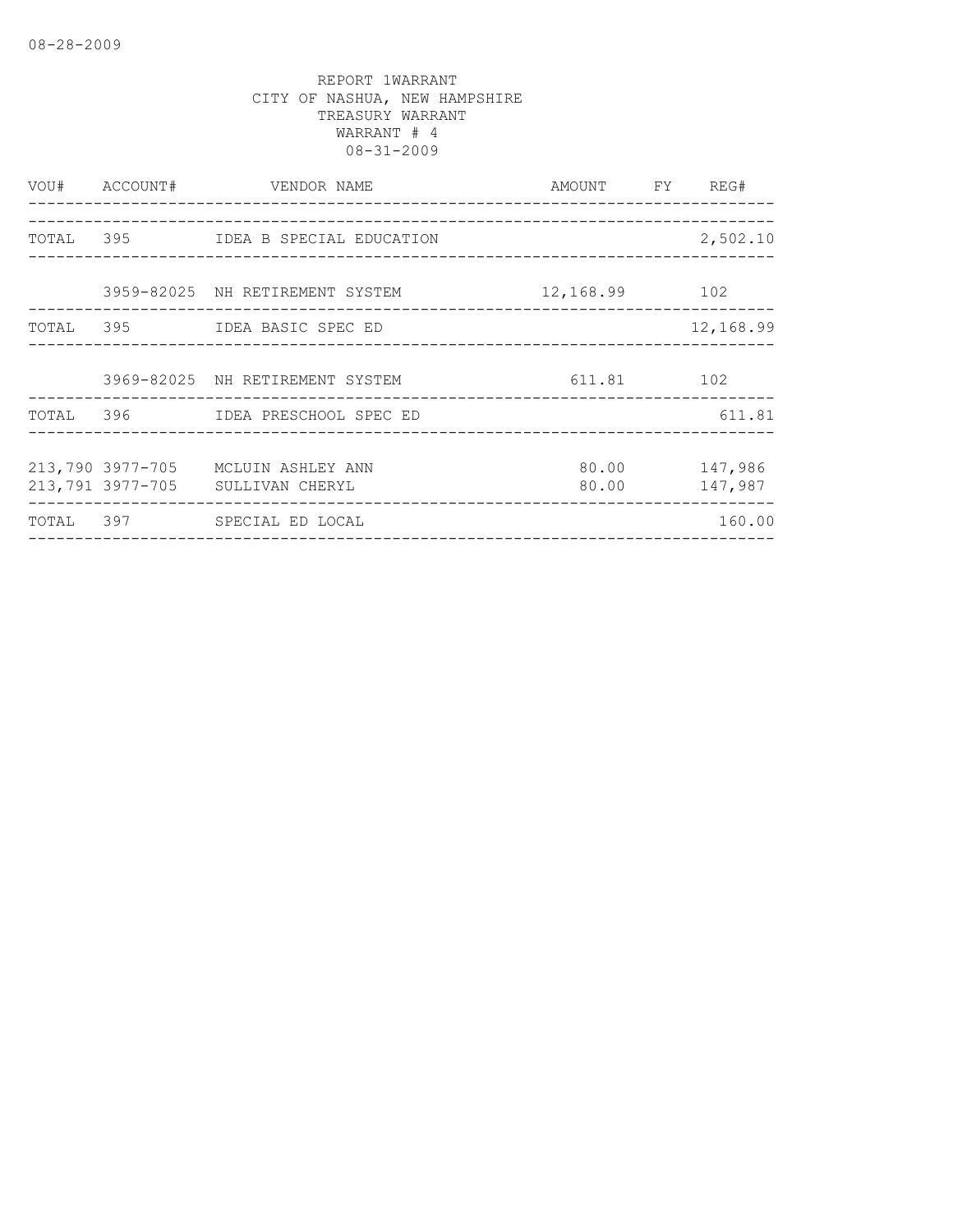08-28-2009

REPORT 1WARRANT
CITY OF NASHUA, NEW HAMPSHIRE
TREASURY WARRANT
WARRANT # 4
08-31-2009

| VOU# | ACCOUNT# | VENDOR NAME | AMOUNT | FY | REG# |
|---|---|---|---|---|---|
| TOTAL | 395 | IDEA B SPECIAL EDUCATION | | | 2,502.10 |
| | 3959-82025 | NH RETIREMENT SYSTEM | 12,168.99 | | 102 |
| TOTAL | 395 | IDEA BASIC SPEC ED | | | 12,168.99 |
| | 3969-82025 | NH RETIREMENT SYSTEM | 611.81 | | 102 |
| TOTAL | 396 | IDEA PRESCHOOL SPEC ED | | | 611.81 |
| 213,790 | 3977-705 | MCLUIN ASHLEY ANN | 80.00 | | 147,986 |
| 213,791 | 3977-705 | SULLIVAN CHERYL | 80.00 | | 147,987 |
| TOTAL | 397 | SPECIAL ED LOCAL | | | 160.00 |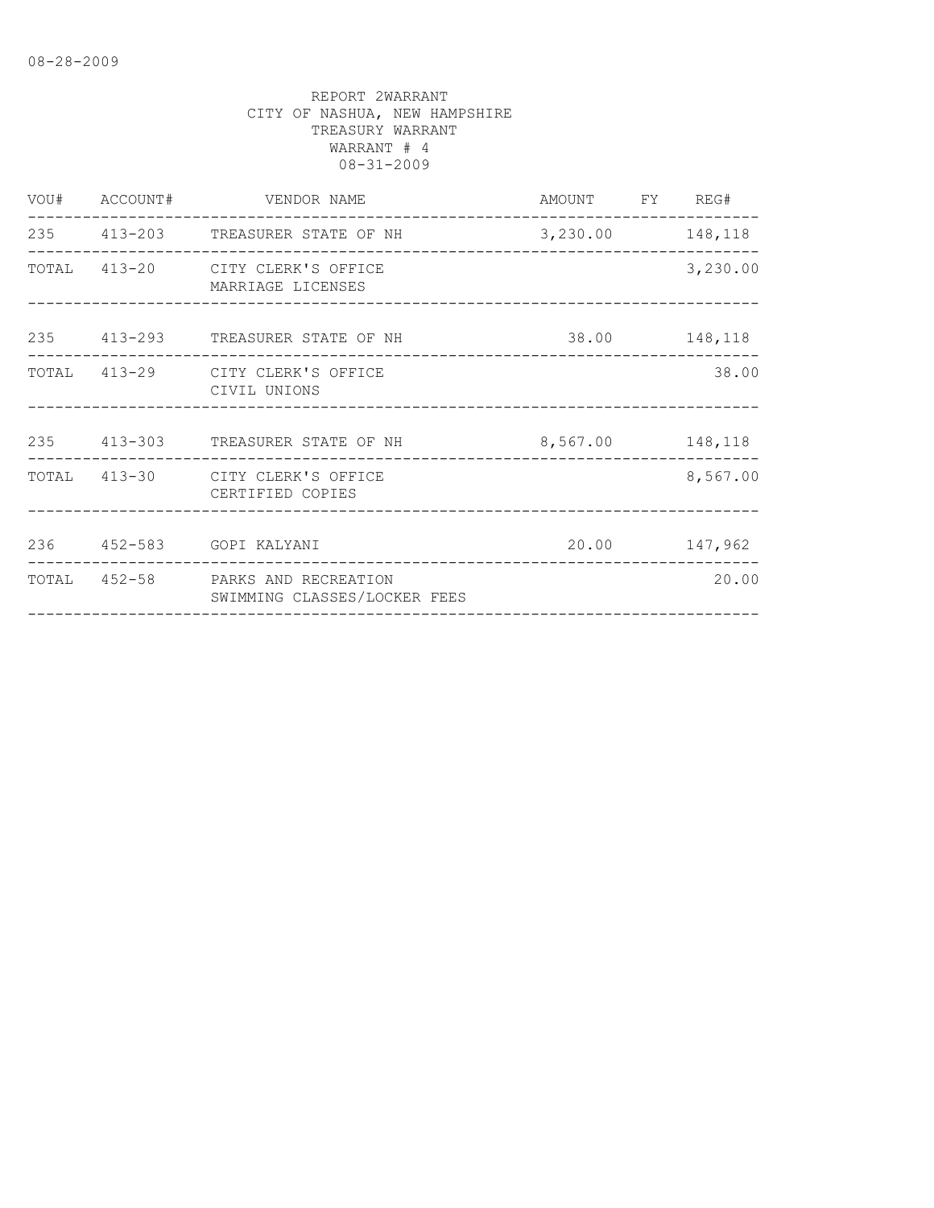08-28-2009

REPORT 2WARRANT
CITY OF NASHUA, NEW HAMPSHIRE
TREASURY WARRANT
WARRANT # 4
08-31-2009

| VOU# | ACCOUNT# | VENDOR NAME | AMOUNT | FY | REG# |
|---|---|---|---|---|---|
| 235 | 413-203 | TREASURER STATE OF NH | 3,230.00 | | 148,118 |
| TOTAL | 413-20 | CITY CLERK'S OFFICE<br>MARRIAGE LICENSES | | | 3,230.00 |
| 235 | 413-293 | TREASURER STATE OF NH | 38.00 | | 148,118 |
| TOTAL | 413-29 | CITY CLERK'S OFFICE<br>CIVIL UNIONS | | | 38.00 |
| 235 | 413-303 | TREASURER STATE OF NH | 8,567.00 | | 148,118 |
| TOTAL | 413-30 | CITY CLERK'S OFFICE<br>CERTIFIED COPIES | | | 8,567.00 |
| 236 | 452-583 | GOPI KALYANI | 20.00 | | 147,962 |
| TOTAL | 452-58 | PARKS AND RECREATION<br>SWIMMING CLASSES/LOCKER FEES | | | 20.00 |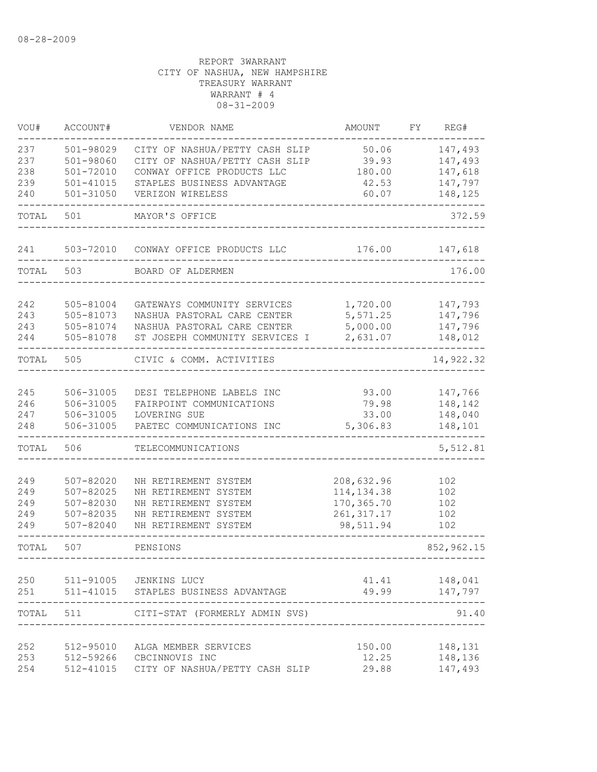08-28-2009

REPORT 3WARRANT
CITY OF NASHUA, NEW HAMPSHIRE
TREASURY WARRANT
WARRANT # 4
08-31-2009

| VOU# | ACCOUNT# | VENDOR NAME | AMOUNT | FY | REG# |
|---|---|---|---|---|---|
| 237 | 501-98029 | CITY OF NASHUA/PETTY CASH SLIP | 50.06 | | 147,493 |
| 237 | 501-98060 | CITY OF NASHUA/PETTY CASH SLIP | 39.93 | | 147,493 |
| 238 | 501-72010 | CONWAY OFFICE PRODUCTS LLC | 180.00 | | 147,618 |
| 239 | 501-41015 | STAPLES BUSINESS ADVANTAGE | 42.53 | | 147,797 |
| 240 | 501-31050 | VERIZON WIRELESS | 60.07 | | 148,125 |
| TOTAL | 501 | MAYOR'S OFFICE | | | 372.59 |
| 241 | 503-72010 | CONWAY OFFICE PRODUCTS LLC | 176.00 | | 147,618 |
| TOTAL | 503 | BOARD OF ALDERMEN | | | 176.00 |
| 242 | 505-81004 | GATEWAYS COMMUNITY SERVICES | 1,720.00 | | 147,793 |
| 243 | 505-81073 | NASHUA PASTORAL CARE CENTER | 5,571.25 | | 147,796 |
| 243 | 505-81074 | NASHUA PASTORAL CARE CENTER | 5,000.00 | | 147,796 |
| 244 | 505-81078 | ST JOSEPH COMMUNITY SERVICES I | 2,631.07 | | 148,012 |
| TOTAL | 505 | CIVIC & COMM. ACTIVITIES | | | 14,922.32 |
| 245 | 506-31005 | DESI TELEPHONE LABELS INC | 93.00 | | 147,766 |
| 246 | 506-31005 | FAIRPOINT COMMUNICATIONS | 79.98 | | 148,142 |
| 247 | 506-31005 | LOVERING SUE | 33.00 | | 148,040 |
| 248 | 506-31005 | PAETEC COMMUNICATIONS INC | 5,306.83 | | 148,101 |
| TOTAL | 506 | TELECOMMUNICATIONS | | | 5,512.81 |
| 249 | 507-82020 | NH RETIREMENT SYSTEM | 208,632.96 | | 102 |
| 249 | 507-82025 | NH RETIREMENT SYSTEM | 114,134.38 | | 102 |
| 249 | 507-82030 | NH RETIREMENT SYSTEM | 170,365.70 | | 102 |
| 249 | 507-82035 | NH RETIREMENT SYSTEM | 261,317.17 | | 102 |
| 249 | 507-82040 | NH RETIREMENT SYSTEM | 98,511.94 | | 102 |
| TOTAL | 507 | PENSIONS | | | 852,962.15 |
| 250 | 511-91005 | JENKINS LUCY | 41.41 | | 148,041 |
| 251 | 511-41015 | STAPLES BUSINESS ADVANTAGE | 49.99 | | 147,797 |
| TOTAL | 511 | CITI-STAT (FORMERLY ADMIN SVS) | | | 91.40 |
| 252 | 512-95010 | ALGA MEMBER SERVICES | 150.00 | | 148,131 |
| 253 | 512-59266 | CBCINNOVIS INC | 12.25 | | 148,136 |
| 254 | 512-41015 | CITY OF NASHUA/PETTY CASH SLIP | 29.88 | | 147,493 |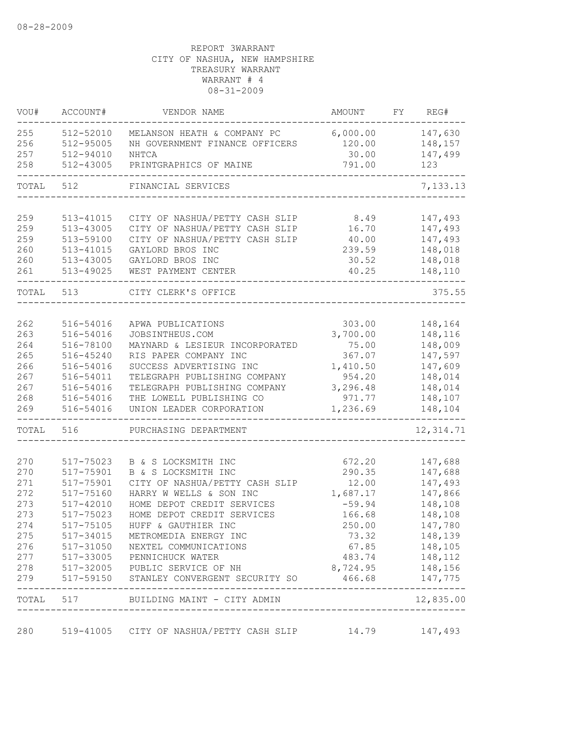08-28-2009

REPORT 3WARRANT
CITY OF NASHUA, NEW HAMPSHIRE
TREASURY WARRANT
WARRANT # 4
08-31-2009

| VOU# | ACCOUNT# | VENDOR NAME | AMOUNT | FY | REG# |
|---|---|---|---|---|---|
| 255 | 512-52010 | MELANSON HEATH & COMPANY PC | 6,000.00 | | 147,630 |
| 256 | 512-95005 | NH GOVERNMENT FINANCE OFFICERS | 120.00 | | 148,157 |
| 257 | 512-94010 | NHTCA | 30.00 | | 147,499 |
| 258 | 512-43005 | PRINTGRAPHICS OF MAINE | 791.00 | | 123 |
| TOTAL | 512 | FINANCIAL SERVICES | | | 7,133.13 |
| 259 | 513-41015 | CITY OF NASHUA/PETTY CASH SLIP | 8.49 | | 147,493 |
| 259 | 513-43005 | CITY OF NASHUA/PETTY CASH SLIP | 16.70 | | 147,493 |
| 259 | 513-59100 | CITY OF NASHUA/PETTY CASH SLIP | 40.00 | | 147,493 |
| 260 | 513-41015 | GAYLORD BROS INC | 239.59 | | 148,018 |
| 260 | 513-43005 | GAYLORD BROS INC | 30.52 | | 148,018 |
| 261 | 513-49025 | WEST PAYMENT CENTER | 40.25 | | 148,110 |
| TOTAL | 513 | CITY CLERK'S OFFICE | | | 375.55 |
| 262 | 516-54016 | APWA PUBLICATIONS | 303.00 | | 148,164 |
| 263 | 516-54016 | JOBSINTHEUS.COM | 3,700.00 | | 148,116 |
| 264 | 516-78100 | MAYNARD & LESIEUR INCORPORATED | 75.00 | | 148,009 |
| 265 | 516-45240 | RIS PAPER COMPANY INC | 367.07 | | 147,597 |
| 266 | 516-54016 | SUCCESS ADVERTISING INC | 1,410.50 | | 147,609 |
| 267 | 516-54011 | TELEGRAPH PUBLISHING COMPANY | 954.20 | | 148,014 |
| 267 | 516-54016 | TELEGRAPH PUBLISHING COMPANY | 3,296.48 | | 148,014 |
| 268 | 516-54016 | THE LOWELL PUBLISHING CO | 971.77 | | 148,107 |
| 269 | 516-54016 | UNION LEADER CORPORATION | 1,236.69 | | 148,104 |
| TOTAL | 516 | PURCHASING DEPARTMENT | | | 12,314.71 |
| 270 | 517-75023 | B & S LOCKSMITH INC | 672.20 | | 147,688 |
| 270 | 517-75901 | B & S LOCKSMITH INC | 290.35 | | 147,688 |
| 271 | 517-75901 | CITY OF NASHUA/PETTY CASH SLIP | 12.00 | | 147,493 |
| 272 | 517-75160 | HARRY W WELLS & SON INC | 1,687.17 | | 147,866 |
| 273 | 517-42010 | HOME DEPOT CREDIT SERVICES | -59.94 | | 148,108 |
| 273 | 517-75023 | HOME DEPOT CREDIT SERVICES | 166.68 | | 148,108 |
| 274 | 517-75105 | HUFF & GAUTHIER INC | 250.00 | | 147,780 |
| 275 | 517-34015 | METROMEDIA ENERGY INC | 73.32 | | 148,139 |
| 276 | 517-31050 | NEXTEL COMMUNICATIONS | 67.85 | | 148,105 |
| 277 | 517-33005 | PENNICHUCK WATER | 483.74 | | 148,112 |
| 278 | 517-32005 | PUBLIC SERVICE OF NH | 8,724.95 | | 148,156 |
| 279 | 517-59150 | STANLEY CONVERGENT SECURITY SO | 466.68 | | 147,775 |
| TOTAL | 517 | BUILDING MAINT - CITY ADMIN | | | 12,835.00 |
| 280 | 519-41005 | CITY OF NASHUA/PETTY CASH SLIP | 14.79 | | 147,493 |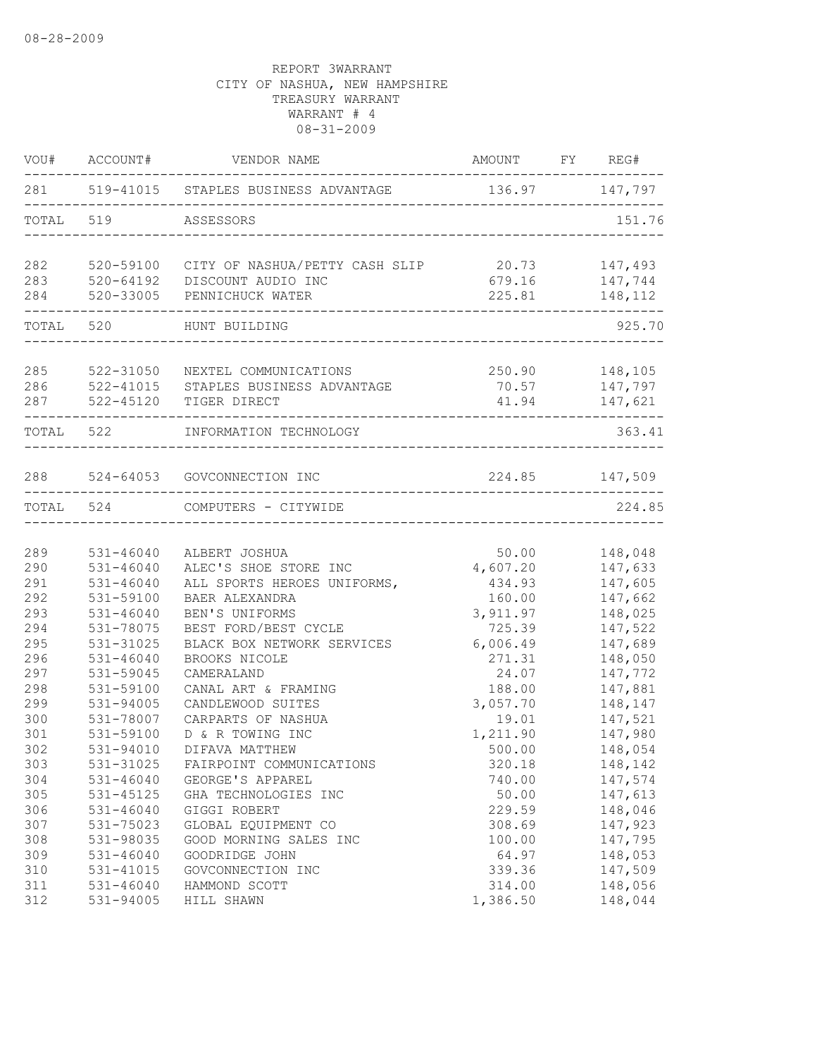08-28-2009

REPORT 3WARRANT
CITY OF NASHUA, NEW HAMPSHIRE
TREASURY WARRANT
WARRANT # 4
08-31-2009

| VOU# | ACCOUNT# | VENDOR NAME | AMOUNT | FY | REG# |
|---|---|---|---|---|---|
| 281 | 519-41015 | STAPLES BUSINESS ADVANTAGE | 136.97 | | 147,797 |
| TOTAL | 519 | ASSESSORS | | | 151.76 |
| 282 | 520-59100 | CITY OF NASHUA/PETTY CASH SLIP | 20.73 | | 147,493 |
| 283 | 520-64192 | DISCOUNT AUDIO INC | 679.16 | | 147,744 |
| 284 | 520-33005 | PENNICHUCK WATER | 225.81 | | 148,112 |
| TOTAL | 520 | HUNT BUILDING | | | 925.70 |
| 285 | 522-31050 | NEXTEL COMMUNICATIONS | 250.90 | | 148,105 |
| 286 | 522-41015 | STAPLES BUSINESS ADVANTAGE | 70.57 | | 147,797 |
| 287 | 522-45120 | TIGER DIRECT | 41.94 | | 147,621 |
| TOTAL | 522 | INFORMATION TECHNOLOGY | | | 363.41 |
| 288 | 524-64053 | GOVCONNECTION INC | 224.85 | | 147,509 |
| TOTAL | 524 | COMPUTERS - CITYWIDE | | | 224.85 |
| 289 | 531-46040 | ALBERT JOSHUA | 50.00 | | 148,048 |
| 290 | 531-46040 | ALEC'S SHOE STORE INC | 4,607.20 | | 147,633 |
| 291 | 531-46040 | ALL SPORTS HEROES UNIFORMS, | 434.93 | | 147,605 |
| 292 | 531-59100 | BAER ALEXANDRA | 160.00 | | 147,662 |
| 293 | 531-46040 | BEN'S UNIFORMS | 3,911.97 | | 148,025 |
| 294 | 531-78075 | BEST FORD/BEST CYCLE | 725.39 | | 147,522 |
| 295 | 531-31025 | BLACK BOX NETWORK SERVICES | 6,006.49 | | 147,689 |
| 296 | 531-46040 | BROOKS NICOLE | 271.31 | | 148,050 |
| 297 | 531-59045 | CAMERALAND | 24.07 | | 147,772 |
| 298 | 531-59100 | CANAL ART & FRAMING | 188.00 | | 147,881 |
| 299 | 531-94005 | CANDLEWOOD SUITES | 3,057.70 | | 148,147 |
| 300 | 531-78007 | CARPARTS OF NASHUA | 19.01 | | 147,521 |
| 301 | 531-59100 | D & R TOWING INC | 1,211.90 | | 147,980 |
| 302 | 531-94010 | DIFAVA MATTHEW | 500.00 | | 148,054 |
| 303 | 531-31025 | FAIRPOINT COMMUNICATIONS | 320.18 | | 148,142 |
| 304 | 531-46040 | GEORGE'S APPAREL | 740.00 | | 147,574 |
| 305 | 531-45125 | GHA TECHNOLOGIES INC | 50.00 | | 147,613 |
| 306 | 531-46040 | GIGGI ROBERT | 229.59 | | 148,046 |
| 307 | 531-75023 | GLOBAL EQUIPMENT CO | 308.69 | | 147,923 |
| 308 | 531-98035 | GOOD MORNING SALES INC | 100.00 | | 147,795 |
| 309 | 531-46040 | GOODRIDGE JOHN | 64.97 | | 148,053 |
| 310 | 531-41015 | GOVCONNECTION INC | 339.36 | | 147,509 |
| 311 | 531-46040 | HAMMOND SCOTT | 314.00 | | 148,056 |
| 312 | 531-94005 | HILL SHAWN | 1,386.50 | | 148,044 |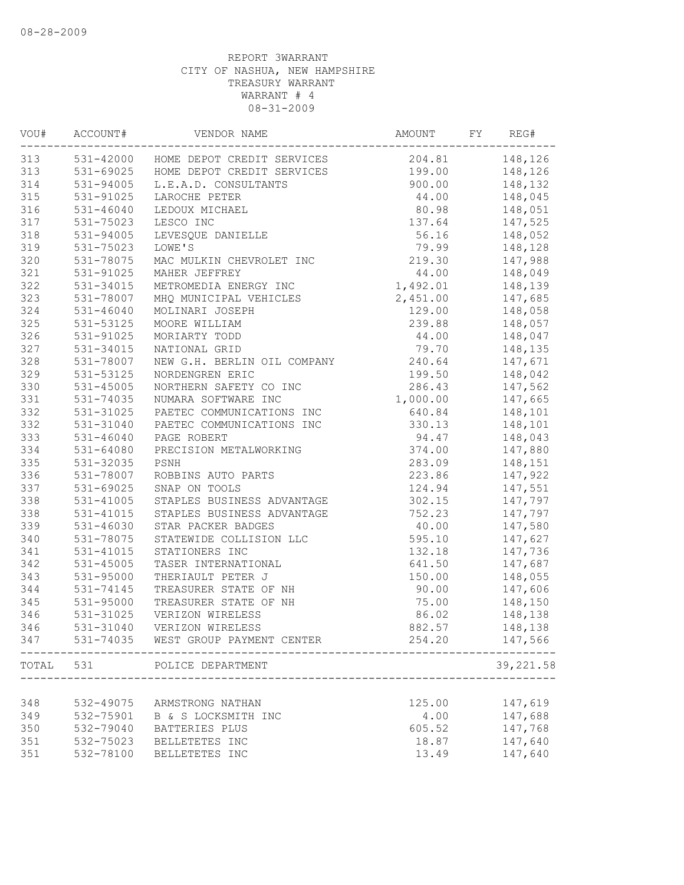08-28-2009

REPORT 3WARRANT
CITY OF NASHUA, NEW HAMPSHIRE
TREASURY WARRANT
WARRANT # 4
08-31-2009

| VOU# | ACCOUNT# | VENDOR NAME | AMOUNT | FY | REG# |
|---|---|---|---|---|---|
| 313 | 531-42000 | HOME DEPOT CREDIT SERVICES | 204.81 | | 148,126 |
| 313 | 531-69025 | HOME DEPOT CREDIT SERVICES | 199.00 | | 148,126 |
| 314 | 531-94005 | L.E.A.D. CONSULTANTS | 900.00 | | 148,132 |
| 315 | 531-91025 | LAROCHE PETER | 44.00 | | 148,045 |
| 316 | 531-46040 | LEDOUX MICHAEL | 80.98 | | 148,051 |
| 317 | 531-75023 | LESCO INC | 137.64 | | 147,525 |
| 318 | 531-94005 | LEVESQUE DANIELLE | 56.16 | | 148,052 |
| 319 | 531-75023 | LOWE'S | 79.99 | | 148,128 |
| 320 | 531-78075 | MAC MULKIN CHEVROLET INC | 219.30 | | 147,988 |
| 321 | 531-91025 | MAHER JEFFREY | 44.00 | | 148,049 |
| 322 | 531-34015 | METROMEDIA ENERGY INC | 1,492.01 | | 148,139 |
| 323 | 531-78007 | MHQ MUNICIPAL VEHICLES | 2,451.00 | | 147,685 |
| 324 | 531-46040 | MOLINARI JOSEPH | 129.00 | | 148,058 |
| 325 | 531-53125 | MOORE WILLIAM | 239.88 | | 148,057 |
| 326 | 531-91025 | MORIARTY TODD | 44.00 | | 148,047 |
| 327 | 531-34015 | NATIONAL GRID | 79.70 | | 148,135 |
| 328 | 531-78007 | NEW G.H. BERLIN OIL COMPANY | 240.64 | | 147,671 |
| 329 | 531-53125 | NORDENGREN ERIC | 199.50 | | 148,042 |
| 330 | 531-45005 | NORTHERN SAFETY CO INC | 286.43 | | 147,562 |
| 331 | 531-74035 | NUMARA SOFTWARE INC | 1,000.00 | | 147,665 |
| 332 | 531-31025 | PAETEC COMMUNICATIONS INC | 640.84 | | 148,101 |
| 332 | 531-31040 | PAETEC COMMUNICATIONS INC | 330.13 | | 148,101 |
| 333 | 531-46040 | PAGE ROBERT | 94.47 | | 148,043 |
| 334 | 531-64080 | PRECISION METALWORKING | 374.00 | | 147,880 |
| 335 | 531-32035 | PSNH | 283.09 | | 148,151 |
| 336 | 531-78007 | ROBBINS AUTO PARTS | 223.86 | | 147,922 |
| 337 | 531-69025 | SNAP ON TOOLS | 124.94 | | 147,551 |
| 338 | 531-41005 | STAPLES BUSINESS ADVANTAGE | 302.15 | | 147,797 |
| 338 | 531-41015 | STAPLES BUSINESS ADVANTAGE | 752.23 | | 147,797 |
| 339 | 531-46030 | STAR PACKER BADGES | 40.00 | | 147,580 |
| 340 | 531-78075 | STATEWIDE COLLISION LLC | 595.10 | | 147,627 |
| 341 | 531-41015 | STATIONERS INC | 132.18 | | 147,736 |
| 342 | 531-45005 | TASER INTERNATIONAL | 641.50 | | 147,687 |
| 343 | 531-95000 | THERIAULT PETER J | 150.00 | | 148,055 |
| 344 | 531-74145 | TREASURER STATE OF NH | 90.00 | | 147,606 |
| 345 | 531-95000 | TREASURER STATE OF NH | 75.00 | | 148,150 |
| 346 | 531-31025 | VERIZON WIRELESS | 86.02 | | 148,138 |
| 346 | 531-31040 | VERIZON WIRELESS | 882.57 | | 148,138 |
| 347 | 531-74035 | WEST GROUP PAYMENT CENTER | 254.20 | | 147,566 |
| TOTAL | 531 | POLICE DEPARTMENT | | | 39,221.58 |
| 348 | 532-49075 | ARMSTRONG NATHAN | 125.00 | | 147,619 |
| 349 | 532-75901 | B & S LOCKSMITH INC | 4.00 | | 147,688 |
| 350 | 532-79040 | BATTERIES PLUS | 605.52 | | 147,768 |
| 351 | 532-75023 | BELLETETES INC | 18.87 | | 147,640 |
| 351 | 532-78100 | BELLETETES INC | 13.49 | | 147,640 |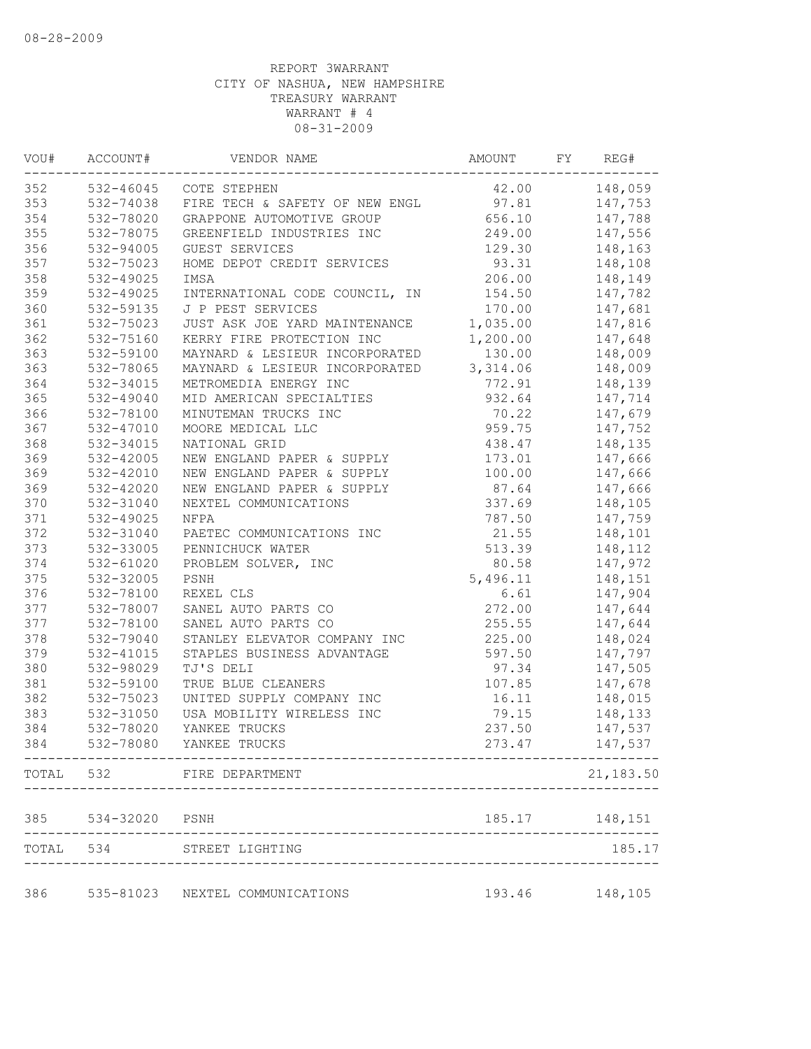08-28-2009

REPORT 3WARRANT
CITY OF NASHUA, NEW HAMPSHIRE
TREASURY WARRANT
WARRANT # 4
08-31-2009

| VOU# | ACCOUNT# | VENDOR NAME | AMOUNT | FY | REG# |
|---|---|---|---|---|---|
| 352 | 532-46045 | COTE STEPHEN | 42.00 | | 148,059 |
| 353 | 532-74038 | FIRE TECH & SAFETY OF NEW ENGL | 97.81 | | 147,753 |
| 354 | 532-78020 | GRAPPONE AUTOMOTIVE GROUP | 656.10 | | 147,788 |
| 355 | 532-78075 | GREENFIELD INDUSTRIES INC | 249.00 | | 147,556 |
| 356 | 532-94005 | GUEST SERVICES | 129.30 | | 148,163 |
| 357 | 532-75023 | HOME DEPOT CREDIT SERVICES | 93.31 | | 148,108 |
| 358 | 532-49025 | IMSA | 206.00 | | 148,149 |
| 359 | 532-49025 | INTERNATIONAL CODE COUNCIL, IN | 154.50 | | 147,782 |
| 360 | 532-59135 | J P PEST SERVICES | 170.00 | | 147,681 |
| 361 | 532-75023 | JUST ASK JOE YARD MAINTENANCE | 1,035.00 | | 147,816 |
| 362 | 532-75160 | KERRY FIRE PROTECTION INC | 1,200.00 | | 147,648 |
| 363 | 532-59100 | MAYNARD & LESIEUR INCORPORATED | 130.00 | | 148,009 |
| 363 | 532-78065 | MAYNARD & LESIEUR INCORPORATED | 3,314.06 | | 148,009 |
| 364 | 532-34015 | METROMEDIA ENERGY INC | 772.91 | | 148,139 |
| 365 | 532-49040 | MID AMERICAN SPECIALTIES | 932.64 | | 147,714 |
| 366 | 532-78100 | MINUTEMAN TRUCKS INC | 70.22 | | 147,679 |
| 367 | 532-47010 | MOORE MEDICAL LLC | 959.75 | | 147,752 |
| 368 | 532-34015 | NATIONAL GRID | 438.47 | | 148,135 |
| 369 | 532-42005 | NEW ENGLAND PAPER & SUPPLY | 173.01 | | 147,666 |
| 369 | 532-42010 | NEW ENGLAND PAPER & SUPPLY | 100.00 | | 147,666 |
| 369 | 532-42020 | NEW ENGLAND PAPER & SUPPLY | 87.64 | | 147,666 |
| 370 | 532-31040 | NEXTEL COMMUNICATIONS | 337.69 | | 148,105 |
| 371 | 532-49025 | NFPA | 787.50 | | 147,759 |
| 372 | 532-31040 | PAETEC COMMUNICATIONS INC | 21.55 | | 148,101 |
| 373 | 532-33005 | PENNICHUCK WATER | 513.39 | | 148,112 |
| 374 | 532-61020 | PROBLEM SOLVER, INC | 80.58 | | 147,972 |
| 375 | 532-32005 | PSNH | 5,496.11 | | 148,151 |
| 376 | 532-78100 | REXEL CLS | 6.61 | | 147,904 |
| 377 | 532-78007 | SANEL AUTO PARTS CO | 272.00 | | 147,644 |
| 377 | 532-78100 | SANEL AUTO PARTS CO | 255.55 | | 147,644 |
| 378 | 532-79040 | STANLEY ELEVATOR COMPANY INC | 225.00 | | 148,024 |
| 379 | 532-41015 | STAPLES BUSINESS ADVANTAGE | 597.50 | | 147,797 |
| 380 | 532-98029 | TJ'S DELI | 97.34 | | 147,505 |
| 381 | 532-59100 | TRUE BLUE CLEANERS | 107.85 | | 147,678 |
| 382 | 532-75023 | UNITED SUPPLY COMPANY INC | 16.11 | | 148,015 |
| 383 | 532-31050 | USA MOBILITY WIRELESS INC | 79.15 | | 148,133 |
| 384 | 532-78020 | YANKEE TRUCKS | 237.50 | | 147,537 |
| 384 | 532-78080 | YANKEE TRUCKS | 273.47 | | 147,537 |
| TOTAL | 532 | FIRE DEPARTMENT | | | 21,183.50 |
| 385 | 534-32020 | PSNH | 185.17 | | 148,151 |
| TOTAL | 534 | STREET LIGHTING | | | 185.17 |
| 386 | 535-81023 | NEXTEL COMMUNICATIONS | 193.46 | | 148,105 |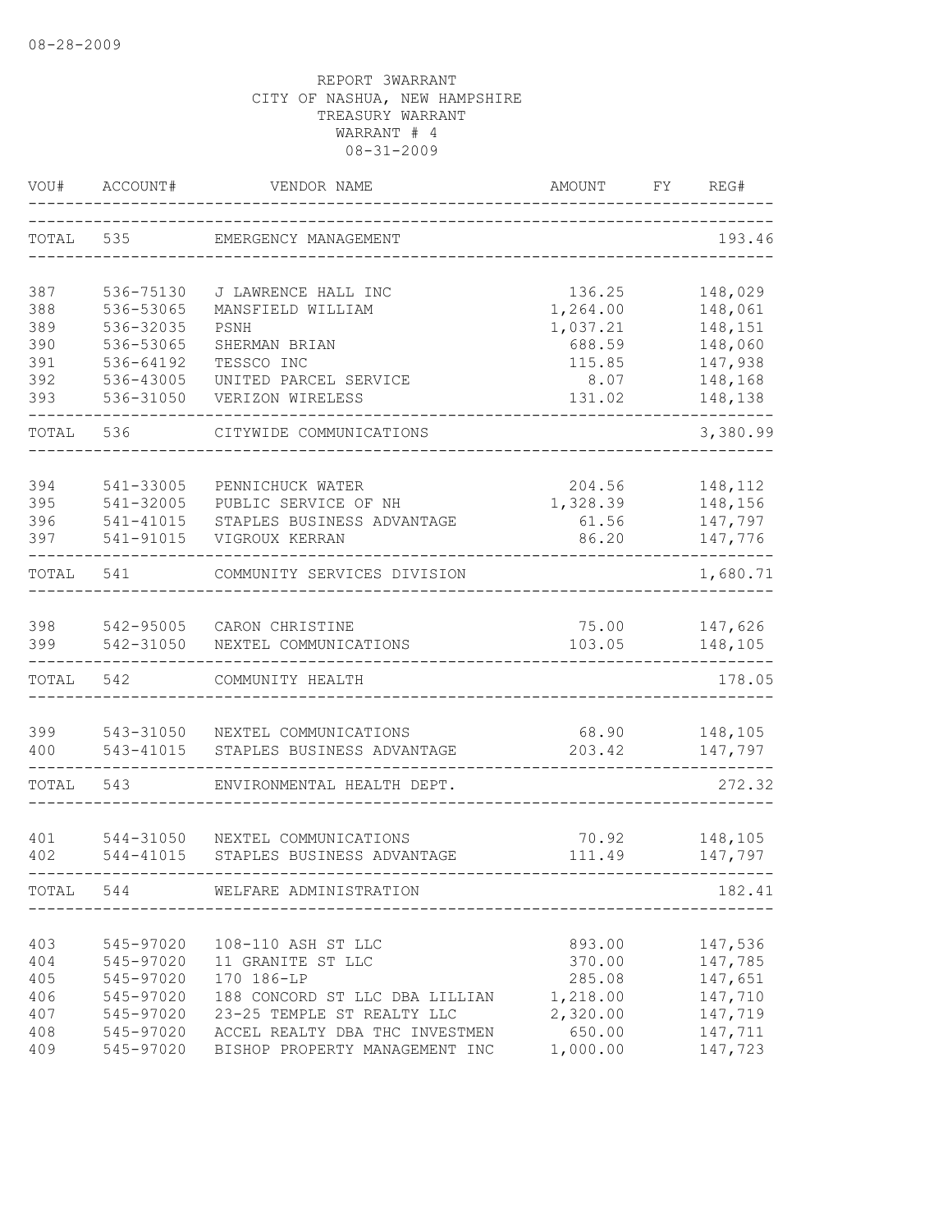08-28-2009

REPORT 3WARRANT
CITY OF NASHUA, NEW HAMPSHIRE
TREASURY WARRANT
WARRANT # 4
08-31-2009

| VOU# | ACCOUNT# | VENDOR NAME | AMOUNT | FY | REG# |
|---|---|---|---|---|---|
| TOTAL | 535 | EMERGENCY MANAGEMENT | | | 193.46 |
| 387 | 536-75130 | J LAWRENCE HALL INC | 136.25 | | 148,029 |
| 388 | 536-53065 | MANSFIELD WILLIAM | 1,264.00 | | 148,061 |
| 389 | 536-32035 | PSNH | 1,037.21 | | 148,151 |
| 390 | 536-53065 | SHERMAN BRIAN | 688.59 | | 148,060 |
| 391 | 536-64192 | TESSCO INC | 115.85 | | 147,938 |
| 392 | 536-43005 | UNITED PARCEL SERVICE | 8.07 | | 148,168 |
| 393 | 536-31050 | VERIZON WIRELESS | 131.02 | | 148,138 |
| TOTAL | 536 | CITYWIDE COMMUNICATIONS | | | 3,380.99 |
| 394 | 541-33005 | PENNICHUCK WATER | 204.56 | | 148,112 |
| 395 | 541-32005 | PUBLIC SERVICE OF NH | 1,328.39 | | 148,156 |
| 396 | 541-41015 | STAPLES BUSINESS ADVANTAGE | 61.56 | | 147,797 |
| 397 | 541-91015 | VIGROUX KERRAN | 86.20 | | 147,776 |
| TOTAL | 541 | COMMUNITY SERVICES DIVISION | | | 1,680.71 |
| 398 | 542-95005 | CARON CHRISTINE | 75.00 | | 147,626 |
| 399 | 542-31050 | NEXTEL COMMUNICATIONS | 103.05 | | 148,105 |
| TOTAL | 542 | COMMUNITY HEALTH | | | 178.05 |
| 399 | 543-31050 | NEXTEL COMMUNICATIONS | 68.90 | | 148,105 |
| 400 | 543-41015 | STAPLES BUSINESS ADVANTAGE | 203.42 | | 147,797 |
| TOTAL | 543 | ENVIRONMENTAL HEALTH DEPT. | | | 272.32 |
| 401 | 544-31050 | NEXTEL COMMUNICATIONS | 70.92 | | 148,105 |
| 402 | 544-41015 | STAPLES BUSINESS ADVANTAGE | 111.49 | | 147,797 |
| TOTAL | 544 | WELFARE ADMINISTRATION | | | 182.41 |
| 403 | 545-97020 | 108-110 ASH ST LLC | 893.00 | | 147,536 |
| 404 | 545-97020 | 11 GRANITE ST LLC | 370.00 | | 147,785 |
| 405 | 545-97020 | 170 186-LP | 285.08 | | 147,651 |
| 406 | 545-97020 | 188 CONCORD ST LLC DBA LILLIAN | 1,218.00 | | 147,710 |
| 407 | 545-97020 | 23-25 TEMPLE ST REALTY LLC | 2,320.00 | | 147,719 |
| 408 | 545-97020 | ACCEL REALTY DBA THC INVESTMEN | 650.00 | | 147,711 |
| 409 | 545-97020 | BISHOP PROPERTY MANAGEMENT INC | 1,000.00 | | 147,723 |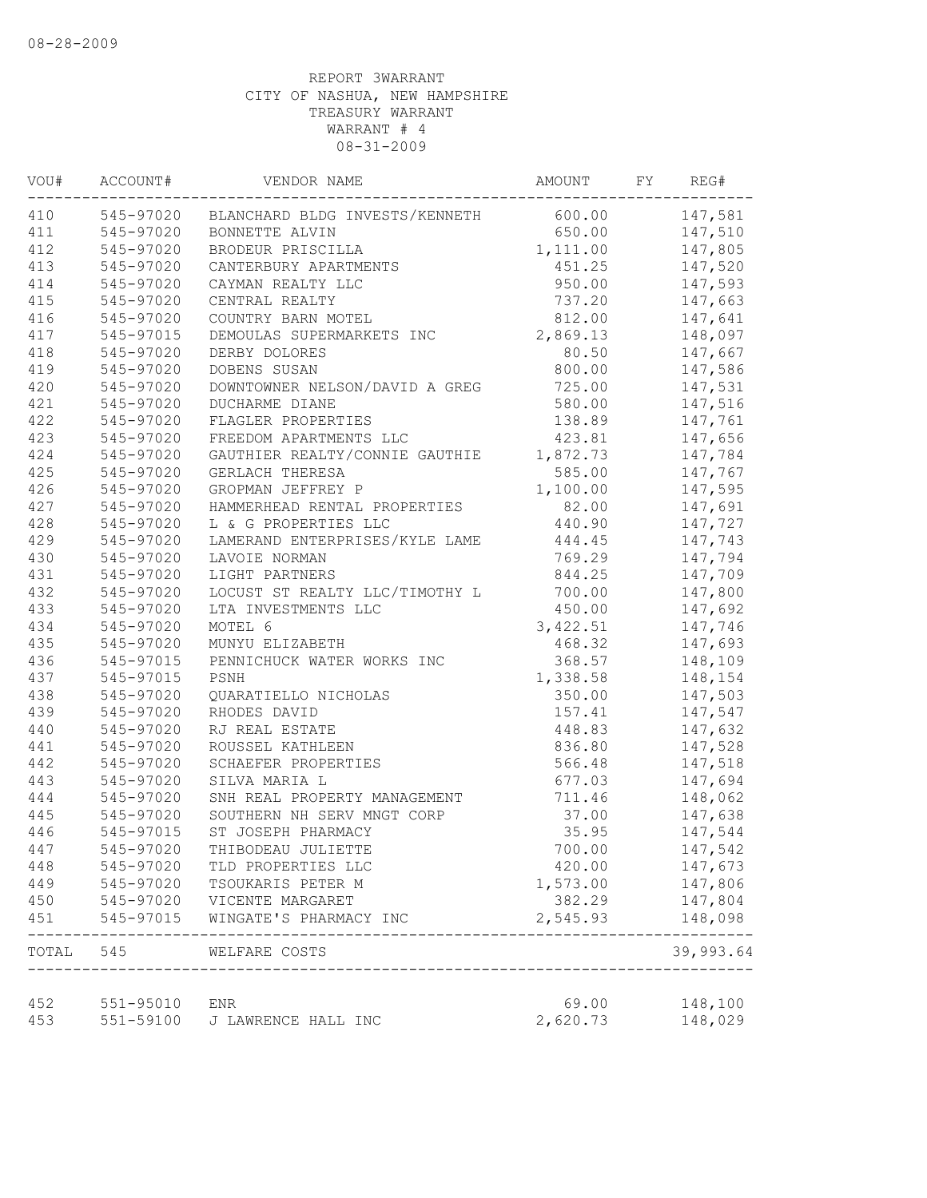08-28-2009

REPORT 3WARRANT
CITY OF NASHUA, NEW HAMPSHIRE
TREASURY WARRANT
WARRANT # 4
08-31-2009

| VOU# | ACCOUNT# | VENDOR NAME | AMOUNT | FY | REG# |
|---|---|---|---|---|---|
| 410 | 545-97020 | BLANCHARD BLDG INVESTS/KENNETH | 600.00 | | 147,581 |
| 411 | 545-97020 | BONNETTE ALVIN | 650.00 | | 147,510 |
| 412 | 545-97020 | BRODEUR PRISCILLA | 1,111.00 | | 147,805 |
| 413 | 545-97020 | CANTERBURY APARTMENTS | 451.25 | | 147,520 |
| 414 | 545-97020 | CAYMAN REALTY LLC | 950.00 | | 147,593 |
| 415 | 545-97020 | CENTRAL REALTY | 737.20 | | 147,663 |
| 416 | 545-97020 | COUNTRY BARN MOTEL | 812.00 | | 147,641 |
| 417 | 545-97015 | DEMOULAS SUPERMARKETS INC | 2,869.13 | | 148,097 |
| 418 | 545-97020 | DERBY DOLORES | 80.50 | | 147,667 |
| 419 | 545-97020 | DOBENS SUSAN | 800.00 | | 147,586 |
| 420 | 545-97020 | DOWNTOWNER NELSON/DAVID A GREG | 725.00 | | 147,531 |
| 421 | 545-97020 | DUCHARME DIANE | 580.00 | | 147,516 |
| 422 | 545-97020 | FLAGLER PROPERTIES | 138.89 | | 147,761 |
| 423 | 545-97020 | FREEDOM APARTMENTS LLC | 423.81 | | 147,656 |
| 424 | 545-97020 | GAUTHIER REALTY/CONNIE GAUTHIE | 1,872.73 | | 147,784 |
| 425 | 545-97020 | GERLACH THERESA | 585.00 | | 147,767 |
| 426 | 545-97020 | GROPMAN JEFFREY P | 1,100.00 | | 147,595 |
| 427 | 545-97020 | HAMMERHEAD RENTAL PROPERTIES | 82.00 | | 147,691 |
| 428 | 545-97020 | L & G PROPERTIES LLC | 440.90 | | 147,727 |
| 429 | 545-97020 | LAMERAND ENTERPRISES/KYLE LAME | 444.45 | | 147,743 |
| 430 | 545-97020 | LAVOIE NORMAN | 769.29 | | 147,794 |
| 431 | 545-97020 | LIGHT PARTNERS | 844.25 | | 147,709 |
| 432 | 545-97020 | LOCUST ST REALTY LLC/TIMOTHY L | 700.00 | | 147,800 |
| 433 | 545-97020 | LTA INVESTMENTS LLC | 450.00 | | 147,692 |
| 434 | 545-97020 | MOTEL 6 | 3,422.51 | | 147,746 |
| 435 | 545-97020 | MUNYU ELIZABETH | 468.32 | | 147,693 |
| 436 | 545-97015 | PENNICHUCK WATER WORKS INC | 368.57 | | 148,109 |
| 437 | 545-97015 | PSNH | 1,338.58 | | 148,154 |
| 438 | 545-97020 | QUARATIELLO NICHOLAS | 350.00 | | 147,503 |
| 439 | 545-97020 | RHODES DAVID | 157.41 | | 147,547 |
| 440 | 545-97020 | RJ REAL ESTATE | 448.83 | | 147,632 |
| 441 | 545-97020 | ROUSSEL KATHLEEN | 836.80 | | 147,528 |
| 442 | 545-97020 | SCHAEFER PROPERTIES | 566.48 | | 147,518 |
| 443 | 545-97020 | SILVA MARIA L | 677.03 | | 147,694 |
| 444 | 545-97020 | SNH REAL PROPERTY MANAGEMENT | 711.46 | | 148,062 |
| 445 | 545-97020 | SOUTHERN NH SERV MNGT CORP | 37.00 | | 147,638 |
| 446 | 545-97015 | ST JOSEPH PHARMACY | 35.95 | | 147,544 |
| 447 | 545-97020 | THIBODEAU JULIETTE | 700.00 | | 147,542 |
| 448 | 545-97020 | TLD PROPERTIES LLC | 420.00 | | 147,673 |
| 449 | 545-97020 | TSOUKARIS PETER M | 1,573.00 | | 147,806 |
| 450 | 545-97020 | VICENTE MARGARET | 382.29 | | 147,804 |
| 451 | 545-97015 | WINGATE'S PHARMACY INC | 2,545.93 | | 148,098 |
| TOTAL | 545 | WELFARE COSTS | | | 39,993.64 |
| 452 | 551-95010 | ENR | 69.00 | | 148,100 |
| 453 | 551-59100 | J LAWRENCE HALL INC | 2,620.73 | | 148,029 |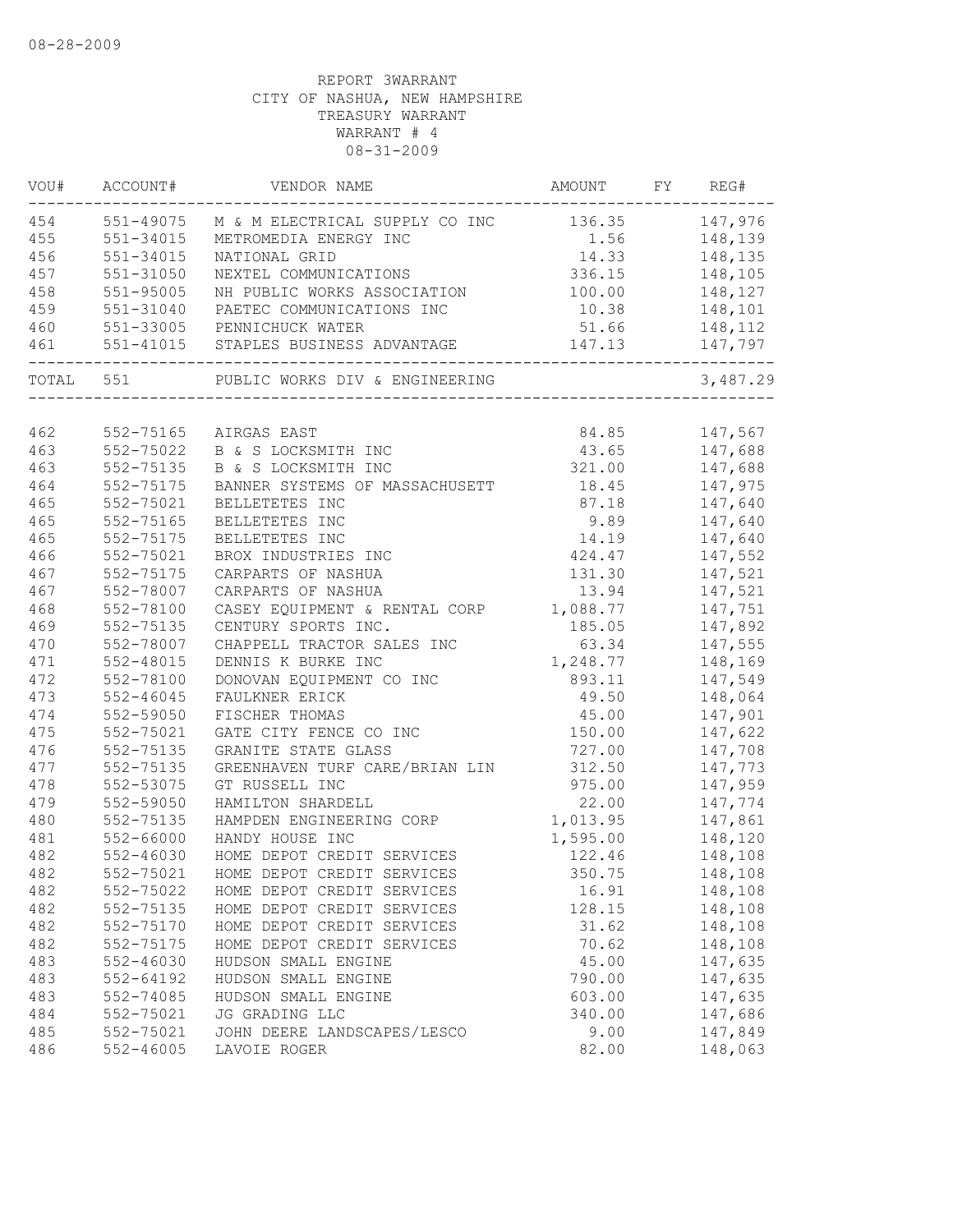08-28-2009

REPORT 3WARRANT
CITY OF NASHUA, NEW HAMPSHIRE
TREASURY WARRANT
WARRANT # 4
08-31-2009

| VOU# | ACCOUNT# | VENDOR NAME | AMOUNT | FY | REG# |
|---|---|---|---|---|---|
| 454 | 551-49075 | M & M ELECTRICAL SUPPLY CO INC | 136.35 | | 147,976 |
| 455 | 551-34015 | METROMEDIA ENERGY INC | 1.56 | | 148,139 |
| 456 | 551-34015 | NATIONAL GRID | 14.33 | | 148,135 |
| 457 | 551-31050 | NEXTEL COMMUNICATIONS | 336.15 | | 148,105 |
| 458 | 551-95005 | NH PUBLIC WORKS ASSOCIATION | 100.00 | | 148,127 |
| 459 | 551-31040 | PAETEC COMMUNICATIONS INC | 10.38 | | 148,101 |
| 460 | 551-33005 | PENNICHUCK WATER | 51.66 | | 148,112 |
| 461 | 551-41015 | STAPLES BUSINESS ADVANTAGE | 147.13 | | 147,797 |
| TOTAL | 551 | PUBLIC WORKS DIV & ENGINEERING | | | 3,487.29 |
| 462 | 552-75165 | AIRGAS EAST | 84.85 | | 147,567 |
| 463 | 552-75022 | B & S LOCKSMITH INC | 43.65 | | 147,688 |
| 463 | 552-75135 | B & S LOCKSMITH INC | 321.00 | | 147,688 |
| 464 | 552-75175 | BANNER SYSTEMS OF MASSACHUSETT | 18.45 | | 147,975 |
| 465 | 552-75021 | BELLETETES INC | 87.18 | | 147,640 |
| 465 | 552-75165 | BELLETETES INC | 9.89 | | 147,640 |
| 465 | 552-75175 | BELLETETES INC | 14.19 | | 147,640 |
| 466 | 552-75021 | BROX INDUSTRIES INC | 424.47 | | 147,552 |
| 467 | 552-75175 | CARPARTS OF NASHUA | 131.30 | | 147,521 |
| 467 | 552-78007 | CARPARTS OF NASHUA | 13.94 | | 147,521 |
| 468 | 552-78100 | CASEY EQUIPMENT & RENTAL CORP | 1,088.77 | | 147,751 |
| 469 | 552-75135 | CENTURY SPORTS INC. | 185.05 | | 147,892 |
| 470 | 552-78007 | CHAPPELL TRACTOR SALES INC | 63.34 | | 147,555 |
| 471 | 552-48015 | DENNIS K BURKE INC | 1,248.77 | | 148,169 |
| 472 | 552-78100 | DONOVAN EQUIPMENT CO INC | 893.11 | | 147,549 |
| 473 | 552-46045 | FAULKNER ERICK | 49.50 | | 148,064 |
| 474 | 552-59050 | FISCHER THOMAS | 45.00 | | 147,901 |
| 475 | 552-75021 | GATE CITY FENCE CO INC | 150.00 | | 147,622 |
| 476 | 552-75135 | GRANITE STATE GLASS | 727.00 | | 147,708 |
| 477 | 552-75135 | GREENHAVEN TURF CARE/BRIAN LIN | 312.50 | | 147,773 |
| 478 | 552-53075 | GT RUSSELL INC | 975.00 | | 147,959 |
| 479 | 552-59050 | HAMILTON SHARDELL | 22.00 | | 147,774 |
| 480 | 552-75135 | HAMPDEN ENGINEERING CORP | 1,013.95 | | 147,861 |
| 481 | 552-66000 | HANDY HOUSE INC | 1,595.00 | | 148,120 |
| 482 | 552-46030 | HOME DEPOT CREDIT SERVICES | 122.46 | | 148,108 |
| 482 | 552-75021 | HOME DEPOT CREDIT SERVICES | 350.75 | | 148,108 |
| 482 | 552-75022 | HOME DEPOT CREDIT SERVICES | 16.91 | | 148,108 |
| 482 | 552-75135 | HOME DEPOT CREDIT SERVICES | 128.15 | | 148,108 |
| 482 | 552-75170 | HOME DEPOT CREDIT SERVICES | 31.62 | | 148,108 |
| 482 | 552-75175 | HOME DEPOT CREDIT SERVICES | 70.62 | | 148,108 |
| 483 | 552-46030 | HUDSON SMALL ENGINE | 45.00 | | 147,635 |
| 483 | 552-64192 | HUDSON SMALL ENGINE | 790.00 | | 147,635 |
| 483 | 552-74085 | HUDSON SMALL ENGINE | 603.00 | | 147,635 |
| 484 | 552-75021 | JG GRADING LLC | 340.00 | | 147,686 |
| 485 | 552-75021 | JOHN DEERE LANDSCAPES/LESCO | 9.00 | | 147,849 |
| 486 | 552-46005 | LAVOIE ROGER | 82.00 | | 148,063 |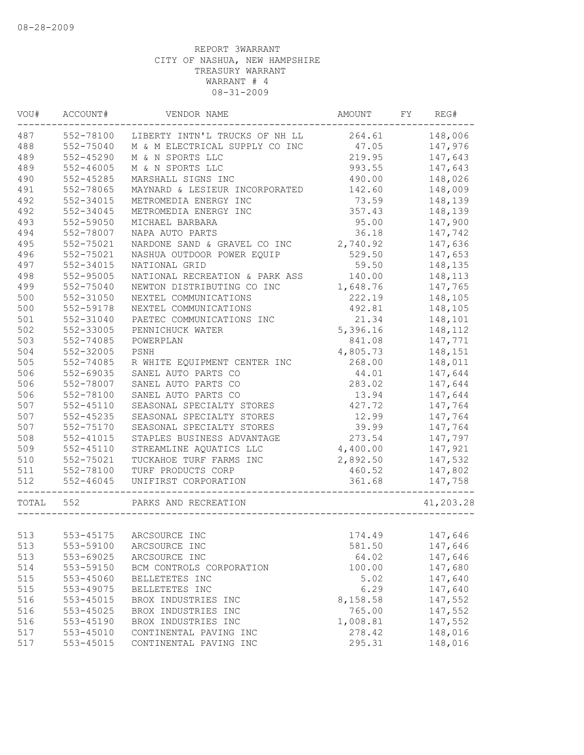08-28-2009

REPORT 3WARRANT
CITY OF NASHUA, NEW HAMPSHIRE
TREASURY WARRANT
WARRANT # 4
08-31-2009

| VOU# | ACCOUNT# | VENDOR NAME | AMOUNT | FY | REG# |
|---|---|---|---|---|---|
| 487 | 552-78100 | LIBERTY INTN'L TRUCKS OF NH LL | 264.61 | | 148,006 |
| 488 | 552-75040 | M & M ELECTRICAL SUPPLY CO INC | 47.05 | | 147,976 |
| 489 | 552-45290 | M & N SPORTS LLC | 219.95 | | 147,643 |
| 489 | 552-46005 | M & N SPORTS LLC | 993.55 | | 147,643 |
| 490 | 552-45285 | MARSHALL SIGNS INC | 490.00 | | 148,026 |
| 491 | 552-78065 | MAYNARD & LESIEUR INCORPORATED | 142.60 | | 148,009 |
| 492 | 552-34015 | METROMEDIA ENERGY INC | 73.59 | | 148,139 |
| 492 | 552-34045 | METROMEDIA ENERGY INC | 357.43 | | 148,139 |
| 493 | 552-59050 | MICHAEL BARBARA | 95.00 | | 147,900 |
| 494 | 552-78007 | NAPA AUTO PARTS | 36.18 | | 147,742 |
| 495 | 552-75021 | NARDONE SAND & GRAVEL CO INC | 2,740.92 | | 147,636 |
| 496 | 552-75021 | NASHUA OUTDOOR POWER EQUIP | 529.50 | | 147,653 |
| 497 | 552-34015 | NATIONAL GRID | 59.50 | | 148,135 |
| 498 | 552-95005 | NATIONAL RECREATION & PARK ASS | 140.00 | | 148,113 |
| 499 | 552-75040 | NEWTON DISTRIBUTING CO INC | 1,648.76 | | 147,765 |
| 500 | 552-31050 | NEXTEL COMMUNICATIONS | 222.19 | | 148,105 |
| 500 | 552-59178 | NEXTEL COMMUNICATIONS | 492.81 | | 148,105 |
| 501 | 552-31040 | PAETEC COMMUNICATIONS INC | 21.34 | | 148,101 |
| 502 | 552-33005 | PENNICHUCK WATER | 5,396.16 | | 148,112 |
| 503 | 552-74085 | POWERPLAN | 841.08 | | 147,771 |
| 504 | 552-32005 | PSNH | 4,805.73 | | 148,151 |
| 505 | 552-74085 | R WHITE EQUIPMENT CENTER INC | 268.00 | | 148,011 |
| 506 | 552-69035 | SANEL AUTO PARTS CO | 44.01 | | 147,644 |
| 506 | 552-78007 | SANEL AUTO PARTS CO | 283.02 | | 147,644 |
| 506 | 552-78100 | SANEL AUTO PARTS CO | 13.94 | | 147,644 |
| 507 | 552-45110 | SEASONAL SPECIALTY STORES | 427.72 | | 147,764 |
| 507 | 552-45235 | SEASONAL SPECIALTY STORES | 12.99 | | 147,764 |
| 507 | 552-75170 | SEASONAL SPECIALTY STORES | 39.99 | | 147,764 |
| 508 | 552-41015 | STAPLES BUSINESS ADVANTAGE | 273.54 | | 147,797 |
| 509 | 552-45110 | STREAMLINE AQUATICS LLC | 4,400.00 | | 147,921 |
| 510 | 552-75021 | TUCKAHOE TURF FARMS INC | 2,892.50 | | 147,532 |
| 511 | 552-78100 | TURF PRODUCTS CORP | 460.52 | | 147,802 |
| 512 | 552-46045 | UNIFIRST CORPORATION | 361.68 | | 147,758 |
| TOTAL | 552 | PARKS AND RECREATION | | | 41,203.28 |
| 513 | 553-45175 | ARCSOURCE INC | 174.49 | | 147,646 |
| 513 | 553-59100 | ARCSOURCE INC | 581.50 | | 147,646 |
| 513 | 553-69025 | ARCSOURCE INC | 64.02 | | 147,646 |
| 514 | 553-59150 | BCM CONTROLS CORPORATION | 100.00 | | 147,680 |
| 515 | 553-45060 | BELLETETES INC | 5.02 | | 147,640 |
| 515 | 553-49075 | BELLETETES INC | 6.29 | | 147,640 |
| 516 | 553-45015 | BROX INDUSTRIES INC | 8,158.58 | | 147,552 |
| 516 | 553-45025 | BROX INDUSTRIES INC | 765.00 | | 147,552 |
| 516 | 553-45190 | BROX INDUSTRIES INC | 1,008.81 | | 147,552 |
| 517 | 553-45010 | CONTINENTAL PAVING INC | 278.42 | | 148,016 |
| 517 | 553-45015 | CONTINENTAL PAVING INC | 295.31 | | 148,016 |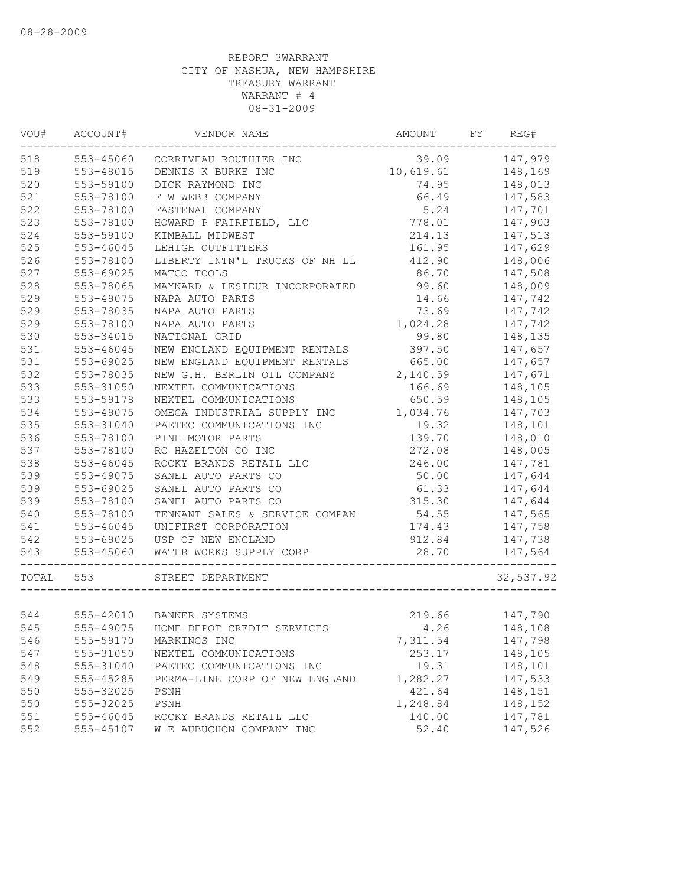08-28-2009

REPORT 3WARRANT
CITY OF NASHUA, NEW HAMPSHIRE
TREASURY WARRANT
WARRANT # 4
08-31-2009

| VOU# | ACCOUNT# | VENDOR NAME | AMOUNT | FY | REG# |
|---|---|---|---|---|---|
| 518 | 553-45060 | CORRIVEAU ROUTHIER INC | 39.09 | | 147,979 |
| 519 | 553-48015 | DENNIS K BURKE INC | 10,619.61 | | 148,169 |
| 520 | 553-59100 | DICK RAYMOND INC | 74.95 | | 148,013 |
| 521 | 553-78100 | F W WEBB COMPANY | 66.49 | | 147,583 |
| 522 | 553-78100 | FASTENAL COMPANY | 5.24 | | 147,701 |
| 523 | 553-78100 | HOWARD P FAIRFIELD, LLC | 778.01 | | 147,903 |
| 524 | 553-59100 | KIMBALL MIDWEST | 214.13 | | 147,513 |
| 525 | 553-46045 | LEHIGH OUTFITTERS | 161.95 | | 147,629 |
| 526 | 553-78100 | LIBERTY INTN'L TRUCKS OF NH LL | 412.90 | | 148,006 |
| 527 | 553-69025 | MATCO TOOLS | 86.70 | | 147,508 |
| 528 | 553-78065 | MAYNARD & LESIEUR INCORPORATED | 99.60 | | 148,009 |
| 529 | 553-49075 | NAPA AUTO PARTS | 14.66 | | 147,742 |
| 529 | 553-78035 | NAPA AUTO PARTS | 73.69 | | 147,742 |
| 529 | 553-78100 | NAPA AUTO PARTS | 1,024.28 | | 147,742 |
| 530 | 553-34015 | NATIONAL GRID | 99.80 | | 148,135 |
| 531 | 553-46045 | NEW ENGLAND EQUIPMENT RENTALS | 397.50 | | 147,657 |
| 531 | 553-69025 | NEW ENGLAND EQUIPMENT RENTALS | 665.00 | | 147,657 |
| 532 | 553-78035 | NEW G.H. BERLIN OIL COMPANY | 2,140.59 | | 147,671 |
| 533 | 553-31050 | NEXTEL COMMUNICATIONS | 166.69 | | 148,105 |
| 533 | 553-59178 | NEXTEL COMMUNICATIONS | 650.59 | | 148,105 |
| 534 | 553-49075 | OMEGA INDUSTRIAL SUPPLY INC | 1,034.76 | | 147,703 |
| 535 | 553-31040 | PAETEC COMMUNICATIONS INC | 19.32 | | 148,101 |
| 536 | 553-78100 | PINE MOTOR PARTS | 139.70 | | 148,010 |
| 537 | 553-78100 | RC HAZELTON CO INC | 272.08 | | 148,005 |
| 538 | 553-46045 | ROCKY BRANDS RETAIL LLC | 246.00 | | 147,781 |
| 539 | 553-49075 | SANEL AUTO PARTS CO | 50.00 | | 147,644 |
| 539 | 553-69025 | SANEL AUTO PARTS CO | 61.33 | | 147,644 |
| 539 | 553-78100 | SANEL AUTO PARTS CO | 315.30 | | 147,644 |
| 540 | 553-78100 | TENNANT SALES & SERVICE COMPAN | 54.55 | | 147,565 |
| 541 | 553-46045 | UNIFIRST CORPORATION | 174.43 | | 147,758 |
| 542 | 553-69025 | USP OF NEW ENGLAND | 912.84 | | 147,738 |
| 543 | 553-45060 | WATER WORKS SUPPLY CORP | 28.70 | | 147,564 |
| TOTAL | 553 | STREET DEPARTMENT | | | 32,537.92 |
| 544 | 555-42010 | BANNER SYSTEMS | 219.66 | | 147,790 |
| 545 | 555-49075 | HOME DEPOT CREDIT SERVICES | 4.26 | | 148,108 |
| 546 | 555-59170 | MARKINGS INC | 7,311.54 | | 147,798 |
| 547 | 555-31050 | NEXTEL COMMUNICATIONS | 253.17 | | 148,105 |
| 548 | 555-31040 | PAETEC COMMUNICATIONS INC | 19.31 | | 148,101 |
| 549 | 555-45285 | PERMA-LINE CORP OF NEW ENGLAND | 1,282.27 | | 147,533 |
| 550 | 555-32025 | PSNH | 421.64 | | 148,151 |
| 550 | 555-32025 | PSNH | 1,248.84 | | 148,152 |
| 551 | 555-46045 | ROCKY BRANDS RETAIL LLC | 140.00 | | 147,781 |
| 552 | 555-45107 | W E AUBUCHON COMPANY INC | 52.40 | | 147,526 |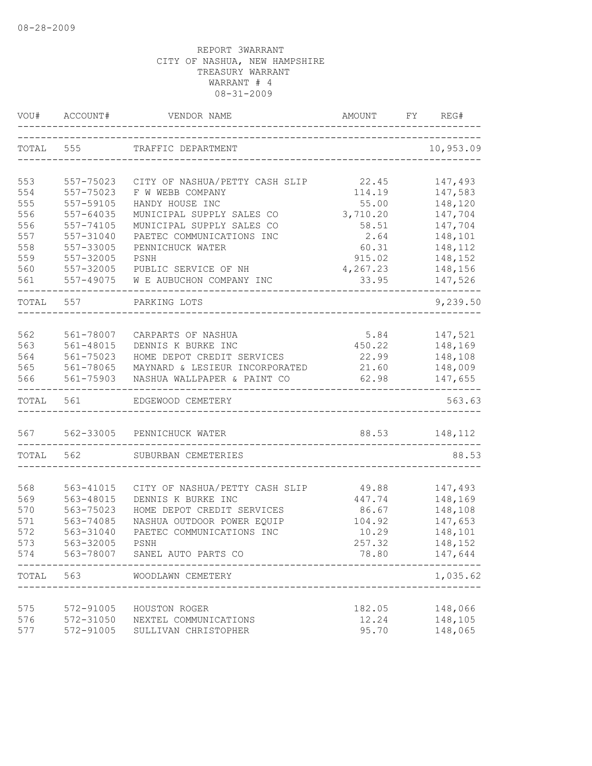08-28-2009

REPORT 3WARRANT
CITY OF NASHUA, NEW HAMPSHIRE
TREASURY WARRANT
WARRANT # 4
08-31-2009

| VOU# | ACCOUNT# | VENDOR NAME | AMOUNT | FY | REG# |
|---|---|---|---|---|---|
| TOTAL | 555 | TRAFFIC DEPARTMENT | | | 10,953.09 |
| 553 | 557-75023 | CITY OF NASHUA/PETTY CASH SLIP | 22.45 | | 147,493 |
| 554 | 557-75023 | F W WEBB COMPANY | 114.19 | | 147,583 |
| 555 | 557-59105 | HANDY HOUSE INC | 55.00 | | 148,120 |
| 556 | 557-64035 | MUNICIPAL SUPPLY SALES CO | 3,710.20 | | 147,704 |
| 556 | 557-74105 | MUNICIPAL SUPPLY SALES CO | 58.51 | | 147,704 |
| 557 | 557-31040 | PAETEC COMMUNICATIONS INC | 2.64 | | 148,101 |
| 558 | 557-33005 | PENNICHUCK WATER | 60.31 | | 148,112 |
| 559 | 557-32005 | PSNH | 915.02 | | 148,152 |
| 560 | 557-32005 | PUBLIC SERVICE OF NH | 4,267.23 | | 148,156 |
| 561 | 557-49075 | W E AUBUCHON COMPANY INC | 33.95 | | 147,526 |
| TOTAL | 557 | PARKING LOTS | | | 9,239.50 |
| 562 | 561-78007 | CARPARTS OF NASHUA | 5.84 | | 147,521 |
| 563 | 561-48015 | DENNIS K BURKE INC | 450.22 | | 148,169 |
| 564 | 561-75023 | HOME DEPOT CREDIT SERVICES | 22.99 | | 148,108 |
| 565 | 561-78065 | MAYNARD & LESIEUR INCORPORATED | 21.60 | | 148,009 |
| 566 | 561-75903 | NASHUA WALLPAPER & PAINT CO | 62.98 | | 147,655 |
| TOTAL | 561 | EDGEWOOD CEMETERY | | | 563.63 |
| 567 | 562-33005 | PENNICHUCK WATER | 88.53 | | 148,112 |
| TOTAL | 562 | SUBURBAN CEMETERIES | | | 88.53 |
| 568 | 563-41015 | CITY OF NASHUA/PETTY CASH SLIP | 49.88 | | 147,493 |
| 569 | 563-48015 | DENNIS K BURKE INC | 447.74 | | 148,169 |
| 570 | 563-75023 | HOME DEPOT CREDIT SERVICES | 86.67 | | 148,108 |
| 571 | 563-74085 | NASHUA OUTDOOR POWER EQUIP | 104.92 | | 147,653 |
| 572 | 563-31040 | PAETEC COMMUNICATIONS INC | 10.29 | | 148,101 |
| 573 | 563-32005 | PSNH | 257.32 | | 148,152 |
| 574 | 563-78007 | SANEL AUTO PARTS CO | 78.80 | | 147,644 |
| TOTAL | 563 | WOODLAWN CEMETERY | | | 1,035.62 |
| 575 | 572-91005 | HOUSTON ROGER | 182.05 | | 148,066 |
| 576 | 572-31050 | NEXTEL COMMUNICATIONS | 12.24 | | 148,105 |
| 577 | 572-91005 | SULLIVAN CHRISTOPHER | 95.70 | | 148,065 |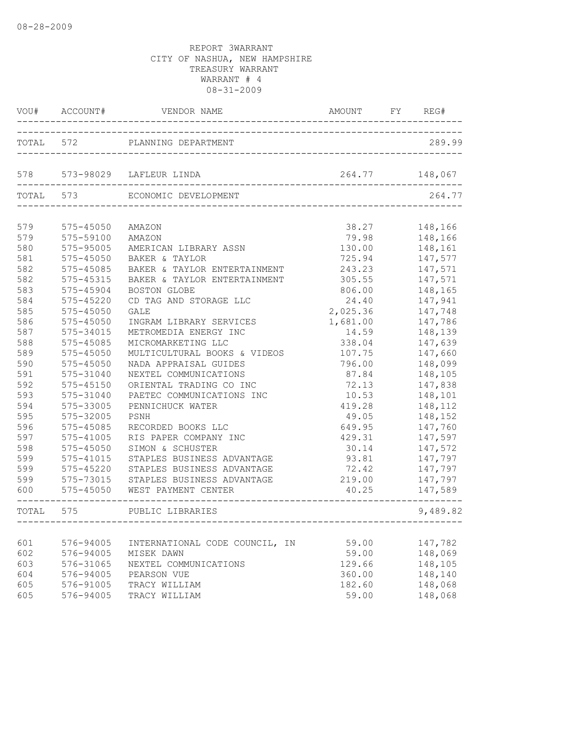08-28-2009

REPORT 3WARRANT
CITY OF NASHUA, NEW HAMPSHIRE
TREASURY WARRANT
WARRANT # 4
08-31-2009

| VOU# | ACCOUNT# | VENDOR NAME | AMOUNT | FY | REG# |
|---|---|---|---|---|---|
| TOTAL | 572 | PLANNING DEPARTMENT | | | 289.99 |
| 578 | 573-98029 | LAFLEUR LINDA | 264.77 | | 148,067 |
| TOTAL | 573 | ECONOMIC DEVELOPMENT | | | 264.77 |
| 579 | 575-45050 | AMAZON | 38.27 | | 148,166 |
| 579 | 575-59100 | AMAZON | 79.98 | | 148,166 |
| 580 | 575-95005 | AMERICAN LIBRARY ASSN | 130.00 | | 148,161 |
| 581 | 575-45050 | BAKER & TAYLOR | 725.94 | | 147,577 |
| 582 | 575-45085 | BAKER & TAYLOR ENTERTAINMENT | 243.23 | | 147,571 |
| 582 | 575-45315 | BAKER & TAYLOR ENTERTAINMENT | 305.55 | | 147,571 |
| 583 | 575-45904 | BOSTON GLOBE | 806.00 | | 148,165 |
| 584 | 575-45220 | CD TAG AND STORAGE LLC | 24.40 | | 147,941 |
| 585 | 575-45050 | GALE | 2,025.36 | | 147,748 |
| 586 | 575-45050 | INGRAM LIBRARY SERVICES | 1,681.00 | | 147,786 |
| 587 | 575-34015 | METROMEDIA ENERGY INC | 14.59 | | 148,139 |
| 588 | 575-45085 | MICROMARKETING LLC | 338.04 | | 147,639 |
| 589 | 575-45050 | MULTICULTURAL BOOKS & VIDEOS | 107.75 | | 147,660 |
| 590 | 575-45050 | NADA APPRAISAL GUIDES | 796.00 | | 148,099 |
| 591 | 575-31040 | NEXTEL COMMUNICATIONS | 87.84 | | 148,105 |
| 592 | 575-45150 | ORIENTAL TRADING CO INC | 72.13 | | 147,838 |
| 593 | 575-31040 | PAETEC COMMUNICATIONS INC | 10.53 | | 148,101 |
| 594 | 575-33005 | PENNICHUCK WATER | 419.28 | | 148,112 |
| 595 | 575-32005 | PSNH | 49.05 | | 148,152 |
| 596 | 575-45085 | RECORDED BOOKS LLC | 649.95 | | 147,760 |
| 597 | 575-41005 | RIS PAPER COMPANY INC | 429.31 | | 147,597 |
| 598 | 575-45050 | SIMON & SCHUSTER | 30.14 | | 147,572 |
| 599 | 575-41015 | STAPLES BUSINESS ADVANTAGE | 93.81 | | 147,797 |
| 599 | 575-45220 | STAPLES BUSINESS ADVANTAGE | 72.42 | | 147,797 |
| 599 | 575-73015 | STAPLES BUSINESS ADVANTAGE | 219.00 | | 147,797 |
| 600 | 575-45050 | WEST PAYMENT CENTER | 40.25 | | 147,589 |
| TOTAL | 575 | PUBLIC LIBRARIES | | | 9,489.82 |
| 601 | 576-94005 | INTERNATIONAL CODE COUNCIL, IN | 59.00 | | 147,782 |
| 602 | 576-94005 | MISEK DAWN | 59.00 | | 148,069 |
| 603 | 576-31065 | NEXTEL COMMUNICATIONS | 129.66 | | 148,105 |
| 604 | 576-94005 | PEARSON VUE | 360.00 | | 148,140 |
| 605 | 576-91005 | TRACY WILLIAM | 182.60 | | 148,068 |
| 605 | 576-94005 | TRACY WILLIAM | 59.00 | | 148,068 |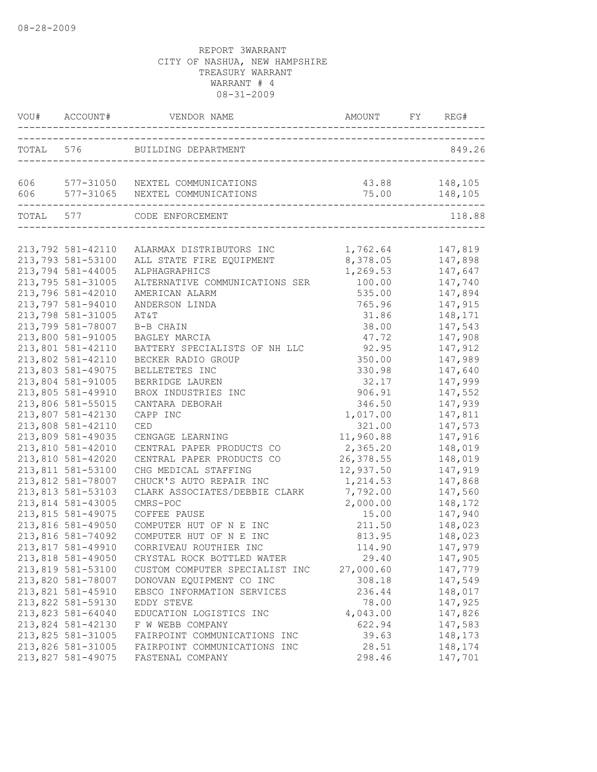08-28-2009

REPORT 3WARRANT
CITY OF NASHUA, NEW HAMPSHIRE
TREASURY WARRANT
WARRANT # 4
08-31-2009

| VOU# | ACCOUNT# | VENDOR NAME | AMOUNT | FY | REG# |
|---|---|---|---|---|---|
| TOTAL | 576 | BUILDING DEPARTMENT | | | 849.26 |
| 606 | 577-31050 | NEXTEL COMMUNICATIONS | 43.88 | | 148,105 |
| 606 | 577-31065 | NEXTEL COMMUNICATIONS | 75.00 | | 148,105 |
| TOTAL | 577 | CODE ENFORCEMENT | | | 118.88 |
| 213,792 | 581-42110 | ALARMAX DISTRIBUTORS INC | 1,762.64 | | 147,819 |
| 213,793 | 581-53100 | ALL STATE FIRE EQUIPMENT | 8,378.05 | | 147,898 |
| 213,794 | 581-44005 | ALPHAGRAPHICS | 1,269.53 | | 147,647 |
| 213,795 | 581-31005 | ALTERNATIVE COMMUNICATIONS SER | 100.00 | | 147,740 |
| 213,796 | 581-42010 | AMERICAN ALARM | 535.00 | | 147,894 |
| 213,797 | 581-94010 | ANDERSON LINDA | 765.96 | | 147,915 |
| 213,798 | 581-31005 | AT&T | 31.86 | | 148,171 |
| 213,799 | 581-78007 | B-B CHAIN | 38.00 | | 147,543 |
| 213,800 | 581-91005 | BAGLEY MARCIA | 47.72 | | 147,908 |
| 213,801 | 581-42110 | BATTERY SPECIALISTS OF NH LLC | 92.95 | | 147,912 |
| 213,802 | 581-42110 | BECKER RADIO GROUP | 350.00 | | 147,989 |
| 213,803 | 581-49075 | BELLETETES INC | 330.98 | | 147,640 |
| 213,804 | 581-91005 | BERRIDGE LAUREN | 32.17 | | 147,999 |
| 213,805 | 581-49910 | BROX INDUSTRIES INC | 906.91 | | 147,552 |
| 213,806 | 581-55015 | CANTARA DEBORAH | 346.50 | | 147,939 |
| 213,807 | 581-42130 | CAPP INC | 1,017.00 | | 147,811 |
| 213,808 | 581-42110 | CED | 321.00 | | 147,573 |
| 213,809 | 581-49035 | CENGAGE LEARNING | 11,960.88 | | 147,916 |
| 213,810 | 581-42010 | CENTRAL PAPER PRODUCTS CO | 2,365.20 | | 148,019 |
| 213,810 | 581-42020 | CENTRAL PAPER PRODUCTS CO | 26,378.55 | | 148,019 |
| 213,811 | 581-53100 | CHG MEDICAL STAFFING | 12,937.50 | | 147,919 |
| 213,812 | 581-78007 | CHUCK'S AUTO REPAIR INC | 1,214.53 | | 147,868 |
| 213,813 | 581-53103 | CLARK ASSOCIATES/DEBBIE CLARK | 7,792.00 | | 147,560 |
| 213,814 | 581-43005 | CMRS-POC | 2,000.00 | | 148,172 |
| 213,815 | 581-49075 | COFFEE PAUSE | 15.00 | | 147,940 |
| 213,816 | 581-49050 | COMPUTER HUT OF N E INC | 211.50 | | 148,023 |
| 213,816 | 581-74092 | COMPUTER HUT OF N E INC | 813.95 | | 148,023 |
| 213,817 | 581-49910 | CORRIVEAU ROUTHIER INC | 114.90 | | 147,979 |
| 213,818 | 581-49050 | CRYSTAL ROCK BOTTLED WATER | 29.40 | | 147,905 |
| 213,819 | 581-53100 | CUSTOM COMPUTER SPECIALIST INC | 27,000.60 | | 147,779 |
| 213,820 | 581-78007 | DONOVAN EQUIPMENT CO INC | 308.18 | | 147,549 |
| 213,821 | 581-45910 | EBSCO INFORMATION SERVICES | 236.44 | | 148,017 |
| 213,822 | 581-59130 | EDDY STEVE | 78.00 | | 147,925 |
| 213,823 | 581-64040 | EDUCATION LOGISTICS INC | 4,043.00 | | 147,826 |
| 213,824 | 581-42130 | F W WEBB COMPANY | 622.94 | | 147,583 |
| 213,825 | 581-31005 | FAIRPOINT COMMUNICATIONS INC | 39.63 | | 148,173 |
| 213,826 | 581-31005 | FAIRPOINT COMMUNICATIONS INC | 28.51 | | 148,174 |
| 213,827 | 581-49075 | FASTENAL COMPANY | 298.46 | | 147,701 |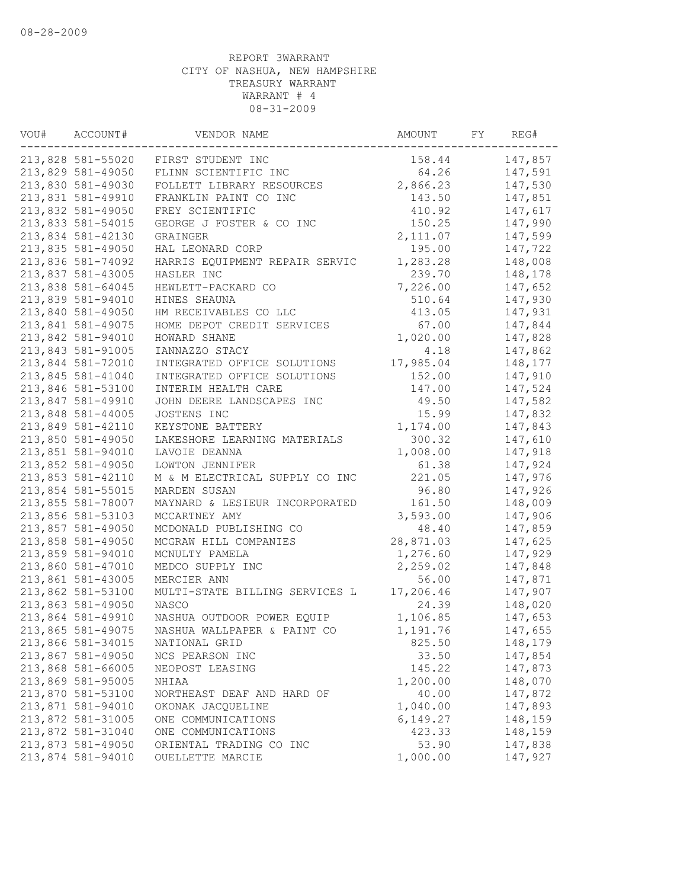08-28-2009

REPORT 3WARRANT
CITY OF NASHUA, NEW HAMPSHIRE
TREASURY WARRANT
WARRANT # 4
08-31-2009

| VOU# | ACCOUNT# | VENDOR NAME | AMOUNT | FY | REG# |
|---|---|---|---|---|---|
| 213,828 | 581-55020 | FIRST STUDENT INC | 158.44 | | 147,857 |
| 213,829 | 581-49050 | FLINN SCIENTIFIC INC | 64.26 | | 147,591 |
| 213,830 | 581-49030 | FOLLETT LIBRARY RESOURCES | 2,866.23 | | 147,530 |
| 213,831 | 581-49910 | FRANKLIN PAINT CO INC | 143.50 | | 147,851 |
| 213,832 | 581-49050 | FREY SCIENTIFIC | 410.92 | | 147,617 |
| 213,833 | 581-54015 | GEORGE J FOSTER & CO INC | 150.25 | | 147,990 |
| 213,834 | 581-42130 | GRAINGER | 2,111.07 | | 147,599 |
| 213,835 | 581-49050 | HAL LEONARD CORP | 195.00 | | 147,722 |
| 213,836 | 581-74092 | HARRIS EQUIPMENT REPAIR SERVIC | 1,283.28 | | 148,008 |
| 213,837 | 581-43005 | HASLER INC | 239.70 | | 148,178 |
| 213,838 | 581-64045 | HEWLETT-PACKARD CO | 7,226.00 | | 147,652 |
| 213,839 | 581-94010 | HINES SHAUNA | 510.64 | | 147,930 |
| 213,840 | 581-49050 | HM RECEIVABLES CO LLC | 413.05 | | 147,931 |
| 213,841 | 581-49075 | HOME DEPOT CREDIT SERVICES | 67.00 | | 147,844 |
| 213,842 | 581-94010 | HOWARD SHANE | 1,020.00 | | 147,828 |
| 213,843 | 581-91005 | IANNAZZO STACY | 4.18 | | 147,862 |
| 213,844 | 581-72010 | INTEGRATED OFFICE SOLUTIONS | 17,985.04 | | 148,177 |
| 213,845 | 581-41040 | INTEGRATED OFFICE SOLUTIONS | 152.00 | | 147,910 |
| 213,846 | 581-53100 | INTERIM HEALTH CARE | 147.00 | | 147,524 |
| 213,847 | 581-49910 | JOHN DEERE LANDSCAPES INC | 49.50 | | 147,582 |
| 213,848 | 581-44005 | JOSTENS INC | 15.99 | | 147,832 |
| 213,849 | 581-42110 | KEYSTONE BATTERY | 1,174.00 | | 147,843 |
| 213,850 | 581-49050 | LAKESHORE LEARNING MATERIALS | 300.32 | | 147,610 |
| 213,851 | 581-94010 | LAVOIE DEANNA | 1,008.00 | | 147,918 |
| 213,852 | 581-49050 | LOWTON JENNIFER | 61.38 | | 147,924 |
| 213,853 | 581-42110 | M & M ELECTRICAL SUPPLY CO INC | 221.05 | | 147,976 |
| 213,854 | 581-55015 | MARDEN SUSAN | 96.80 | | 147,926 |
| 213,855 | 581-78007 | MAYNARD & LESIEUR INCORPORATED | 161.50 | | 148,009 |
| 213,856 | 581-53103 | MCCARTNEY AMY | 3,593.00 | | 147,906 |
| 213,857 | 581-49050 | MCDONALD PUBLISHING CO | 48.40 | | 147,859 |
| 213,858 | 581-49050 | MCGRAW HILL COMPANIES | 28,871.03 | | 147,625 |
| 213,859 | 581-94010 | MCNULTY PAMELA | 1,276.60 | | 147,929 |
| 213,860 | 581-47010 | MEDCO SUPPLY INC | 2,259.02 | | 147,848 |
| 213,861 | 581-43005 | MERCIER ANN | 56.00 | | 147,871 |
| 213,862 | 581-53100 | MULTI-STATE BILLING SERVICES L | 17,206.46 | | 147,907 |
| 213,863 | 581-49050 | NASCO | 24.39 | | 148,020 |
| 213,864 | 581-49910 | NASHUA OUTDOOR POWER EQUIP | 1,106.85 | | 147,653 |
| 213,865 | 581-49075 | NASHUA WALLPAPER & PAINT CO | 1,191.76 | | 147,655 |
| 213,866 | 581-34015 | NATIONAL GRID | 825.50 | | 148,179 |
| 213,867 | 581-49050 | NCS PEARSON INC | 33.50 | | 147,854 |
| 213,868 | 581-66005 | NEOPOST LEASING | 145.22 | | 147,873 |
| 213,869 | 581-95005 | NHIAA | 1,200.00 | | 148,070 |
| 213,870 | 581-53100 | NORTHEAST DEAF AND HARD OF | 40.00 | | 147,872 |
| 213,871 | 581-94010 | OKONAK JACQUELINE | 1,040.00 | | 147,893 |
| 213,872 | 581-31005 | ONE COMMUNICATIONS | 6,149.27 | | 148,159 |
| 213,872 | 581-31040 | ONE COMMUNICATIONS | 423.33 | | 148,159 |
| 213,873 | 581-49050 | ORIENTAL TRADING CO INC | 53.90 | | 147,838 |
| 213,874 | 581-94010 | OUELLETTE MARCIE | 1,000.00 | | 147,927 |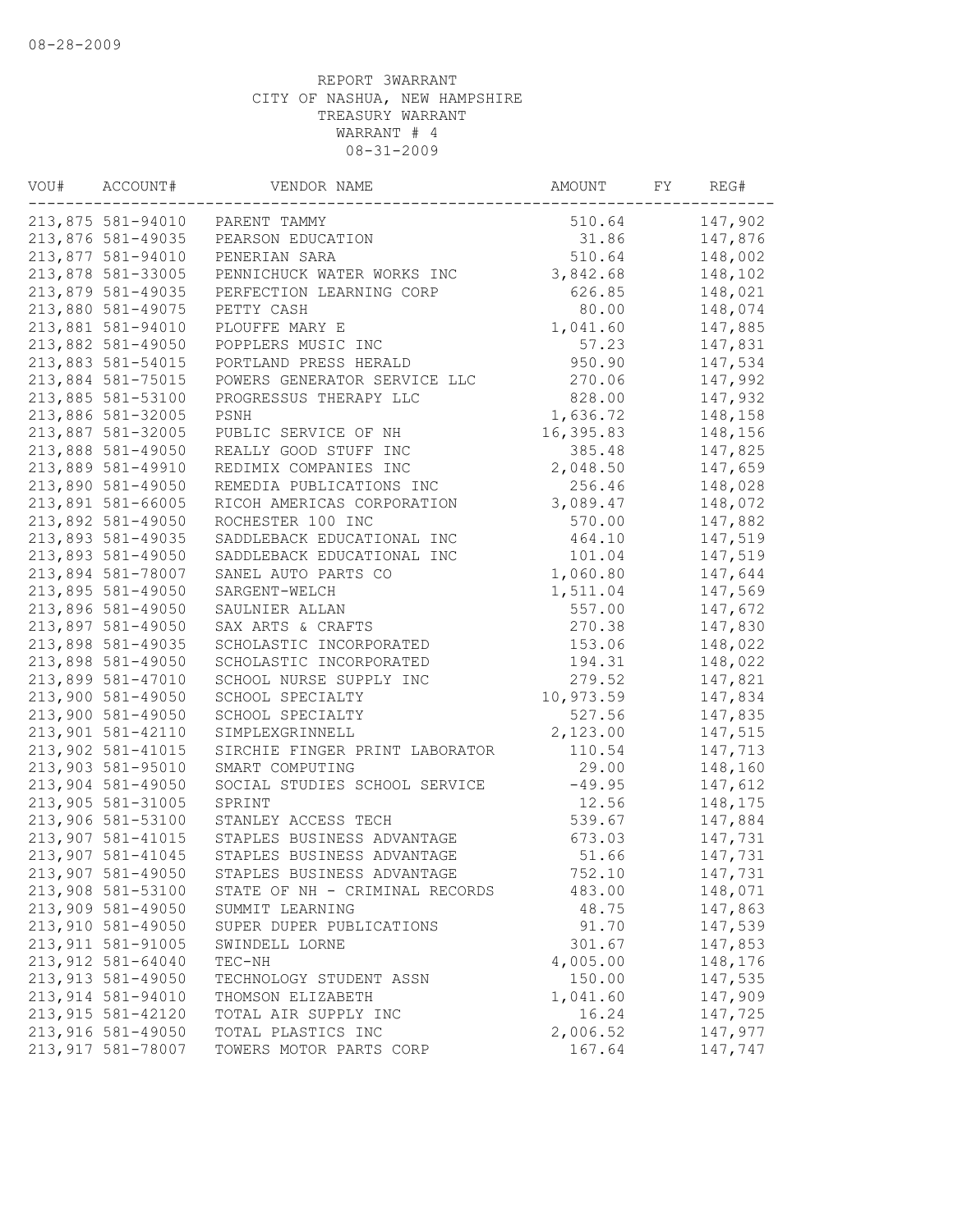08-28-2009

REPORT 3WARRANT
CITY OF NASHUA, NEW HAMPSHIRE
TREASURY WARRANT
WARRANT # 4
08-31-2009

| VOU# | ACCOUNT# | VENDOR NAME | AMOUNT | FY | REG# |
|---|---|---|---|---|---|
| 213,875 | 581-94010 | PARENT TAMMY | 510.64 | | 147,902 |
| 213,876 | 581-49035 | PEARSON EDUCATION | 31.86 | | 147,876 |
| 213,877 | 581-94010 | PENERIAN SARA | 510.64 | | 148,002 |
| 213,878 | 581-33005 | PENNICHUCK WATER WORKS INC | 3,842.68 | | 148,102 |
| 213,879 | 581-49035 | PERFECTION LEARNING CORP | 626.85 | | 148,021 |
| 213,880 | 581-49075 | PETTY CASH | 80.00 | | 148,074 |
| 213,881 | 581-94010 | PLOUFFE MARY E | 1,041.60 | | 147,885 |
| 213,882 | 581-49050 | POPPLERS MUSIC INC | 57.23 | | 147,831 |
| 213,883 | 581-54015 | PORTLAND PRESS HERALD | 950.90 | | 147,534 |
| 213,884 | 581-75015 | POWERS GENERATOR SERVICE LLC | 270.06 | | 147,992 |
| 213,885 | 581-53100 | PROGRESSUS THERAPY LLC | 828.00 | | 147,932 |
| 213,886 | 581-32005 | PSNH | 1,636.72 | | 148,158 |
| 213,887 | 581-32005 | PUBLIC SERVICE OF NH | 16,395.83 | | 148,156 |
| 213,888 | 581-49050 | REALLY GOOD STUFF INC | 385.48 | | 147,825 |
| 213,889 | 581-49910 | REDIMIX COMPANIES INC | 2,048.50 | | 147,659 |
| 213,890 | 581-49050 | REMEDIA PUBLICATIONS INC | 256.46 | | 148,028 |
| 213,891 | 581-66005 | RICOH AMERICAS CORPORATION | 3,089.47 | | 148,072 |
| 213,892 | 581-49050 | ROCHESTER 100 INC | 570.00 | | 147,882 |
| 213,893 | 581-49035 | SADDLEBACK EDUCATIONAL INC | 464.10 | | 147,519 |
| 213,893 | 581-49050 | SADDLEBACK EDUCATIONAL INC | 101.04 | | 147,519 |
| 213,894 | 581-78007 | SANEL AUTO PARTS CO | 1,060.80 | | 147,644 |
| 213,895 | 581-49050 | SARGENT-WELCH | 1,511.04 | | 147,569 |
| 213,896 | 581-49050 | SAULNIER ALLAN | 557.00 | | 147,672 |
| 213,897 | 581-49050 | SAX ARTS & CRAFTS | 270.38 | | 147,830 |
| 213,898 | 581-49035 | SCHOLASTIC INCORPORATED | 153.06 | | 148,022 |
| 213,898 | 581-49050 | SCHOLASTIC INCORPORATED | 194.31 | | 148,022 |
| 213,899 | 581-47010 | SCHOOL NURSE SUPPLY INC | 279.52 | | 147,821 |
| 213,900 | 581-49050 | SCHOOL SPECIALTY | 10,973.59 | | 147,834 |
| 213,900 | 581-49050 | SCHOOL SPECIALTY | 527.56 | | 147,835 |
| 213,901 | 581-42110 | SIMPLEXGRINNELL | 2,123.00 | | 147,515 |
| 213,902 | 581-41015 | SIRCHIE FINGER PRINT LABORATOR | 110.54 | | 147,713 |
| 213,903 | 581-95010 | SMART COMPUTING | 29.00 | | 148,160 |
| 213,904 | 581-49050 | SOCIAL STUDIES SCHOOL SERVICE | -49.95 | | 147,612 |
| 213,905 | 581-31005 | SPRINT | 12.56 | | 148,175 |
| 213,906 | 581-53100 | STANLEY ACCESS TECH | 539.67 | | 147,884 |
| 213,907 | 581-41015 | STAPLES BUSINESS ADVANTAGE | 673.03 | | 147,731 |
| 213,907 | 581-41045 | STAPLES BUSINESS ADVANTAGE | 51.66 | | 147,731 |
| 213,907 | 581-49050 | STAPLES BUSINESS ADVANTAGE | 752.10 | | 147,731 |
| 213,908 | 581-53100 | STATE OF NH - CRIMINAL RECORDS | 483.00 | | 148,071 |
| 213,909 | 581-49050 | SUMMIT LEARNING | 48.75 | | 147,863 |
| 213,910 | 581-49050 | SUPER DUPER PUBLICATIONS | 91.70 | | 147,539 |
| 213,911 | 581-91005 | SWINDELL LORNE | 301.67 | | 147,853 |
| 213,912 | 581-64040 | TEC-NH | 4,005.00 | | 148,176 |
| 213,913 | 581-49050 | TECHNOLOGY STUDENT ASSN | 150.00 | | 147,535 |
| 213,914 | 581-94010 | THOMSON ELIZABETH | 1,041.60 | | 147,909 |
| 213,915 | 581-42120 | TOTAL AIR SUPPLY INC | 16.24 | | 147,725 |
| 213,916 | 581-49050 | TOTAL PLASTICS INC | 2,006.52 | | 147,977 |
| 213,917 | 581-78007 | TOWERS MOTOR PARTS CORP | 167.64 | | 147,747 |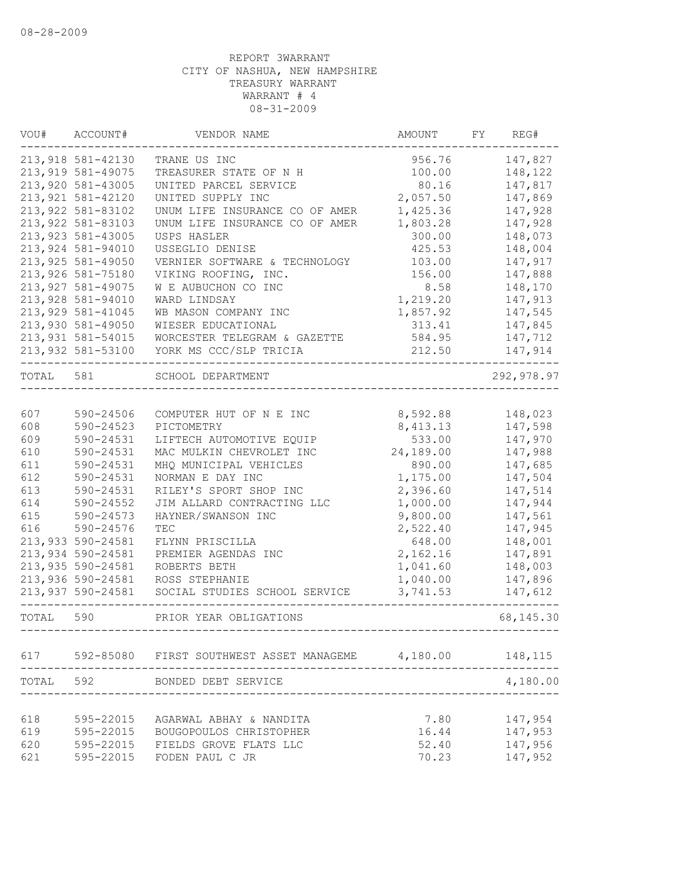08-28-2009

REPORT 3WARRANT
CITY OF NASHUA, NEW HAMPSHIRE
TREASURY WARRANT
WARRANT # 4
08-31-2009

| VOU# | ACCOUNT# | VENDOR NAME | AMOUNT | FY | REG# |
|---|---|---|---|---|---|
| 213,918 | 581-42130 | TRANE US INC | 956.76 | | 147,827 |
| 213,919 | 581-49075 | TREASURER STATE OF N H | 100.00 | | 148,122 |
| 213,920 | 581-43005 | UNITED PARCEL SERVICE | 80.16 | | 147,817 |
| 213,921 | 581-42120 | UNITED SUPPLY INC | 2,057.50 | | 147,869 |
| 213,922 | 581-83102 | UNUM LIFE INSURANCE CO OF AMER | 1,425.36 | | 147,928 |
| 213,922 | 581-83103 | UNUM LIFE INSURANCE CO OF AMER | 1,803.28 | | 147,928 |
| 213,923 | 581-43005 | USPS HASLER | 300.00 | | 148,073 |
| 213,924 | 581-94010 | USSEGLIO DENISE | 425.53 | | 148,004 |
| 213,925 | 581-49050 | VERNIER SOFTWARE & TECHNOLOGY | 103.00 | | 147,917 |
| 213,926 | 581-75180 | VIKING ROOFING, INC. | 156.00 | | 147,888 |
| 213,927 | 581-49075 | W E AUBUCHON CO INC | 8.58 | | 148,170 |
| 213,928 | 581-94010 | WARD LINDSAY | 1,219.20 | | 147,913 |
| 213,929 | 581-41045 | WB MASON COMPANY INC | 1,857.92 | | 147,545 |
| 213,930 | 581-49050 | WIESER EDUCATIONAL | 313.41 | | 147,845 |
| 213,931 | 581-54015 | WORCESTER TELEGRAM & GAZETTE | 584.95 | | 147,712 |
| 213,932 | 581-53100 | YORK MS CCC/SLP TRICIA | 212.50 | | 147,914 |
| TOTAL | 581 | SCHOOL DEPARTMENT | | | 292,978.97 |
| 607 | 590-24506 | COMPUTER HUT OF N E INC | 8,592.88 | | 148,023 |
| 608 | 590-24523 | PICTOMETRY | 8,413.13 | | 147,598 |
| 609 | 590-24531 | LIFTECH AUTOMOTIVE EQUIP | 533.00 | | 147,970 |
| 610 | 590-24531 | MAC MULKIN CHEVROLET INC | 24,189.00 | | 147,988 |
| 611 | 590-24531 | MHQ MUNICIPAL VEHICLES | 890.00 | | 147,685 |
| 612 | 590-24531 | NORMAN E DAY INC | 1,175.00 | | 147,504 |
| 613 | 590-24531 | RILEY'S SPORT SHOP INC | 2,396.60 | | 147,514 |
| 614 | 590-24552 | JIM ALLARD CONTRACTING LLC | 1,000.00 | | 147,944 |
| 615 | 590-24573 | HAYNER/SWANSON INC | 9,800.00 | | 147,561 |
| 616 | 590-24576 | TEC | 2,522.40 | | 147,945 |
| 213,933 | 590-24581 | FLYNN PRISCILLA | 648.00 | | 148,001 |
| 213,934 | 590-24581 | PREMIER AGENDAS INC | 2,162.16 | | 147,891 |
| 213,935 | 590-24581 | ROBERTS BETH | 1,041.60 | | 148,003 |
| 213,936 | 590-24581 | ROSS STEPHANIE | 1,040.00 | | 147,896 |
| 213,937 | 590-24581 | SOCIAL STUDIES SCHOOL SERVICE | 3,741.53 | | 147,612 |
| TOTAL | 590 | PRIOR YEAR OBLIGATIONS | | | 68,145.30 |
| 617 | 592-85080 | FIRST SOUTHWEST ASSET MANAGEME | 4,180.00 | | 148,115 |
| TOTAL | 592 | BONDED DEBT SERVICE | | | 4,180.00 |
| 618 | 595-22015 | AGARWAL ABHAY & NANDITA | 7.80 | | 147,954 |
| 619 | 595-22015 | BOUGOPOULOS CHRISTOPHER | 16.44 | | 147,953 |
| 620 | 595-22015 | FIELDS GROVE FLATS LLC | 52.40 | | 147,956 |
| 621 | 595-22015 | FODEN PAUL C JR | 70.23 | | 147,952 |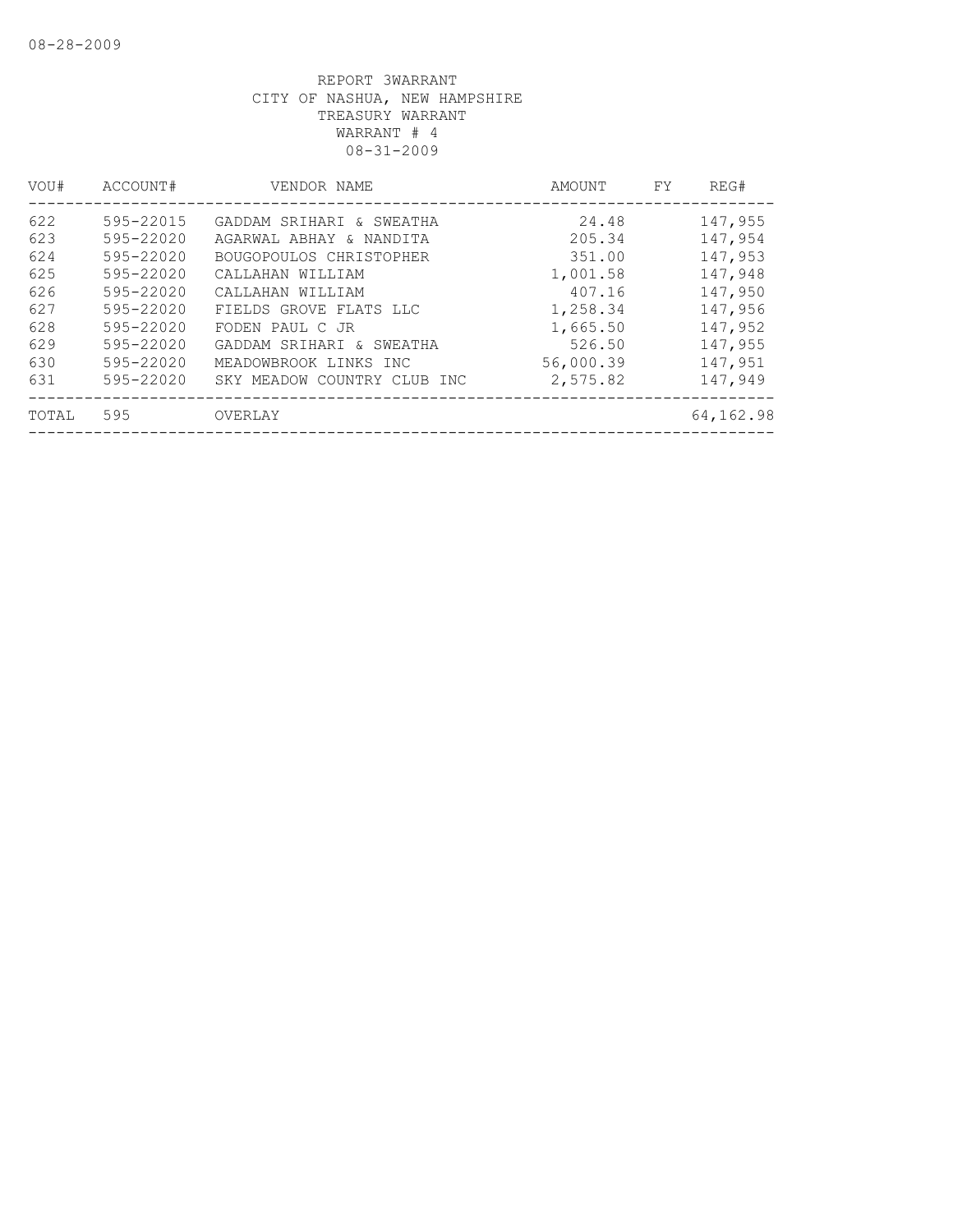08-28-2009

REPORT 3WARRANT
CITY OF NASHUA, NEW HAMPSHIRE
TREASURY WARRANT
WARRANT # 4
08-31-2009

| VOU# | ACCOUNT# | VENDOR NAME | AMOUNT | FY | REG# |
|---|---|---|---|---|---|
| 622 | 595-22015 | GADDAM SRIHARI & SWEATHA | 24.48 | | 147,955 |
| 623 | 595-22020 | AGARWAL ABHAY & NANDITA | 205.34 | | 147,954 |
| 624 | 595-22020 | BOUGOPOULOS CHRISTOPHER | 351.00 | | 147,953 |
| 625 | 595-22020 | CALLAHAN WILLIAM | 1,001.58 | | 147,948 |
| 626 | 595-22020 | CALLAHAN WILLIAM | 407.16 | | 147,950 |
| 627 | 595-22020 | FIELDS GROVE FLATS LLC | 1,258.34 | | 147,956 |
| 628 | 595-22020 | FODEN PAUL C JR | 1,665.50 | | 147,952 |
| 629 | 595-22020 | GADDAM SRIHARI & SWEATHA | 526.50 | | 147,955 |
| 630 | 595-22020 | MEADOWBROOK LINKS INC | 56,000.39 | | 147,951 |
| 631 | 595-22020 | SKY MEADOW COUNTRY CLUB INC | 2,575.82 | | 147,949 |
| TOTAL | 595 | OVERLAY | | | 64,162.98 |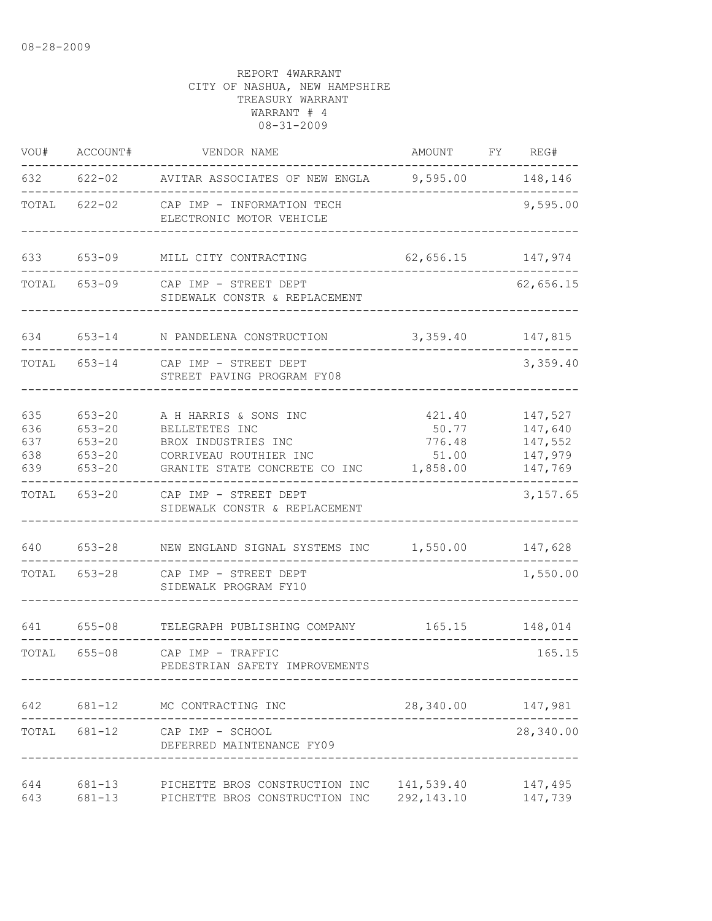08-28-2009

REPORT 4WARRANT
CITY OF NASHUA, NEW HAMPSHIRE
TREASURY WARRANT
WARRANT # 4
08-31-2009

| VOU# | ACCOUNT# | VENDOR NAME | AMOUNT | FY | REG# |
|---|---|---|---|---|---|
| 632 | 622-02 | AVITAR ASSOCIATES OF NEW ENGLA | 9,595.00 | | 148,146 |
| TOTAL | 622-02 | CAP IMP - INFORMATION TECH<br>ELECTRONIC MOTOR VEHICLE | | | 9,595.00 |
| 633 | 653-09 | MILL CITY CONTRACTING | 62,656.15 | | 147,974 |
| TOTAL | 653-09 | CAP IMP - STREET DEPT<br>SIDEWALK CONSTR & REPLACEMENT | | | 62,656.15 |
| 634 | 653-14 | N PANDELENA CONSTRUCTION | 3,359.40 | | 147,815 |
| TOTAL | 653-14 | CAP IMP - STREET DEPT<br>STREET PAVING PROGRAM FY08 | | | 3,359.40 |
| 635 | 653-20 | A H HARRIS & SONS INC | 421.40 | | 147,527 |
| 636 | 653-20 | BELLETETES INC | 50.77 | | 147,640 |
| 637 | 653-20 | BROX INDUSTRIES INC | 776.48 | | 147,552 |
| 638 | 653-20 | CORRIVEAU ROUTHIER INC | 51.00 | | 147,979 |
| 639 | 653-20 | GRANITE STATE CONCRETE CO INC | 1,858.00 | | 147,769 |
| TOTAL | 653-20 | CAP IMP - STREET DEPT<br>SIDEWALK CONSTR & REPLACEMENT | | | 3,157.65 |
| 640 | 653-28 | NEW ENGLAND SIGNAL SYSTEMS INC | 1,550.00 | | 147,628 |
| TOTAL | 653-28 | CAP IMP - STREET DEPT<br>SIDEWALK PROGRAM FY10 | | | 1,550.00 |
| 641 | 655-08 | TELEGRAPH PUBLISHING COMPANY | 165.15 | | 148,014 |
| TOTAL | 655-08 | CAP IMP - TRAFFIC<br>PEDESTRIAN SAFETY IMPROVEMENTS | | | 165.15 |
| 642 | 681-12 | MC CONTRACTING INC | 28,340.00 | | 147,981 |
| TOTAL | 681-12 | CAP IMP - SCHOOL<br>DEFERRED MAINTENANCE FY09 | | | 28,340.00 |
| 644 | 681-13 | PICHETTE BROS CONSTRUCTION INC | 141,539.40 | | 147,495 |
| 643 | 681-13 | PICHETTE BROS CONSTRUCTION INC | 292,143.10 | | 147,739 |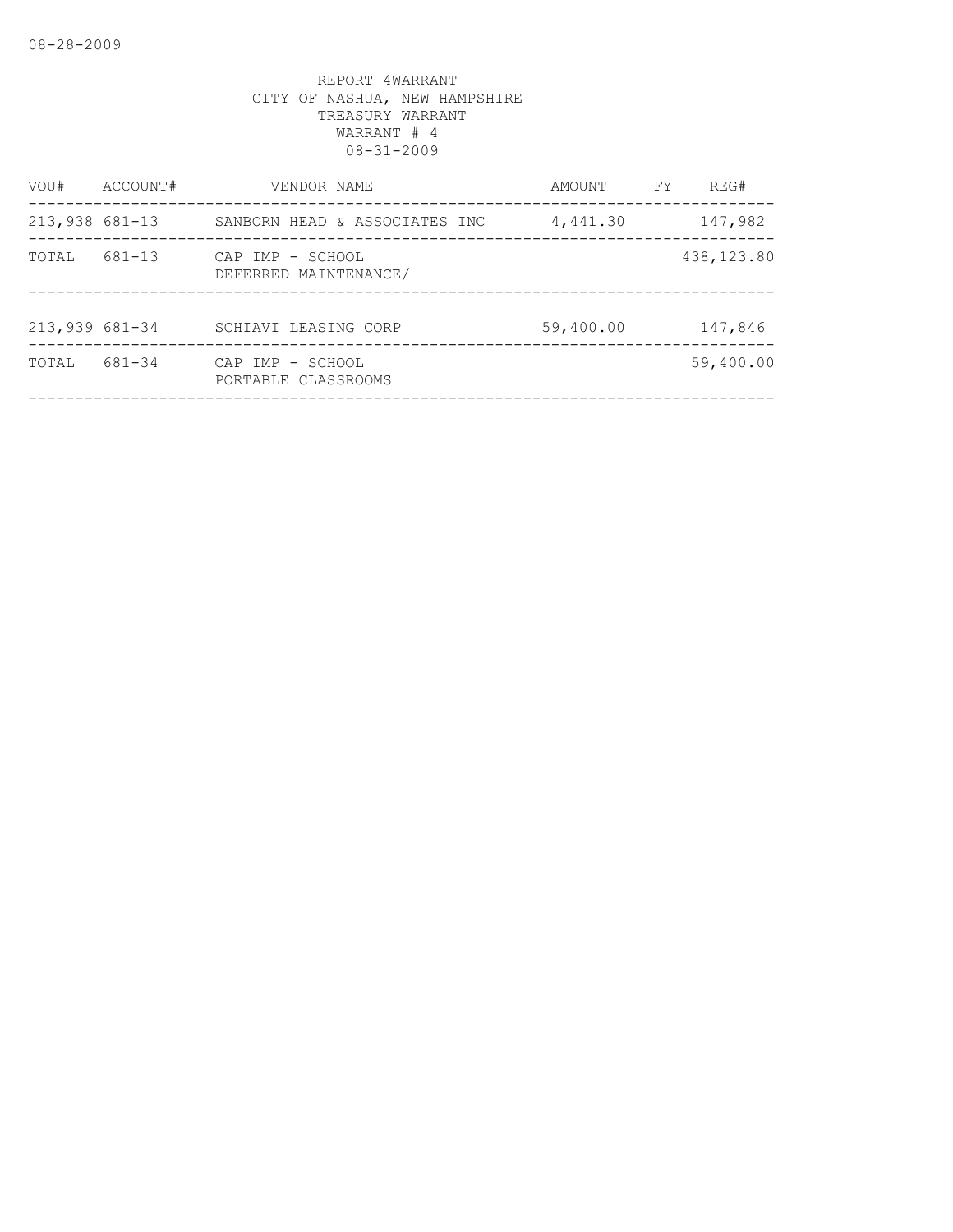08-28-2009

REPORT 4WARRANT
CITY OF NASHUA, NEW HAMPSHIRE
TREASURY WARRANT
WARRANT # 4
08-31-2009

| VOU# | ACCOUNT# | VENDOR NAME | AMOUNT | FY | REG# |
|---|---|---|---|---|---|
| 213,938 | 681-13 | SANBORN HEAD & ASSOCIATES INC | 4,441.30 | | 147,982 |
| TOTAL | 681-13 | CAP IMP - SCHOOL DEFERRED MAINTENANCE/ | | | 438,123.80 |
| 213,939 | 681-34 | SCHIAVI LEASING CORP | 59,400.00 | | 147,846 |
| TOTAL | 681-34 | CAP IMP - SCHOOL PORTABLE CLASSROOMS | | | 59,400.00 |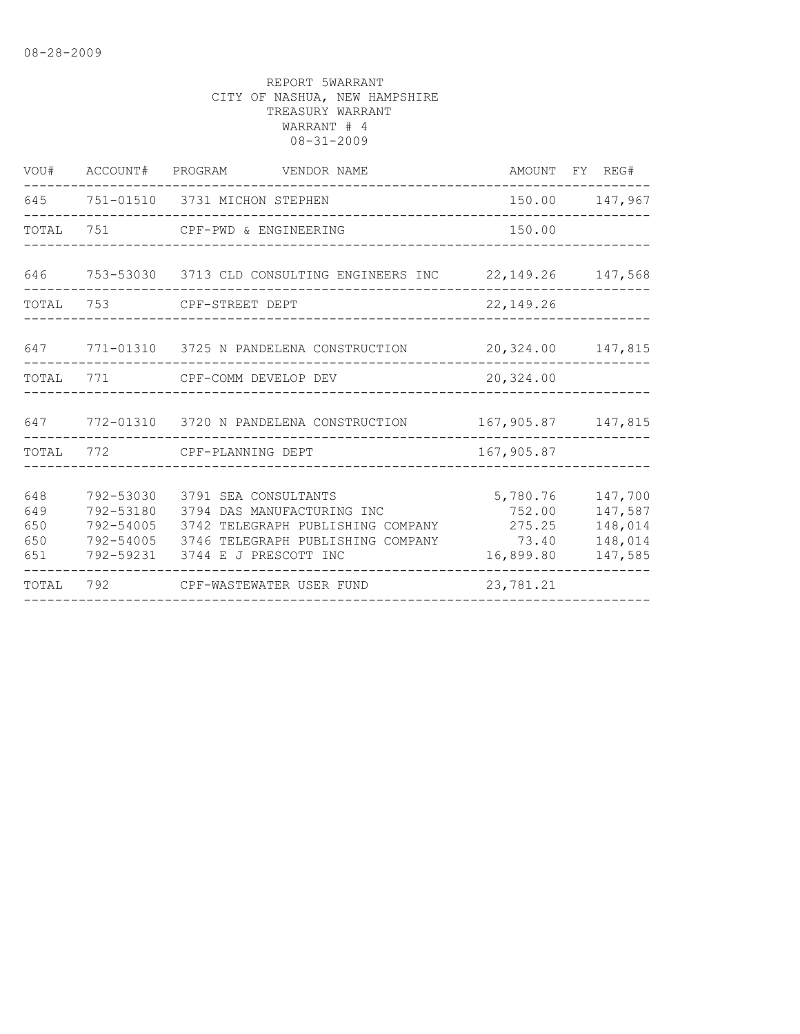08-28-2009

REPORT 5WARRANT
CITY OF NASHUA, NEW HAMPSHIRE
TREASURY WARRANT
WARRANT # 4
08-31-2009

| VOU# | ACCOUNT# | PROGRAM | VENDOR NAME | AMOUNT | FY | REG# |
|---|---|---|---|---|---|---|
| 645 | 751-01510 | 3731 | MICHON STEPHEN | 150.00 | | 147,967 |
| TOTAL | 751 | | CPF-PWD & ENGINEERING | 150.00 | | |
| 646 | 753-53030 | 3713 | CLD CONSULTING ENGINEERS INC | 22,149.26 | | 147,568 |
| TOTAL | 753 | | CPF-STREET DEPT | 22,149.26 | | |
| 647 | 771-01310 | 3725 | N PANDELENA CONSTRUCTION | 20,324.00 | | 147,815 |
| TOTAL | 771 | | CPF-COMM DEVELOP DEV | 20,324.00 | | |
| 647 | 772-01310 | 3720 | N PANDELENA CONSTRUCTION | 167,905.87 | | 147,815 |
| TOTAL | 772 | | CPF-PLANNING DEPT | 167,905.87 | | |
| 648 | 792-53030 | 3791 | SEA CONSULTANTS | 5,780.76 | | 147,700 |
| 649 | 792-53180 | 3794 | DAS MANUFACTURING INC | 752.00 | | 147,587 |
| 650 | 792-54005 | 3742 | TELEGRAPH PUBLISHING COMPANY | 275.25 | | 148,014 |
| 650 | 792-54005 | 3746 | TELEGRAPH PUBLISHING COMPANY | 73.40 | | 148,014 |
| 651 | 792-59231 | 3744 | E J PRESCOTT INC | 16,899.80 | | 147,585 |
| TOTAL | 792 | | CPF-WASTEWATER USER FUND | 23,781.21 | | |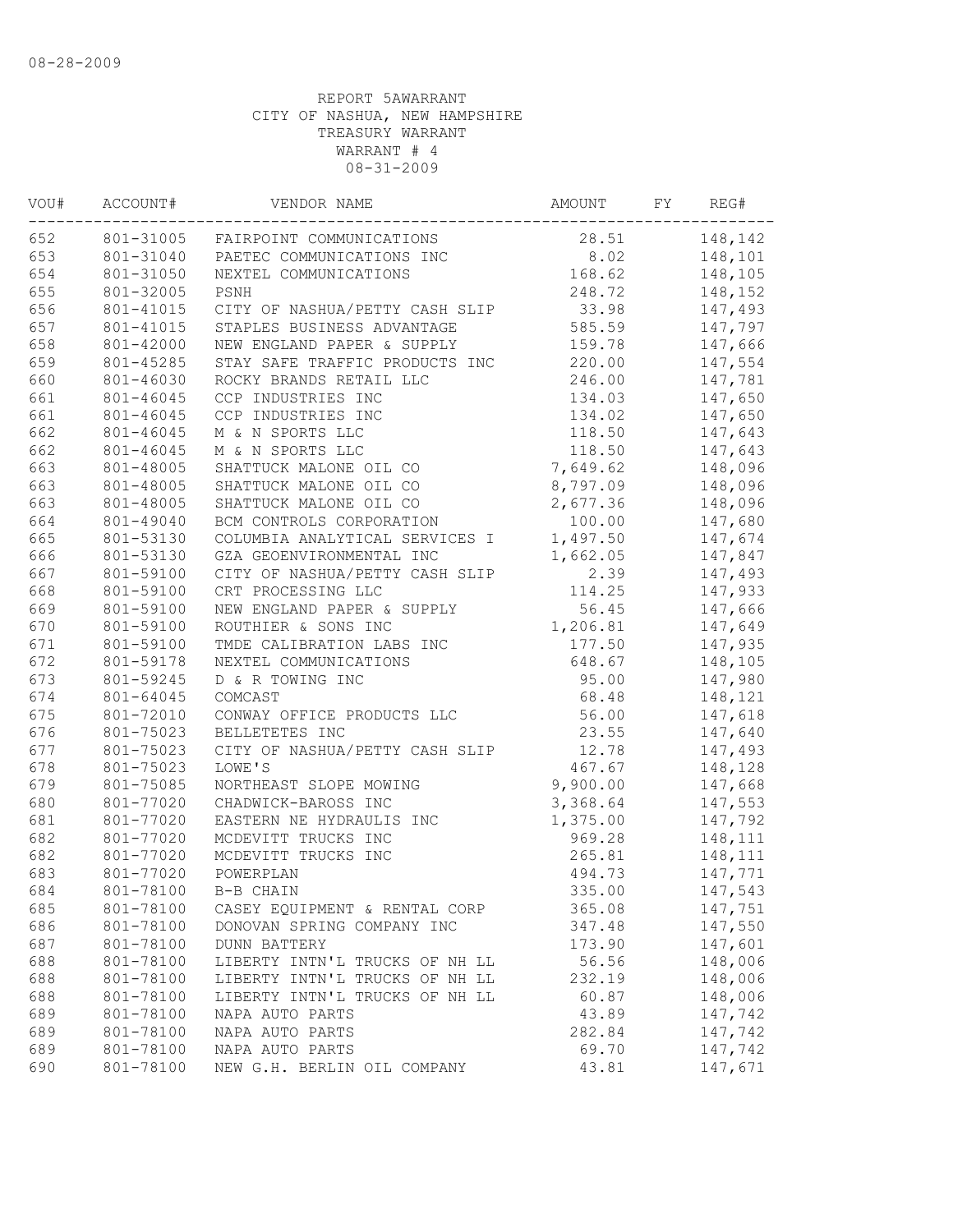08-28-2009

REPORT 5AWARRANT
CITY OF NASHUA, NEW HAMPSHIRE
TREASURY WARRANT
WARRANT # 4
08-31-2009

| VOU# | ACCOUNT# | VENDOR NAME | AMOUNT | FY | REG# |
|---|---|---|---|---|---|
| 652 | 801-31005 | FAIRPOINT COMMUNICATIONS | 28.51 | | 148,142 |
| 653 | 801-31040 | PAETEC COMMUNICATIONS INC | 8.02 | | 148,101 |
| 654 | 801-31050 | NEXTEL COMMUNICATIONS | 168.62 | | 148,105 |
| 655 | 801-32005 | PSNH | 248.72 | | 148,152 |
| 656 | 801-41015 | CITY OF NASHUA/PETTY CASH SLIP | 33.98 | | 147,493 |
| 657 | 801-41015 | STAPLES BUSINESS ADVANTAGE | 585.59 | | 147,797 |
| 658 | 801-42000 | NEW ENGLAND PAPER & SUPPLY | 159.78 | | 147,666 |
| 659 | 801-45285 | STAY SAFE TRAFFIC PRODUCTS INC | 220.00 | | 147,554 |
| 660 | 801-46030 | ROCKY BRANDS RETAIL LLC | 246.00 | | 147,781 |
| 661 | 801-46045 | CCP INDUSTRIES INC | 134.03 | | 147,650 |
| 661 | 801-46045 | CCP INDUSTRIES INC | 134.02 | | 147,650 |
| 662 | 801-46045 | M & N SPORTS LLC | 118.50 | | 147,643 |
| 662 | 801-46045 | M & N SPORTS LLC | 118.50 | | 147,643 |
| 663 | 801-48005 | SHATTUCK MALONE OIL CO | 7,649.62 | | 148,096 |
| 663 | 801-48005 | SHATTUCK MALONE OIL CO | 8,797.09 | | 148,096 |
| 663 | 801-48005 | SHATTUCK MALONE OIL CO | 2,677.36 | | 148,096 |
| 664 | 801-49040 | BCM CONTROLS CORPORATION | 100.00 | | 147,680 |
| 665 | 801-53130 | COLUMBIA ANALYTICAL SERVICES I | 1,497.50 | | 147,674 |
| 666 | 801-53130 | GZA GEOENVIRONMENTAL INC | 1,662.05 | | 147,847 |
| 667 | 801-59100 | CITY OF NASHUA/PETTY CASH SLIP | 2.39 | | 147,493 |
| 668 | 801-59100 | CRT PROCESSING LLC | 114.25 | | 147,933 |
| 669 | 801-59100 | NEW ENGLAND PAPER & SUPPLY | 56.45 | | 147,666 |
| 670 | 801-59100 | ROUTHIER & SONS INC | 1,206.81 | | 147,649 |
| 671 | 801-59100 | TMDE CALIBRATION LABS INC | 177.50 | | 147,935 |
| 672 | 801-59178 | NEXTEL COMMUNICATIONS | 648.67 | | 148,105 |
| 673 | 801-59245 | D & R TOWING INC | 95.00 | | 147,980 |
| 674 | 801-64045 | COMCAST | 68.48 | | 148,121 |
| 675 | 801-72010 | CONWAY OFFICE PRODUCTS LLC | 56.00 | | 147,618 |
| 676 | 801-75023 | BELLETETES INC | 23.55 | | 147,640 |
| 677 | 801-75023 | CITY OF NASHUA/PETTY CASH SLIP | 12.78 | | 147,493 |
| 678 | 801-75023 | LOWE'S | 467.67 | | 148,128 |
| 679 | 801-75085 | NORTHEAST SLOPE MOWING | 9,900.00 | | 147,668 |
| 680 | 801-77020 | CHADWICK-BAROSS INC | 3,368.64 | | 147,553 |
| 681 | 801-77020 | EASTERN NE HYDRAULIS INC | 1,375.00 | | 147,792 |
| 682 | 801-77020 | MCDEVITT TRUCKS INC | 969.28 | | 148,111 |
| 682 | 801-77020 | MCDEVITT TRUCKS INC | 265.81 | | 148,111 |
| 683 | 801-77020 | POWERPLAN | 494.73 | | 147,771 |
| 684 | 801-78100 | B-B CHAIN | 335.00 | | 147,543 |
| 685 | 801-78100 | CASEY EQUIPMENT & RENTAL CORP | 365.08 | | 147,751 |
| 686 | 801-78100 | DONOVAN SPRING COMPANY INC | 347.48 | | 147,550 |
| 687 | 801-78100 | DUNN BATTERY | 173.90 | | 147,601 |
| 688 | 801-78100 | LIBERTY INTN'L TRUCKS OF NH LL | 56.56 | | 148,006 |
| 688 | 801-78100 | LIBERTY INTN'L TRUCKS OF NH LL | 232.19 | | 148,006 |
| 688 | 801-78100 | LIBERTY INTN'L TRUCKS OF NH LL | 60.87 | | 148,006 |
| 689 | 801-78100 | NAPA AUTO PARTS | 43.89 | | 147,742 |
| 689 | 801-78100 | NAPA AUTO PARTS | 282.84 | | 147,742 |
| 689 | 801-78100 | NAPA AUTO PARTS | 69.70 | | 147,742 |
| 690 | 801-78100 | NEW G.H. BERLIN OIL COMPANY | 43.81 | | 147,671 |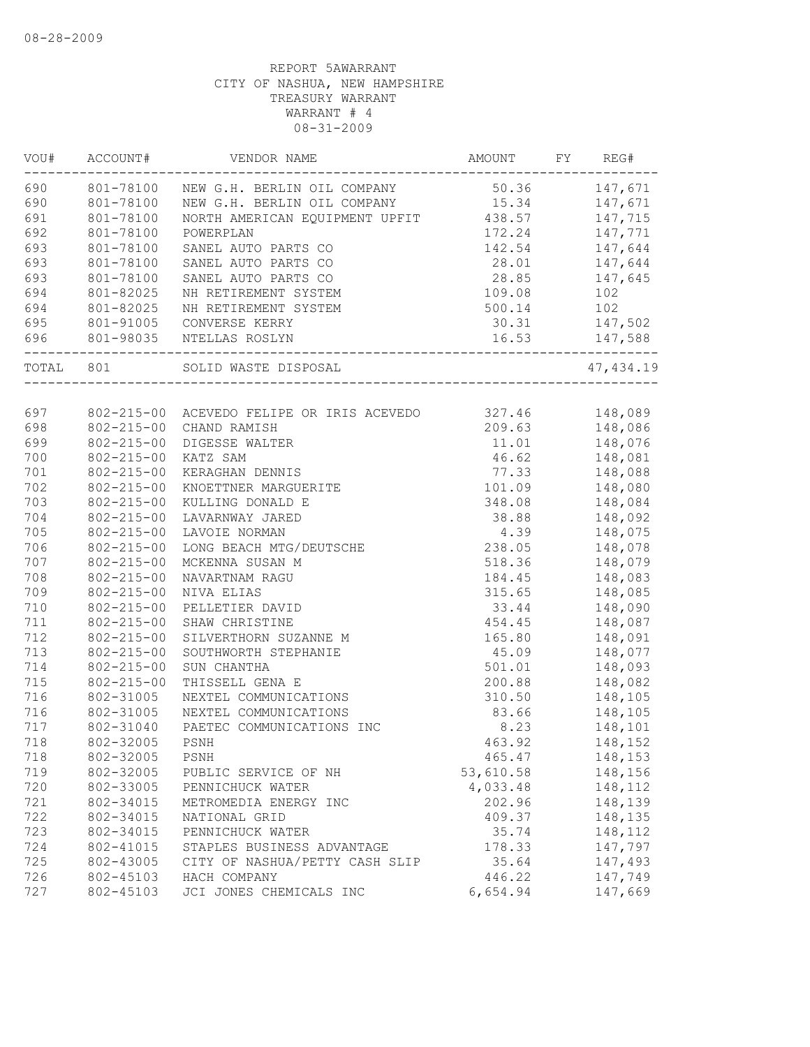08-28-2009

REPORT 5AWARRANT
CITY OF NASHUA, NEW HAMPSHIRE
TREASURY WARRANT
WARRANT # 4
08-31-2009

| VOU# | ACCOUNT# | VENDOR NAME | AMOUNT | FY | REG# |
|---|---|---|---|---|---|
| 690 | 801-78100 | NEW G.H. BERLIN OIL COMPANY | 50.36 | | 147,671 |
| 690 | 801-78100 | NEW G.H. BERLIN OIL COMPANY | 15.34 | | 147,671 |
| 691 | 801-78100 | NORTH AMERICAN EQUIPMENT UPFIT | 438.57 | | 147,715 |
| 692 | 801-78100 | POWERPLAN | 172.24 | | 147,771 |
| 693 | 801-78100 | SANEL AUTO PARTS CO | 142.54 | | 147,644 |
| 693 | 801-78100 | SANEL AUTO PARTS CO | 28.01 | | 147,644 |
| 693 | 801-78100 | SANEL AUTO PARTS CO | 28.85 | | 147,645 |
| 694 | 801-82025 | NH RETIREMENT SYSTEM | 109.08 | | 102 |
| 694 | 801-82025 | NH RETIREMENT SYSTEM | 500.14 | | 102 |
| 695 | 801-91005 | CONVERSE KERRY | 30.31 | | 147,502 |
| 696 | 801-98035 | NTELLAS ROSLYN | 16.53 | | 147,588 |
| TOTAL | 801 | SOLID WASTE DISPOSAL | | | 47,434.19 |
| 697 | 802-215-00 | ACEVEDO FELIPE OR IRIS ACEVEDO | 327.46 | | 148,089 |
| 698 | 802-215-00 | CHAND RAMISH | 209.63 | | 148,086 |
| 699 | 802-215-00 | DIGESSE WALTER | 11.01 | | 148,076 |
| 700 | 802-215-00 | KATZ SAM | 46.62 | | 148,081 |
| 701 | 802-215-00 | KERAGHAN DENNIS | 77.33 | | 148,088 |
| 702 | 802-215-00 | KNOETTNER MARGUERITE | 101.09 | | 148,080 |
| 703 | 802-215-00 | KULLING DONALD E | 348.08 | | 148,084 |
| 704 | 802-215-00 | LAVARNWAY JARED | 38.88 | | 148,092 |
| 705 | 802-215-00 | LAVOIE NORMAN | 4.39 | | 148,075 |
| 706 | 802-215-00 | LONG BEACH MTG/DEUTSCHE | 238.05 | | 148,078 |
| 707 | 802-215-00 | MCKENNA SUSAN M | 518.36 | | 148,079 |
| 708 | 802-215-00 | NAVARTNAM RAGU | 184.45 | | 148,083 |
| 709 | 802-215-00 | NIVA ELIAS | 315.65 | | 148,085 |
| 710 | 802-215-00 | PELLETIER DAVID | 33.44 | | 148,090 |
| 711 | 802-215-00 | SHAW CHRISTINE | 454.45 | | 148,087 |
| 712 | 802-215-00 | SILVERTHORN SUZANNE M | 165.80 | | 148,091 |
| 713 | 802-215-00 | SOUTHWORTH STEPHANIE | 45.09 | | 148,077 |
| 714 | 802-215-00 | SUN CHANTHA | 501.01 | | 148,093 |
| 715 | 802-215-00 | THISSELL GENA E | 200.88 | | 148,082 |
| 716 | 802-31005 | NEXTEL COMMUNICATIONS | 310.50 | | 148,105 |
| 716 | 802-31005 | NEXTEL COMMUNICATIONS | 83.66 | | 148,105 |
| 717 | 802-31040 | PAETEC COMMUNICATIONS INC | 8.23 | | 148,101 |
| 718 | 802-32005 | PSNH | 463.92 | | 148,152 |
| 718 | 802-32005 | PSNH | 465.47 | | 148,153 |
| 719 | 802-32005 | PUBLIC SERVICE OF NH | 53,610.58 | | 148,156 |
| 720 | 802-33005 | PENNICHUCK WATER | 4,033.48 | | 148,112 |
| 721 | 802-34015 | METROMEDIA ENERGY INC | 202.96 | | 148,139 |
| 722 | 802-34015 | NATIONAL GRID | 409.37 | | 148,135 |
| 723 | 802-34015 | PENNICHUCK WATER | 35.74 | | 148,112 |
| 724 | 802-41015 | STAPLES BUSINESS ADVANTAGE | 178.33 | | 147,797 |
| 725 | 802-43005 | CITY OF NASHUA/PETTY CASH SLIP | 35.64 | | 147,493 |
| 726 | 802-45103 | HACH COMPANY | 446.22 | | 147,749 |
| 727 | 802-45103 | JCI JONES CHEMICALS INC | 6,654.94 | | 147,669 |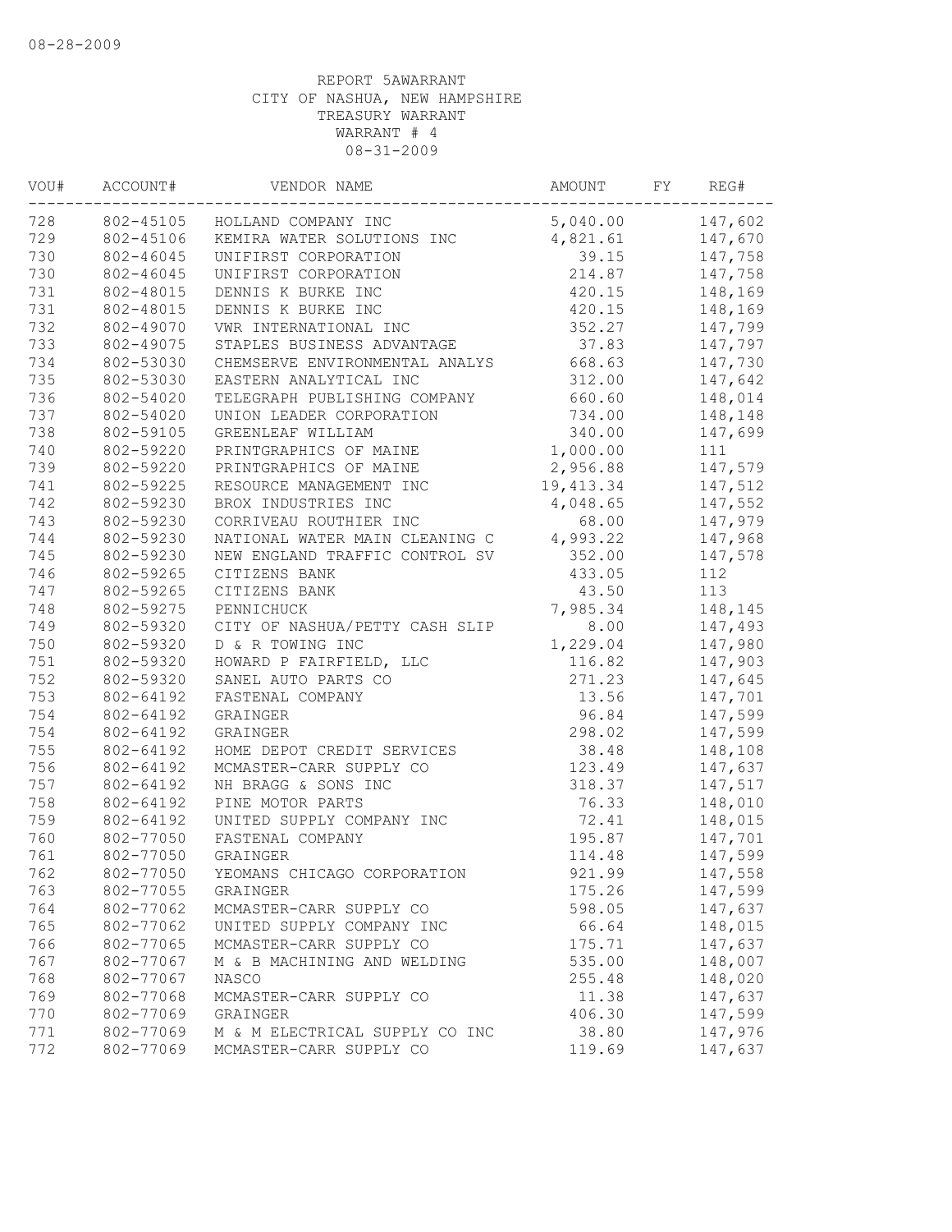08-28-2009

REPORT 5AWARRANT
CITY OF NASHUA, NEW HAMPSHIRE
TREASURY WARRANT
WARRANT # 4
08-31-2009

| VOU# | ACCOUNT# | VENDOR NAME | AMOUNT | FY | REG# |
|---|---|---|---|---|---|
| 728 | 802-45105 | HOLLAND COMPANY INC | 5,040.00 | | 147,602 |
| 729 | 802-45106 | KEMIRA WATER SOLUTIONS INC | 4,821.61 | | 147,670 |
| 730 | 802-46045 | UNIFIRST CORPORATION | 39.15 | | 147,758 |
| 730 | 802-46045 | UNIFIRST CORPORATION | 214.87 | | 147,758 |
| 731 | 802-48015 | DENNIS K BURKE INC | 420.15 | | 148,169 |
| 731 | 802-48015 | DENNIS K BURKE INC | 420.15 | | 148,169 |
| 732 | 802-49070 | VWR INTERNATIONAL INC | 352.27 | | 147,799 |
| 733 | 802-49075 | STAPLES BUSINESS ADVANTAGE | 37.83 | | 147,797 |
| 734 | 802-53030 | CHEMSERVE ENVIRONMENTAL ANALYS | 668.63 | | 147,730 |
| 735 | 802-53030 | EASTERN ANALYTICAL INC | 312.00 | | 147,642 |
| 736 | 802-54020 | TELEGRAPH PUBLISHING COMPANY | 660.60 | | 148,014 |
| 737 | 802-54020 | UNION LEADER CORPORATION | 734.00 | | 148,148 |
| 738 | 802-59105 | GREENLEAF WILLIAM | 340.00 | | 147,699 |
| 740 | 802-59220 | PRINTGRAPHICS OF MAINE | 1,000.00 | | 111 |
| 739 | 802-59220 | PRINTGRAPHICS OF MAINE | 2,956.88 | | 147,579 |
| 741 | 802-59225 | RESOURCE MANAGEMENT INC | 19,413.34 | | 147,512 |
| 742 | 802-59230 | BROX INDUSTRIES INC | 4,048.65 | | 147,552 |
| 743 | 802-59230 | CORRIVEAU ROUTHIER INC | 68.00 | | 147,979 |
| 744 | 802-59230 | NATIONAL WATER MAIN CLEANING C | 4,993.22 | | 147,968 |
| 745 | 802-59230 | NEW ENGLAND TRAFFIC CONTROL SV | 352.00 | | 147,578 |
| 746 | 802-59265 | CITIZENS BANK | 433.05 | | 112 |
| 747 | 802-59265 | CITIZENS BANK | 43.50 | | 113 |
| 748 | 802-59275 | PENNICHUCK | 7,985.34 | | 148,145 |
| 749 | 802-59320 | CITY OF NASHUA/PETTY CASH SLIP | 8.00 | | 147,493 |
| 750 | 802-59320 | D & R TOWING INC | 1,229.04 | | 147,980 |
| 751 | 802-59320 | HOWARD P FAIRFIELD, LLC | 116.82 | | 147,903 |
| 752 | 802-59320 | SANEL AUTO PARTS CO | 271.23 | | 147,645 |
| 753 | 802-64192 | FASTENAL COMPANY | 13.56 | | 147,701 |
| 754 | 802-64192 | GRAINGER | 96.84 | | 147,599 |
| 754 | 802-64192 | GRAINGER | 298.02 | | 147,599 |
| 755 | 802-64192 | HOME DEPOT CREDIT SERVICES | 38.48 | | 148,108 |
| 756 | 802-64192 | MCMASTER-CARR SUPPLY CO | 123.49 | | 147,637 |
| 757 | 802-64192 | NH BRAGG & SONS INC | 318.37 | | 147,517 |
| 758 | 802-64192 | PINE MOTOR PARTS | 76.33 | | 148,010 |
| 759 | 802-64192 | UNITED SUPPLY COMPANY INC | 72.41 | | 148,015 |
| 760 | 802-77050 | FASTENAL COMPANY | 195.87 | | 147,701 |
| 761 | 802-77050 | GRAINGER | 114.48 | | 147,599 |
| 762 | 802-77050 | YEOMANS CHICAGO CORPORATION | 921.99 | | 147,558 |
| 763 | 802-77055 | GRAINGER | 175.26 | | 147,599 |
| 764 | 802-77062 | MCMASTER-CARR SUPPLY CO | 598.05 | | 147,637 |
| 765 | 802-77062 | UNITED SUPPLY COMPANY INC | 66.64 | | 148,015 |
| 766 | 802-77065 | MCMASTER-CARR SUPPLY CO | 175.71 | | 147,637 |
| 767 | 802-77067 | M & B MACHINING AND WELDING | 535.00 | | 148,007 |
| 768 | 802-77067 | NASCO | 255.48 | | 148,020 |
| 769 | 802-77068 | MCMASTER-CARR SUPPLY CO | 11.38 | | 147,637 |
| 770 | 802-77069 | GRAINGER | 406.30 | | 147,599 |
| 771 | 802-77069 | M & M ELECTRICAL SUPPLY CO INC | 38.80 | | 147,976 |
| 772 | 802-77069 | MCMASTER-CARR SUPPLY CO | 119.69 | | 147,637 |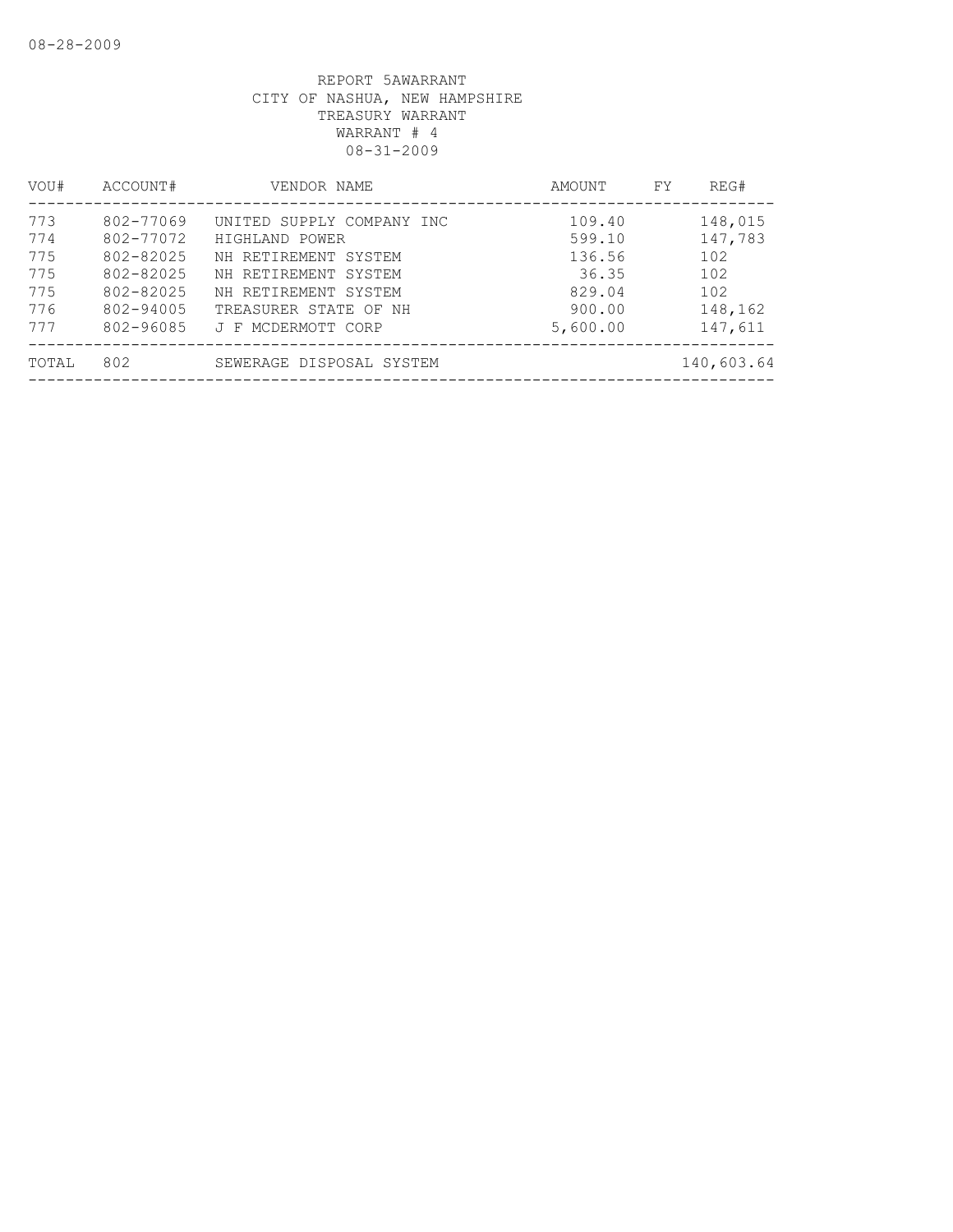REPORT 5AWARRANT
CITY OF NASHUA, NEW HAMPSHIRE
TREASURY WARRANT
WARRANT # 4
08-31-2009

| VOU# | ACCOUNT# | VENDOR NAME | AMOUNT | FY | REG# |
|---|---|---|---|---|---|
| 773 | 802-77069 | UNITED SUPPLY COMPANY INC | 109.40 | | 148,015 |
| 774 | 802-77072 | HIGHLAND POWER | 599.10 | | 147,783 |
| 775 | 802-82025 | NH RETIREMENT SYSTEM | 136.56 | | 102 |
| 775 | 802-82025 | NH RETIREMENT SYSTEM | 36.35 | | 102 |
| 775 | 802-82025 | NH RETIREMENT SYSTEM | 829.04 | | 102 |
| 776 | 802-94005 | TREASURER STATE OF NH | 900.00 | | 148,162 |
| 777 | 802-96085 | J F MCDERMOTT CORP | 5,600.00 | | 147,611 |
| TOTAL | 802 | SEWERAGE DISPOSAL SYSTEM | | | 140,603.64 |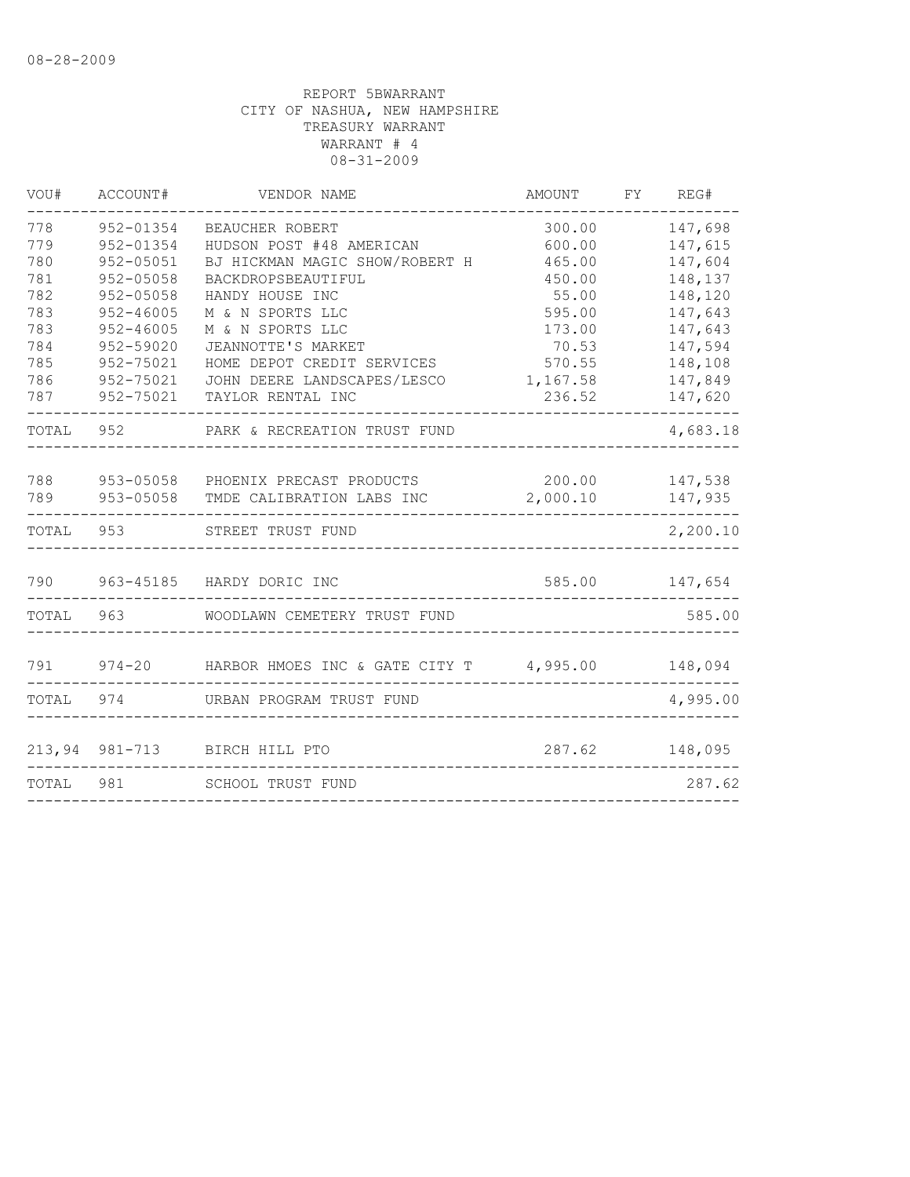08-28-2009

REPORT 5BWARRANT
CITY OF NASHUA, NEW HAMPSHIRE
TREASURY WARRANT
WARRANT # 4
08-31-2009

| VOU# | ACCOUNT# | VENDOR NAME | AMOUNT | FY | REG# |
|---|---|---|---|---|---|
| 778 | 952-01354 | BEAUCHER ROBERT | 300.00 | | 147,698 |
| 779 | 952-01354 | HUDSON POST #48 AMERICAN | 600.00 | | 147,615 |
| 780 | 952-05051 | BJ HICKMAN MAGIC SHOW/ROBERT H | 465.00 | | 147,604 |
| 781 | 952-05058 | BACKDROPSBEAUTIFUL | 450.00 | | 148,137 |
| 782 | 952-05058 | HANDY HOUSE INC | 55.00 | | 148,120 |
| 783 | 952-46005 | M & N SPORTS LLC | 595.00 | | 147,643 |
| 783 | 952-46005 | M & N SPORTS LLC | 173.00 | | 147,643 |
| 784 | 952-59020 | JEANNOTTE'S MARKET | 70.53 | | 147,594 |
| 785 | 952-75021 | HOME DEPOT CREDIT SERVICES | 570.55 | | 148,108 |
| 786 | 952-75021 | JOHN DEERE LANDSCAPES/LESCO | 1,167.58 | | 147,849 |
| 787 | 952-75021 | TAYLOR RENTAL INC | 236.52 | | 147,620 |
| TOTAL | 952 | PARK & RECREATION TRUST FUND | | | 4,683.18 |
| 788 | 953-05058 | PHOENIX PRECAST PRODUCTS | 200.00 | | 147,538 |
| 789 | 953-05058 | TMDE CALIBRATION LABS INC | 2,000.10 | | 147,935 |
| TOTAL | 953 | STREET TRUST FUND | | | 2,200.10 |
| 790 | 963-45185 | HARDY DORIC INC | 585.00 | | 147,654 |
| TOTAL | 963 | WOODLAWN CEMETERY TRUST FUND | | | 585.00 |
| 791 | 974-20 | HARBOR HMOES INC & GATE CITY T | 4,995.00 | | 148,094 |
| TOTAL | 974 | URBAN PROGRAM TRUST FUND | | | 4,995.00 |
| 213,94 | 981-713 | BIRCH HILL PTO | 287.62 | | 148,095 |
| TOTAL | 981 | SCHOOL TRUST FUND | | | 287.62 |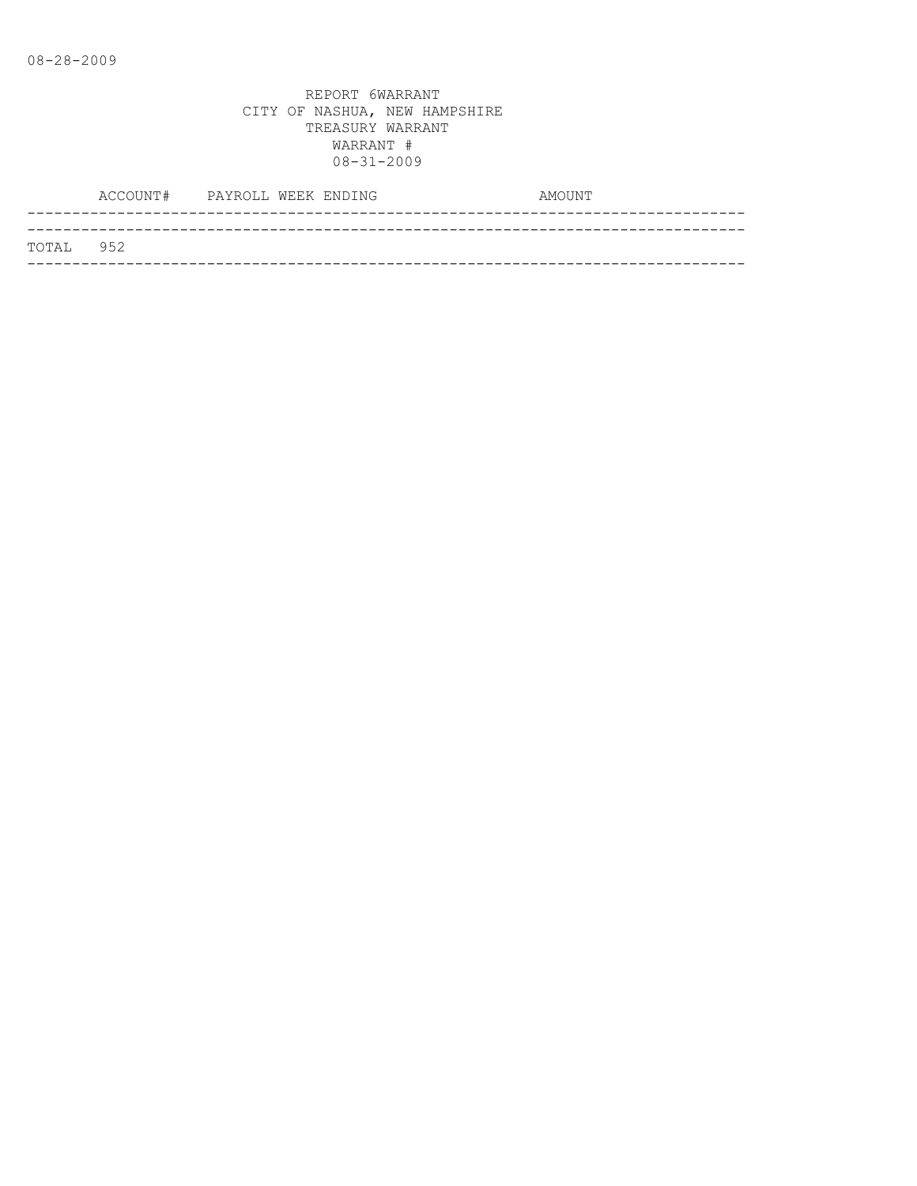REPORT 6WARRANT
CITY OF NASHUA, NEW HAMPSHIRE
TREASURY WARRANT
WARRANT #
08-31-2009

| ACCOUNT# | PAYROLL WEEK ENDING | AMOUNT |
|---|---|---|
| TOTAL 952 | | |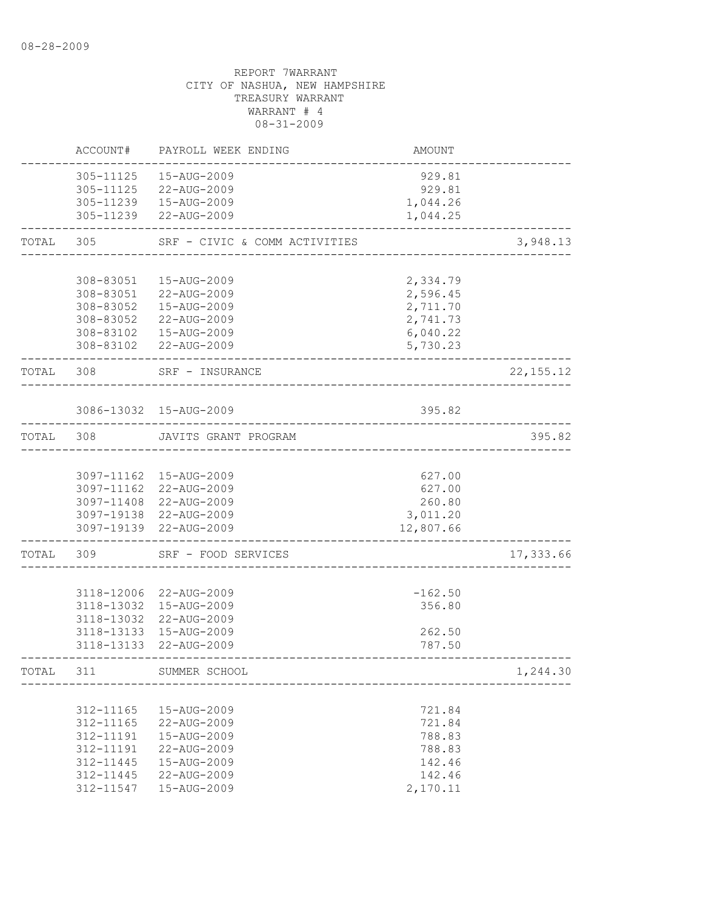REPORT 7WARRANT
CITY OF NASHUA, NEW HAMPSHIRE
TREASURY WARRANT
WARRANT # 4
08-31-2009

| | ACCOUNT# | PAYROLL WEEK ENDING | AMOUNT | |
|---|---|---|---|---|
| | 305-11125 | 15-AUG-2009 | 929.81 | |
| | 305-11125 | 22-AUG-2009 | 929.81 | |
| | 305-11239 | 15-AUG-2009 | 1,044.26 | |
| | 305-11239 | 22-AUG-2009 | 1,044.25 | |
| TOTAL | 305 | SRF - CIVIC & COMM ACTIVITIES | | 3,948.13 |
| | 308-83051 | 15-AUG-2009 | 2,334.79 | |
| | 308-83051 | 22-AUG-2009 | 2,596.45 | |
| | 308-83052 | 15-AUG-2009 | 2,711.70 | |
| | 308-83052 | 22-AUG-2009 | 2,741.73 | |
| | 308-83102 | 15-AUG-2009 | 6,040.22 | |
| | 308-83102 | 22-AUG-2009 | 5,730.23 | |
| TOTAL | 308 | SRF - INSURANCE | | 22,155.12 |
| | 3086-13032 | 15-AUG-2009 | 395.82 | |
| TOTAL | 308 | JAVITS GRANT PROGRAM | | 395.82 |
| | 3097-11162 | 15-AUG-2009 | 627.00 | |
| | 3097-11162 | 22-AUG-2009 | 627.00 | |
| | 3097-11408 | 22-AUG-2009 | 260.80 | |
| | 3097-19138 | 22-AUG-2009 | 3,011.20 | |
| | 3097-19139 | 22-AUG-2009 | 12,807.66 | |
| TOTAL | 309 | SRF - FOOD SERVICES | | 17,333.66 |
| | 3118-12006 | 22-AUG-2009 | -162.50 | |
| | 3118-13032 | 15-AUG-2009 | 356.80 | |
| | 3118-13032 | 22-AUG-2009 | | |
| | 3118-13133 | 15-AUG-2009 | 262.50 | |
| | 3118-13133 | 22-AUG-2009 | 787.50 | |
| TOTAL | 311 | SUMMER SCHOOL | | 1,244.30 |
| | 312-11165 | 15-AUG-2009 | 721.84 | |
| | 312-11165 | 22-AUG-2009 | 721.84 | |
| | 312-11191 | 15-AUG-2009 | 788.83 | |
| | 312-11191 | 22-AUG-2009 | 788.83 | |
| | 312-11445 | 15-AUG-2009 | 142.46 | |
| | 312-11445 | 22-AUG-2009 | 142.46 | |
| | 312-11547 | 15-AUG-2009 | 2,170.11 | |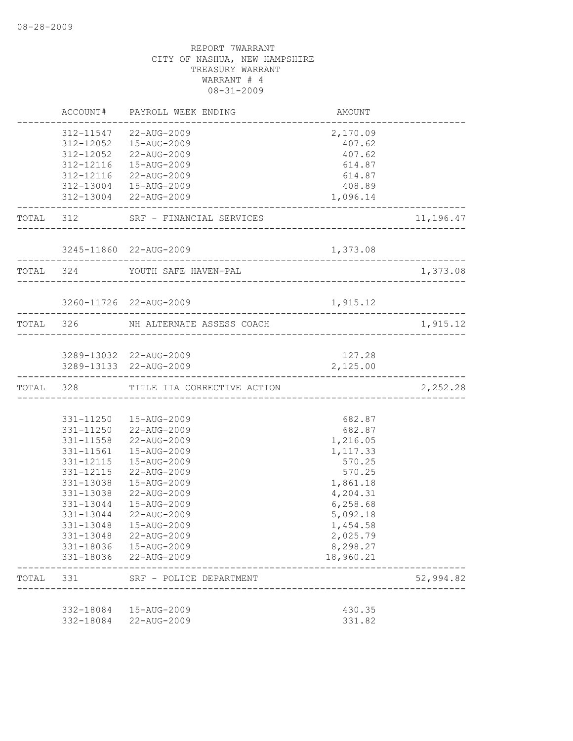08-28-2009

REPORT 7WARRANT
CITY OF NASHUA, NEW HAMPSHIRE
TREASURY WARRANT
WARRANT # 4
08-31-2009

| | ACCOUNT# | PAYROLL WEEK ENDING | AMOUNT | |
|---|---|---|---|---|
| | 312-11547 | 22-AUG-2009 | 2,170.09 | |
| | 312-12052 | 15-AUG-2009 | 407.62 | |
| | 312-12052 | 22-AUG-2009 | 407.62 | |
| | 312-12116 | 15-AUG-2009 | 614.87 | |
| | 312-12116 | 22-AUG-2009 | 614.87 | |
| | 312-13004 | 15-AUG-2009 | 408.89 | |
| | 312-13004 | 22-AUG-2009 | 1,096.14 | |
| TOTAL | 312 | SRF - FINANCIAL SERVICES | | 11,196.47 |
| | 3245-11860 | 22-AUG-2009 | 1,373.08 | |
| TOTAL | 324 | YOUTH SAFE HAVEN-PAL | | 1,373.08 |
| | 3260-11726 | 22-AUG-2009 | 1,915.12 | |
| TOTAL | 326 | NH ALTERNATE ASSESS COACH | | 1,915.12 |
| | 3289-13032 | 22-AUG-2009 | 127.28 | |
| | 3289-13133 | 22-AUG-2009 | 2,125.00 | |
| TOTAL | 328 | TITLE IIA CORRECTIVE ACTION | | 2,252.28 |
| | 331-11250 | 15-AUG-2009 | 682.87 | |
| | 331-11250 | 22-AUG-2009 | 682.87 | |
| | 331-11558 | 22-AUG-2009 | 1,216.05 | |
| | 331-11561 | 15-AUG-2009 | 1,117.33 | |
| | 331-12115 | 15-AUG-2009 | 570.25 | |
| | 331-12115 | 22-AUG-2009 | 570.25 | |
| | 331-13038 | 15-AUG-2009 | 1,861.18 | |
| | 331-13038 | 22-AUG-2009 | 4,204.31 | |
| | 331-13044 | 15-AUG-2009 | 6,258.68 | |
| | 331-13044 | 22-AUG-2009 | 5,092.18 | |
| | 331-13048 | 15-AUG-2009 | 1,454.58 | |
| | 331-13048 | 22-AUG-2009 | 2,025.79 | |
| | 331-18036 | 15-AUG-2009 | 8,298.27 | |
| | 331-18036 | 22-AUG-2009 | 18,960.21 | |
| TOTAL | 331 | SRF - POLICE DEPARTMENT | | 52,994.82 |
| | 332-18084 | 15-AUG-2009 | 430.35 | |
| | 332-18084 | 22-AUG-2009 | 331.82 | |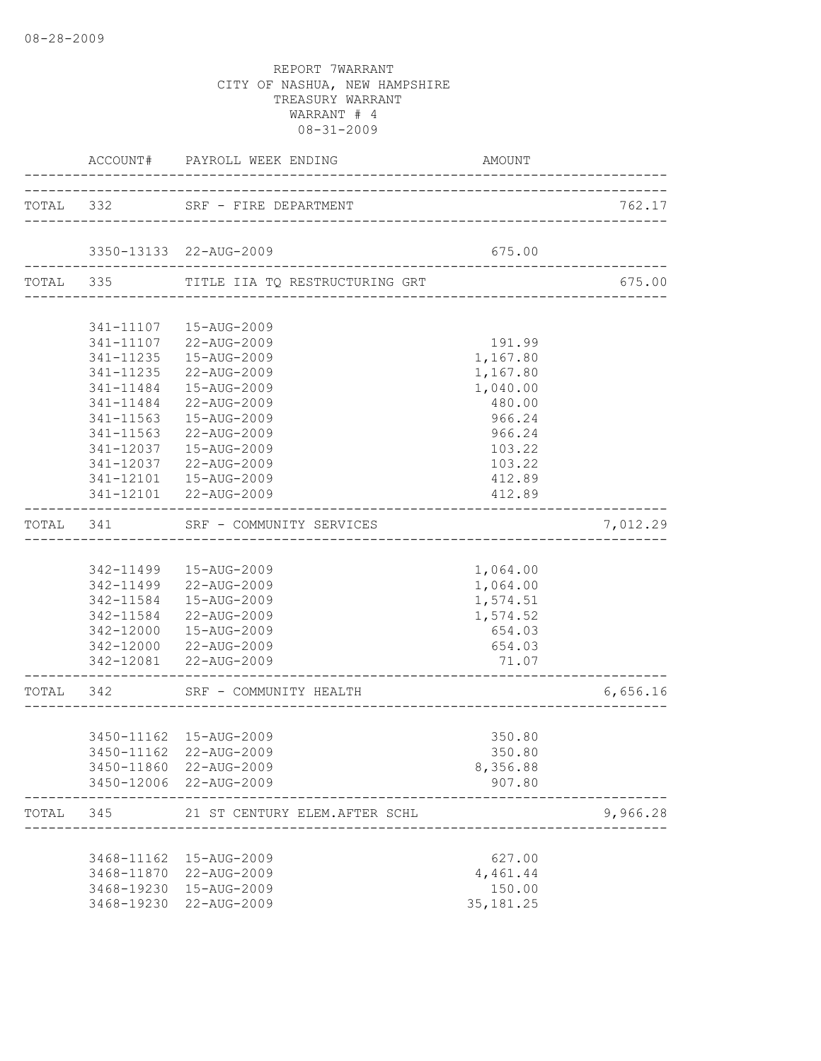08-28-2009

REPORT 7WARRANT
CITY OF NASHUA, NEW HAMPSHIRE
TREASURY WARRANT
WARRANT # 4
08-31-2009

| | ACCOUNT# | PAYROLL WEEK ENDING | AMOUNT | |
|---|---|---|---|---|
| TOTAL | 332 | SRF - FIRE DEPARTMENT | | 762.17 |
| | 3350-13133 | 22-AUG-2009 | 675.00 | |
| TOTAL | 335 | TITLE IIA TQ RESTRUCTURING GRT | | 675.00 |
| | 341-11107 | 15-AUG-2009 | | |
| | 341-11107 | 22-AUG-2009 | 191.99 | |
| | 341-11235 | 15-AUG-2009 | 1,167.80 | |
| | 341-11235 | 22-AUG-2009 | 1,167.80 | |
| | 341-11484 | 15-AUG-2009 | 1,040.00 | |
| | 341-11484 | 22-AUG-2009 | 480.00 | |
| | 341-11563 | 15-AUG-2009 | 966.24 | |
| | 341-11563 | 22-AUG-2009 | 966.24 | |
| | 341-12037 | 15-AUG-2009 | 103.22 | |
| | 341-12037 | 22-AUG-2009 | 103.22 | |
| | 341-12101 | 15-AUG-2009 | 412.89 | |
| | 341-12101 | 22-AUG-2009 | 412.89 | |
| TOTAL | 341 | SRF - COMMUNITY SERVICES | | 7,012.29 |
| | 342-11499 | 15-AUG-2009 | 1,064.00 | |
| | 342-11499 | 22-AUG-2009 | 1,064.00 | |
| | 342-11584 | 15-AUG-2009 | 1,574.51 | |
| | 342-11584 | 22-AUG-2009 | 1,574.52 | |
| | 342-12000 | 15-AUG-2009 | 654.03 | |
| | 342-12000 | 22-AUG-2009 | 654.03 | |
| | 342-12081 | 22-AUG-2009 | 71.07 | |
| TOTAL | 342 | SRF - COMMUNITY HEALTH | | 6,656.16 |
| | 3450-11162 | 15-AUG-2009 | 350.80 | |
| | 3450-11162 | 22-AUG-2009 | 350.80 | |
| | 3450-11860 | 22-AUG-2009 | 8,356.88 | |
| | 3450-12006 | 22-AUG-2009 | 907.80 | |
| TOTAL | 345 | 21 ST CENTURY ELEM.AFTER SCHL | | 9,966.28 |
| | 3468-11162 | 15-AUG-2009 | 627.00 | |
| | 3468-11870 | 22-AUG-2009 | 4,461.44 | |
| | 3468-19230 | 15-AUG-2009 | 150.00 | |
| | 3468-19230 | 22-AUG-2009 | 35,181.25 | |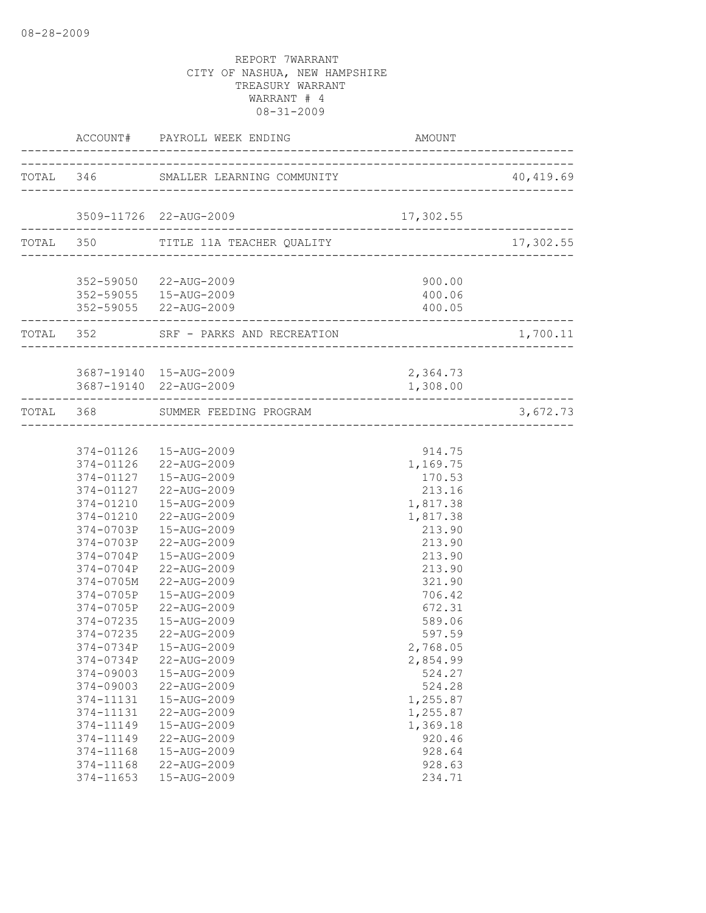08-28-2009

REPORT 7WARRANT
CITY OF NASHUA, NEW HAMPSHIRE
TREASURY WARRANT
WARRANT # 4
08-31-2009

| | ACCOUNT# | PAYROLL WEEK ENDING | AMOUNT | |
|---|---|---|---|---|
| TOTAL | 346 | SMALLER LEARNING COMMUNITY | | 40,419.69 |
| | 3509-11726 | 22-AUG-2009 | 17,302.55 | |
| TOTAL | 350 | TITLE 11A TEACHER QUALITY | | 17,302.55 |
| | 352-59050 | 22-AUG-2009 | 900.00 | |
| | 352-59055 | 15-AUG-2009 | 400.06 | |
| | 352-59055 | 22-AUG-2009 | 400.05 | |
| TOTAL | 352 | SRF - PARKS AND RECREATION | | 1,700.11 |
| | 3687-19140 | 15-AUG-2009 | 2,364.73 | |
| | 3687-19140 | 22-AUG-2009 | 1,308.00 | |
| TOTAL | 368 | SUMMER FEEDING PROGRAM | | 3,672.73 |
| | 374-01126 | 15-AUG-2009 | 914.75 | |
| | 374-01126 | 22-AUG-2009 | 1,169.75 | |
| | 374-01127 | 15-AUG-2009 | 170.53 | |
| | 374-01127 | 22-AUG-2009 | 213.16 | |
| | 374-01210 | 15-AUG-2009 | 1,817.38 | |
| | 374-01210 | 22-AUG-2009 | 1,817.38 | |
| | 374-0703P | 15-AUG-2009 | 213.90 | |
| | 374-0703P | 22-AUG-2009 | 213.90 | |
| | 374-0704P | 15-AUG-2009 | 213.90 | |
| | 374-0704P | 22-AUG-2009 | 213.90 | |
| | 374-0705M | 22-AUG-2009 | 321.90 | |
| | 374-0705P | 15-AUG-2009 | 706.42 | |
| | 374-0705P | 22-AUG-2009 | 672.31 | |
| | 374-07235 | 15-AUG-2009 | 589.06 | |
| | 374-07235 | 22-AUG-2009 | 597.59 | |
| | 374-0734P | 15-AUG-2009 | 2,768.05 | |
| | 374-0734P | 22-AUG-2009 | 2,854.99 | |
| | 374-09003 | 15-AUG-2009 | 524.27 | |
| | 374-09003 | 22-AUG-2009 | 524.28 | |
| | 374-11131 | 15-AUG-2009 | 1,255.87 | |
| | 374-11131 | 22-AUG-2009 | 1,255.87 | |
| | 374-11149 | 15-AUG-2009 | 1,369.18 | |
| | 374-11149 | 22-AUG-2009 | 920.46 | |
| | 374-11168 | 15-AUG-2009 | 928.64 | |
| | 374-11168 | 22-AUG-2009 | 928.63 | |
| | 374-11653 | 15-AUG-2009 | 234.71 | |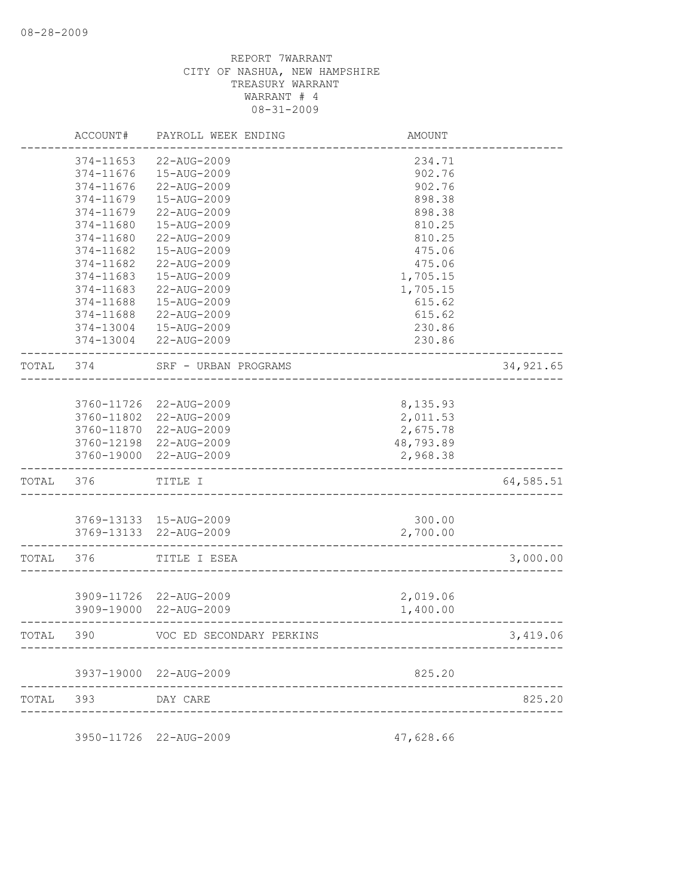08-28-2009

REPORT 7WARRANT
CITY OF NASHUA, NEW HAMPSHIRE
TREASURY WARRANT
WARRANT # 4
08-31-2009

| | ACCOUNT# | PAYROLL WEEK ENDING | AMOUNT | |
|---|---|---|---|---|
| | 374-11653 | 22-AUG-2009 | 234.71 | |
| | 374-11676 | 15-AUG-2009 | 902.76 | |
| | 374-11676 | 22-AUG-2009 | 902.76 | |
| | 374-11679 | 15-AUG-2009 | 898.38 | |
| | 374-11679 | 22-AUG-2009 | 898.38 | |
| | 374-11680 | 15-AUG-2009 | 810.25 | |
| | 374-11680 | 22-AUG-2009 | 810.25 | |
| | 374-11682 | 15-AUG-2009 | 475.06 | |
| | 374-11682 | 22-AUG-2009 | 475.06 | |
| | 374-11683 | 15-AUG-2009 | 1,705.15 | |
| | 374-11683 | 22-AUG-2009 | 1,705.15 | |
| | 374-11688 | 15-AUG-2009 | 615.62 | |
| | 374-11688 | 22-AUG-2009 | 615.62 | |
| | 374-13004 | 15-AUG-2009 | 230.86 | |
| | 374-13004 | 22-AUG-2009 | 230.86 | |
| TOTAL | 374 | SRF - URBAN PROGRAMS | | 34,921.65 |
| | 3760-11726 | 22-AUG-2009 | 8,135.93 | |
| | 3760-11802 | 22-AUG-2009 | 2,011.53 | |
| | 3760-11870 | 22-AUG-2009 | 2,675.78 | |
| | 3760-12198 | 22-AUG-2009 | 48,793.89 | |
| | 3760-19000 | 22-AUG-2009 | 2,968.38 | |
| TOTAL | 376 | TITLE I | | 64,585.51 |
| | 3769-13133 | 15-AUG-2009 | 300.00 | |
| | 3769-13133 | 22-AUG-2009 | 2,700.00 | |
| TOTAL | 376 | TITLE I ESEA | | 3,000.00 |
| | 3909-11726 | 22-AUG-2009 | 2,019.06 | |
| | 3909-19000 | 22-AUG-2009 | 1,400.00 | |
| TOTAL | 390 | VOC ED SECONDARY PERKINS | | 3,419.06 |
| | 3937-19000 | 22-AUG-2009 | 825.20 | |
| TOTAL | 393 | DAY CARE | | 825.20 |
| | 3950-11726 | 22-AUG-2009 | 47,628.66 | |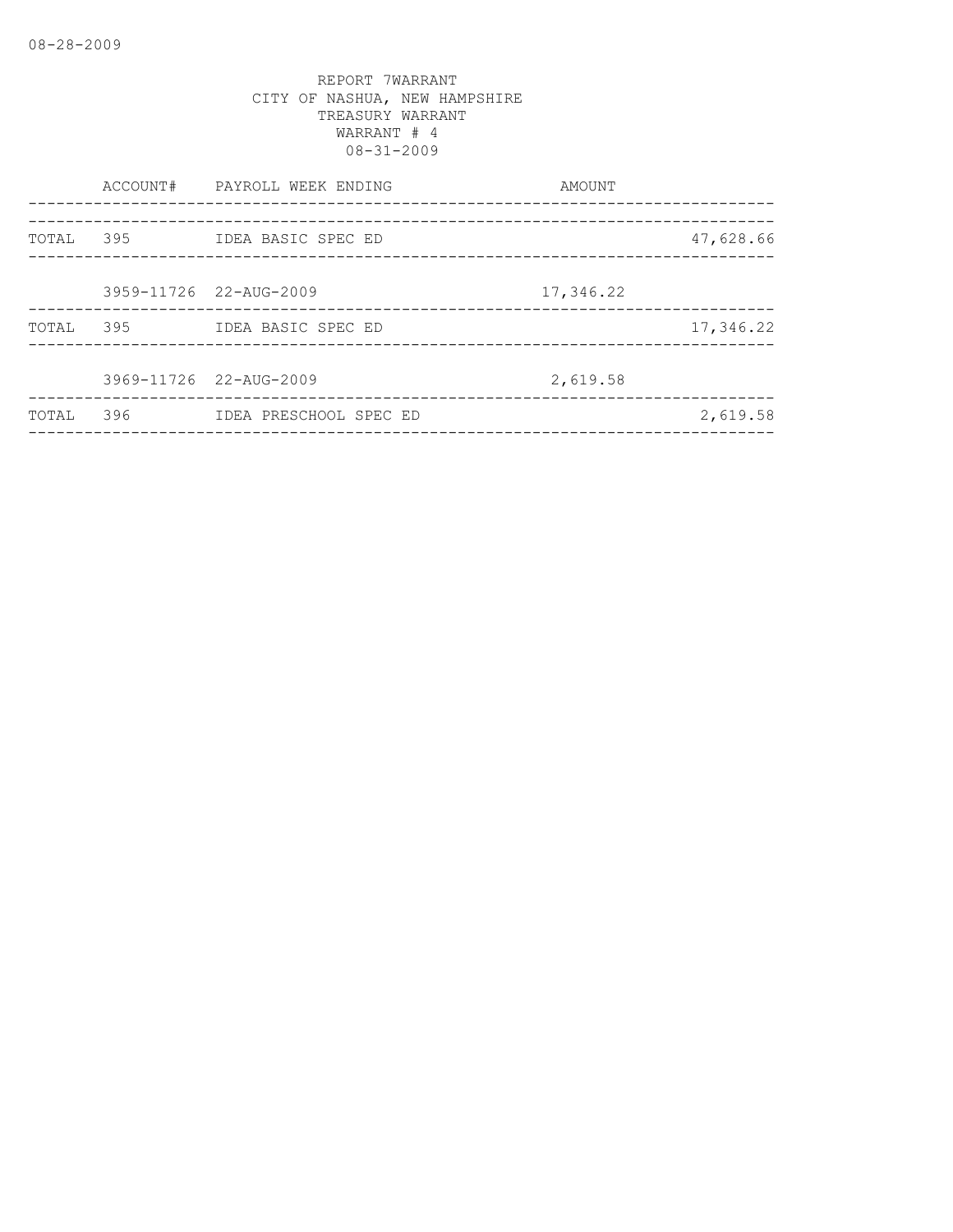REPORT 7WARRANT
CITY OF NASHUA, NEW HAMPSHIRE
TREASURY WARRANT
WARRANT # 4
08-31-2009

| | ACCOUNT# | PAYROLL WEEK ENDING | AMOUNT | |
|---|---|---|---|---|
| TOTAL | 395 | IDEA BASIC SPEC ED | | 47,628.66 |
| | 3959-11726 | 22-AUG-2009 | 17,346.22 | |
| TOTAL | 395 | IDEA BASIC SPEC ED | | 17,346.22 |
| | 3969-11726 | 22-AUG-2009 | 2,619.58 | |
| TOTAL | 396 | IDEA PRESCHOOL SPEC ED | | 2,619.58 |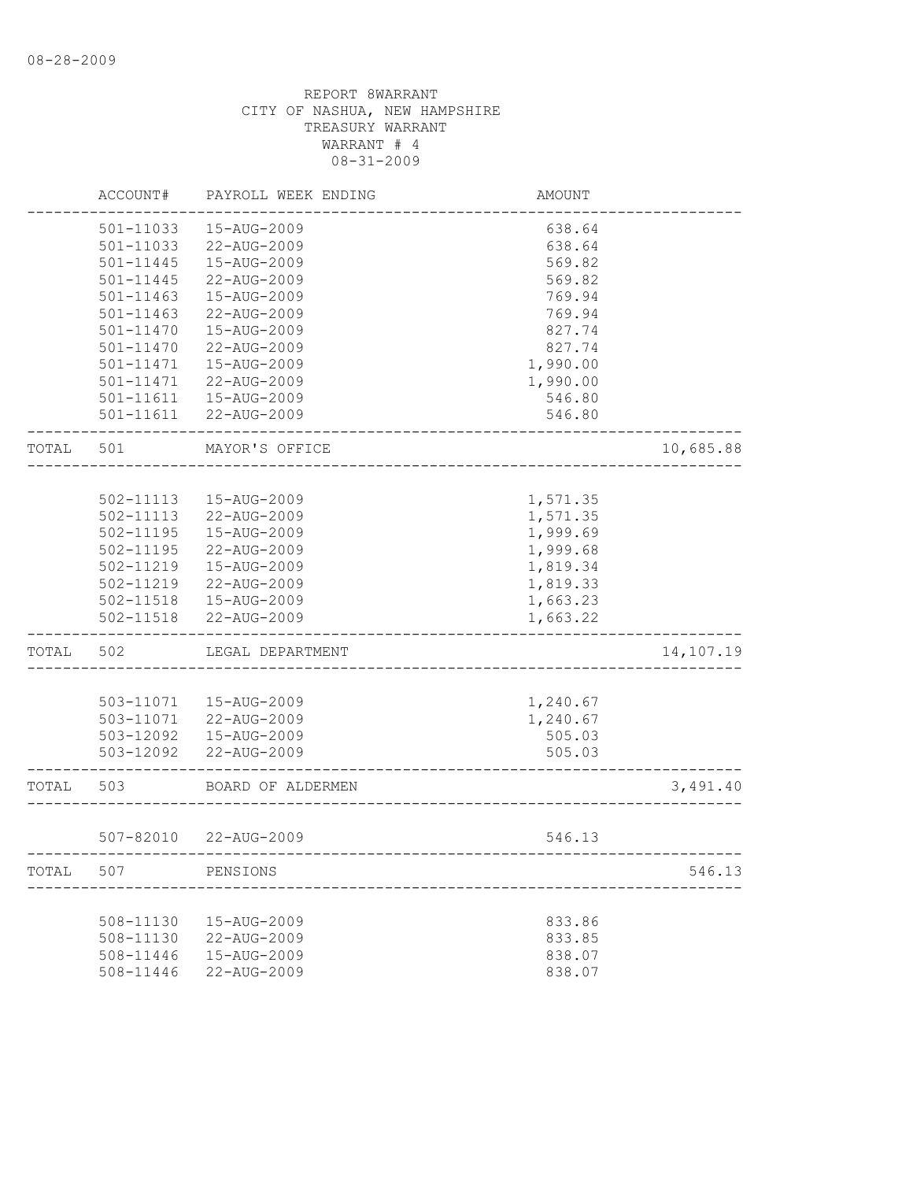REPORT 8WARRANT
CITY OF NASHUA, NEW HAMPSHIRE
TREASURY WARRANT
WARRANT # 4
08-31-2009

| | ACCOUNT# | PAYROLL WEEK ENDING | AMOUNT | |
|---|---|---|---|---|
| | 501-11033 | 15-AUG-2009 | 638.64 | |
| | 501-11033 | 22-AUG-2009 | 638.64 | |
| | 501-11445 | 15-AUG-2009 | 569.82 | |
| | 501-11445 | 22-AUG-2009 | 569.82 | |
| | 501-11463 | 15-AUG-2009 | 769.94 | |
| | 501-11463 | 22-AUG-2009 | 769.94 | |
| | 501-11470 | 15-AUG-2009 | 827.74 | |
| | 501-11470 | 22-AUG-2009 | 827.74 | |
| | 501-11471 | 15-AUG-2009 | 1,990.00 | |
| | 501-11471 | 22-AUG-2009 | 1,990.00 | |
| | 501-11611 | 15-AUG-2009 | 546.80 | |
| | 501-11611 | 22-AUG-2009 | 546.80 | |
| TOTAL | 501 | MAYOR'S OFFICE | | 10,685.88 |
| | 502-11113 | 15-AUG-2009 | 1,571.35 | |
| | 502-11113 | 22-AUG-2009 | 1,571.35 | |
| | 502-11195 | 15-AUG-2009 | 1,999.69 | |
| | 502-11195 | 22-AUG-2009 | 1,999.68 | |
| | 502-11219 | 15-AUG-2009 | 1,819.34 | |
| | 502-11219 | 22-AUG-2009 | 1,819.33 | |
| | 502-11518 | 15-AUG-2009 | 1,663.23 | |
| | 502-11518 | 22-AUG-2009 | 1,663.22 | |
| TOTAL | 502 | LEGAL DEPARTMENT | | 14,107.19 |
| | 503-11071 | 15-AUG-2009 | 1,240.67 | |
| | 503-11071 | 22-AUG-2009 | 1,240.67 | |
| | 503-12092 | 15-AUG-2009 | 505.03 | |
| | 503-12092 | 22-AUG-2009 | 505.03 | |
| TOTAL | 503 | BOARD OF ALDERMEN | | 3,491.40 |
| | 507-82010 | 22-AUG-2009 | 546.13 | |
| TOTAL | 507 | PENSIONS | | 546.13 |
| | 508-11130 | 15-AUG-2009 | 833.86 | |
| | 508-11130 | 22-AUG-2009 | 833.85 | |
| | 508-11446 | 15-AUG-2009 | 838.07 | |
| | 508-11446 | 22-AUG-2009 | 838.07 | |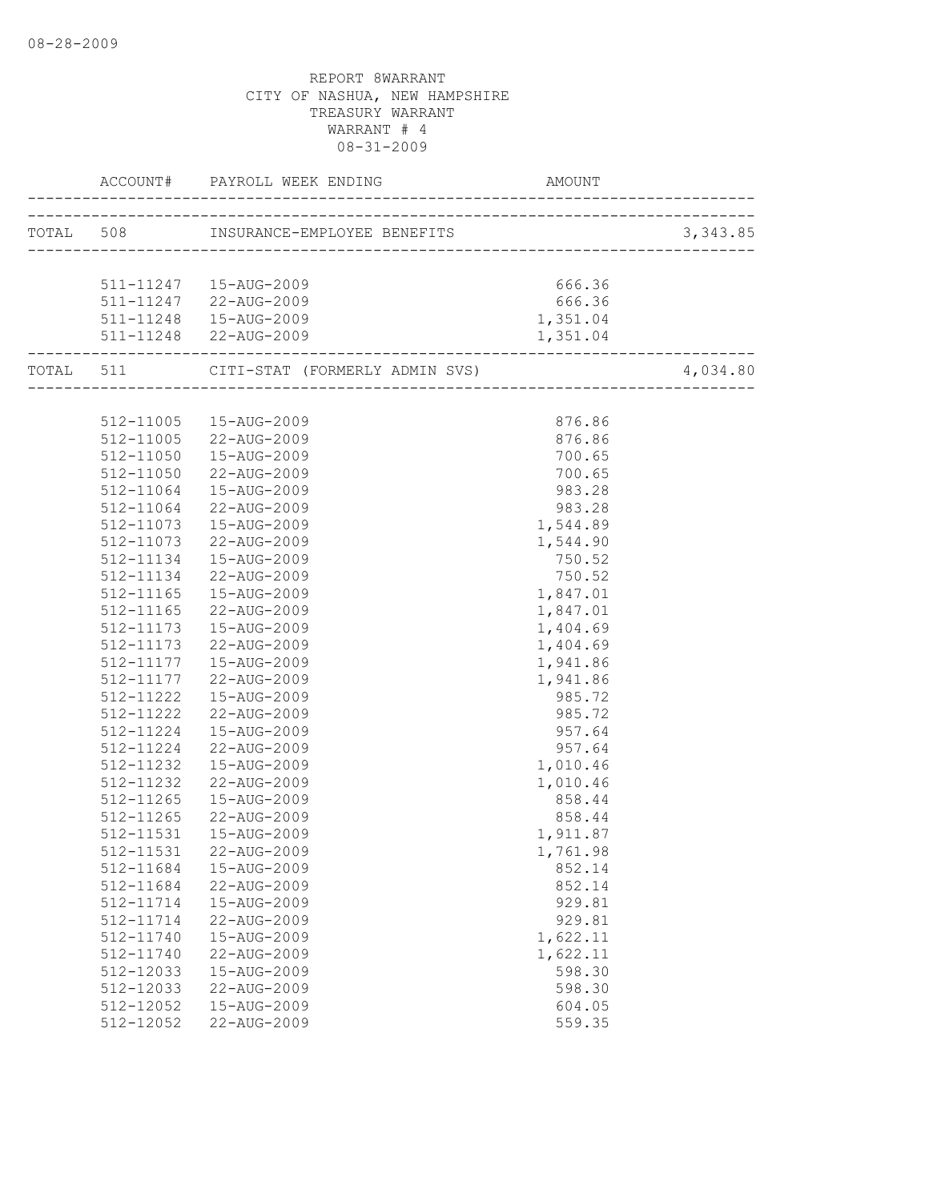08-28-2009

REPORT 8WARRANT
CITY OF NASHUA, NEW HAMPSHIRE
TREASURY WARRANT
WARRANT # 4
08-31-2009

| | ACCOUNT# | PAYROLL WEEK ENDING | AMOUNT | |
|---|---|---|---|---|
| TOTAL | 508 | INSURANCE-EMPLOYEE BENEFITS | | 3,343.85 |
| | 511-11247 | 15-AUG-2009 | 666.36 | |
| | 511-11247 | 22-AUG-2009 | 666.36 | |
| | 511-11248 | 15-AUG-2009 | 1,351.04 | |
| | 511-11248 | 22-AUG-2009 | 1,351.04 | |
| TOTAL | 511 | CITI-STAT (FORMERLY ADMIN SVS) | | 4,034.80 |
| | 512-11005 | 15-AUG-2009 | 876.86 | |
| | 512-11005 | 22-AUG-2009 | 876.86 | |
| | 512-11050 | 15-AUG-2009 | 700.65 | |
| | 512-11050 | 22-AUG-2009 | 700.65 | |
| | 512-11064 | 15-AUG-2009 | 983.28 | |
| | 512-11064 | 22-AUG-2009 | 983.28 | |
| | 512-11073 | 15-AUG-2009 | 1,544.89 | |
| | 512-11073 | 22-AUG-2009 | 1,544.90 | |
| | 512-11134 | 15-AUG-2009 | 750.52 | |
| | 512-11134 | 22-AUG-2009 | 750.52 | |
| | 512-11165 | 15-AUG-2009 | 1,847.01 | |
| | 512-11165 | 22-AUG-2009 | 1,847.01 | |
| | 512-11173 | 15-AUG-2009 | 1,404.69 | |
| | 512-11173 | 22-AUG-2009 | 1,404.69 | |
| | 512-11177 | 15-AUG-2009 | 1,941.86 | |
| | 512-11177 | 22-AUG-2009 | 1,941.86 | |
| | 512-11222 | 15-AUG-2009 | 985.72 | |
| | 512-11222 | 22-AUG-2009 | 985.72 | |
| | 512-11224 | 15-AUG-2009 | 957.64 | |
| | 512-11224 | 22-AUG-2009 | 957.64 | |
| | 512-11232 | 15-AUG-2009 | 1,010.46 | |
| | 512-11232 | 22-AUG-2009 | 1,010.46 | |
| | 512-11265 | 15-AUG-2009 | 858.44 | |
| | 512-11265 | 22-AUG-2009 | 858.44 | |
| | 512-11531 | 15-AUG-2009 | 1,911.87 | |
| | 512-11531 | 22-AUG-2009 | 1,761.98 | |
| | 512-11684 | 15-AUG-2009 | 852.14 | |
| | 512-11684 | 22-AUG-2009 | 852.14 | |
| | 512-11714 | 15-AUG-2009 | 929.81 | |
| | 512-11714 | 22-AUG-2009 | 929.81 | |
| | 512-11740 | 15-AUG-2009 | 1,622.11 | |
| | 512-11740 | 22-AUG-2009 | 1,622.11 | |
| | 512-12033 | 15-AUG-2009 | 598.30 | |
| | 512-12033 | 22-AUG-2009 | 598.30 | |
| | 512-12052 | 15-AUG-2009 | 604.05 | |
| | 512-12052 | 22-AUG-2009 | 559.35 | |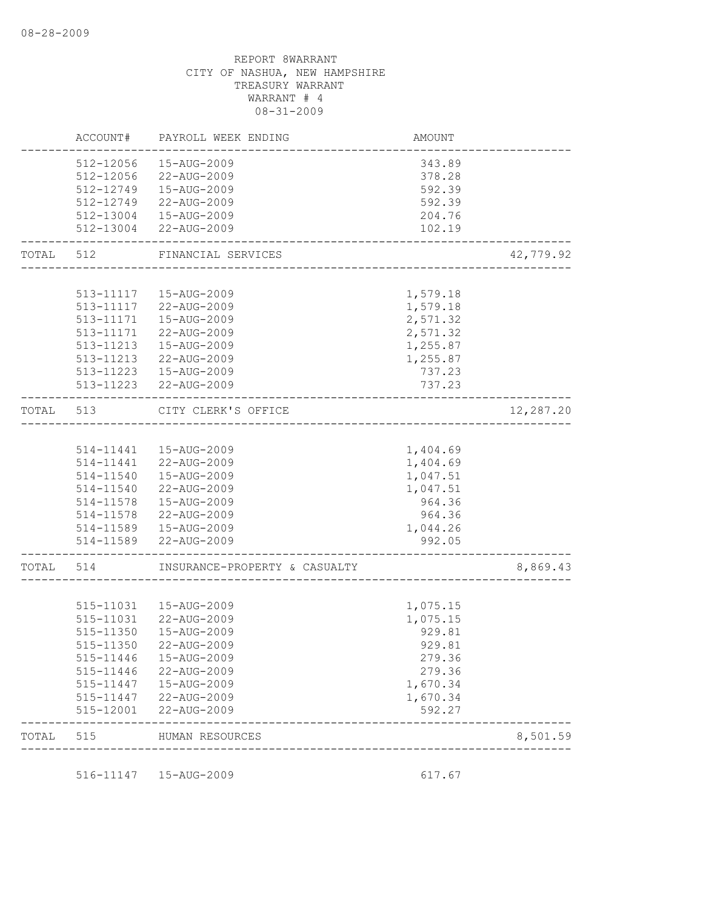08-28-2009

REPORT 8WARRANT
CITY OF NASHUA, NEW HAMPSHIRE
TREASURY WARRANT
WARRANT # 4
08-31-2009

| | ACCOUNT# | PAYROLL WEEK ENDING | AMOUNT | |
|---|---|---|---|---|
| | 512-12056 | 15-AUG-2009 | 343.89 | |
| | 512-12056 | 22-AUG-2009 | 378.28 | |
| | 512-12749 | 15-AUG-2009 | 592.39 | |
| | 512-12749 | 22-AUG-2009 | 592.39 | |
| | 512-13004 | 15-AUG-2009 | 204.76 | |
| | 512-13004 | 22-AUG-2009 | 102.19 | |
| TOTAL | 512 | FINANCIAL SERVICES | | 42,779.92 |
| | 513-11117 | 15-AUG-2009 | 1,579.18 | |
| | 513-11117 | 22-AUG-2009 | 1,579.18 | |
| | 513-11171 | 15-AUG-2009 | 2,571.32 | |
| | 513-11171 | 22-AUG-2009 | 2,571.32 | |
| | 513-11213 | 15-AUG-2009 | 1,255.87 | |
| | 513-11213 | 22-AUG-2009 | 1,255.87 | |
| | 513-11223 | 15-AUG-2009 | 737.23 | |
| | 513-11223 | 22-AUG-2009 | 737.23 | |
| TOTAL | 513 | CITY CLERK'S OFFICE | | 12,287.20 |
| | 514-11441 | 15-AUG-2009 | 1,404.69 | |
| | 514-11441 | 22-AUG-2009 | 1,404.69 | |
| | 514-11540 | 15-AUG-2009 | 1,047.51 | |
| | 514-11540 | 22-AUG-2009 | 1,047.51 | |
| | 514-11578 | 15-AUG-2009 | 964.36 | |
| | 514-11578 | 22-AUG-2009 | 964.36 | |
| | 514-11589 | 15-AUG-2009 | 1,044.26 | |
| | 514-11589 | 22-AUG-2009 | 992.05 | |
| TOTAL | 514 | INSURANCE-PROPERTY & CASUALTY | | 8,869.43 |
| | 515-11031 | 15-AUG-2009 | 1,075.15 | |
| | 515-11031 | 22-AUG-2009 | 1,075.15 | |
| | 515-11350 | 15-AUG-2009 | 929.81 | |
| | 515-11350 | 22-AUG-2009 | 929.81 | |
| | 515-11446 | 15-AUG-2009 | 279.36 | |
| | 515-11446 | 22-AUG-2009 | 279.36 | |
| | 515-11447 | 15-AUG-2009 | 1,670.34 | |
| | 515-11447 | 22-AUG-2009 | 1,670.34 | |
| | 515-12001 | 22-AUG-2009 | 592.27 | |
| TOTAL | 515 | HUMAN RESOURCES | | 8,501.59 |
| | 516-11147 | 15-AUG-2009 | 617.67 | |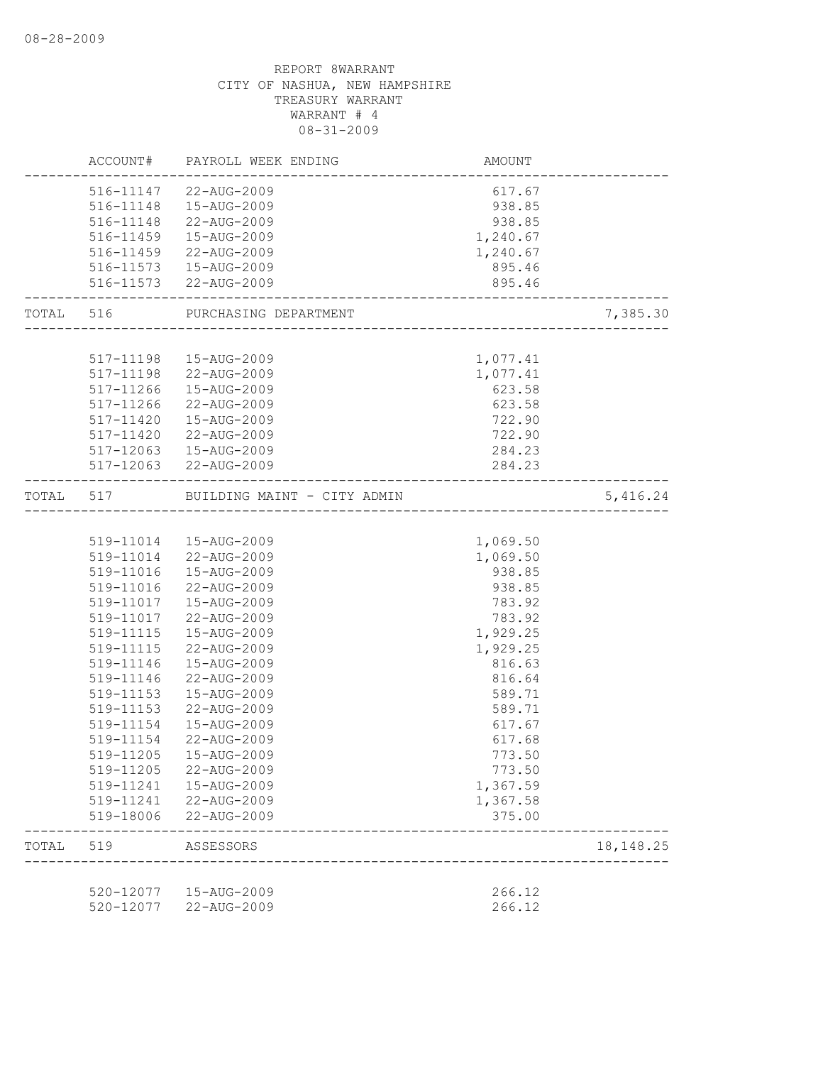REPORT 8WARRANT
CITY OF NASHUA, NEW HAMPSHIRE
TREASURY WARRANT
WARRANT # 4
08-31-2009

| | ACCOUNT# | PAYROLL WEEK ENDING | AMOUNT | |
|---|---|---|---|---|
| | 516-11147 | 22-AUG-2009 | 617.67 | |
| | 516-11148 | 15-AUG-2009 | 938.85 | |
| | 516-11148 | 22-AUG-2009 | 938.85 | |
| | 516-11459 | 15-AUG-2009 | 1,240.67 | |
| | 516-11459 | 22-AUG-2009 | 1,240.67 | |
| | 516-11573 | 15-AUG-2009 | 895.46 | |
| | 516-11573 | 22-AUG-2009 | 895.46 | |
| TOTAL | 516 | PURCHASING DEPARTMENT | | 7,385.30 |
| | 517-11198 | 15-AUG-2009 | 1,077.41 | |
| | 517-11198 | 22-AUG-2009 | 1,077.41 | |
| | 517-11266 | 15-AUG-2009 | 623.58 | |
| | 517-11266 | 22-AUG-2009 | 623.58 | |
| | 517-11420 | 15-AUG-2009 | 722.90 | |
| | 517-11420 | 22-AUG-2009 | 722.90 | |
| | 517-12063 | 15-AUG-2009 | 284.23 | |
| | 517-12063 | 22-AUG-2009 | 284.23 | |
| TOTAL | 517 | BUILDING MAINT - CITY ADMIN | | 5,416.24 |
| | 519-11014 | 15-AUG-2009 | 1,069.50 | |
| | 519-11014 | 22-AUG-2009 | 1,069.50 | |
| | 519-11016 | 15-AUG-2009 | 938.85 | |
| | 519-11016 | 22-AUG-2009 | 938.85 | |
| | 519-11017 | 15-AUG-2009 | 783.92 | |
| | 519-11017 | 22-AUG-2009 | 783.92 | |
| | 519-11115 | 15-AUG-2009 | 1,929.25 | |
| | 519-11115 | 22-AUG-2009 | 1,929.25 | |
| | 519-11146 | 15-AUG-2009 | 816.63 | |
| | 519-11146 | 22-AUG-2009 | 816.64 | |
| | 519-11153 | 15-AUG-2009 | 589.71 | |
| | 519-11153 | 22-AUG-2009 | 589.71 | |
| | 519-11154 | 15-AUG-2009 | 617.67 | |
| | 519-11154 | 22-AUG-2009 | 617.68 | |
| | 519-11205 | 15-AUG-2009 | 773.50 | |
| | 519-11205 | 22-AUG-2009 | 773.50 | |
| | 519-11241 | 15-AUG-2009 | 1,367.59 | |
| | 519-11241 | 22-AUG-2009 | 1,367.58 | |
| | 519-18006 | 22-AUG-2009 | 375.00 | |
| TOTAL | 519 | ASSESSORS | | 18,148.25 |
| | 520-12077 | 15-AUG-2009 | 266.12 | |
| | 520-12077 | 22-AUG-2009 | 266.12 | |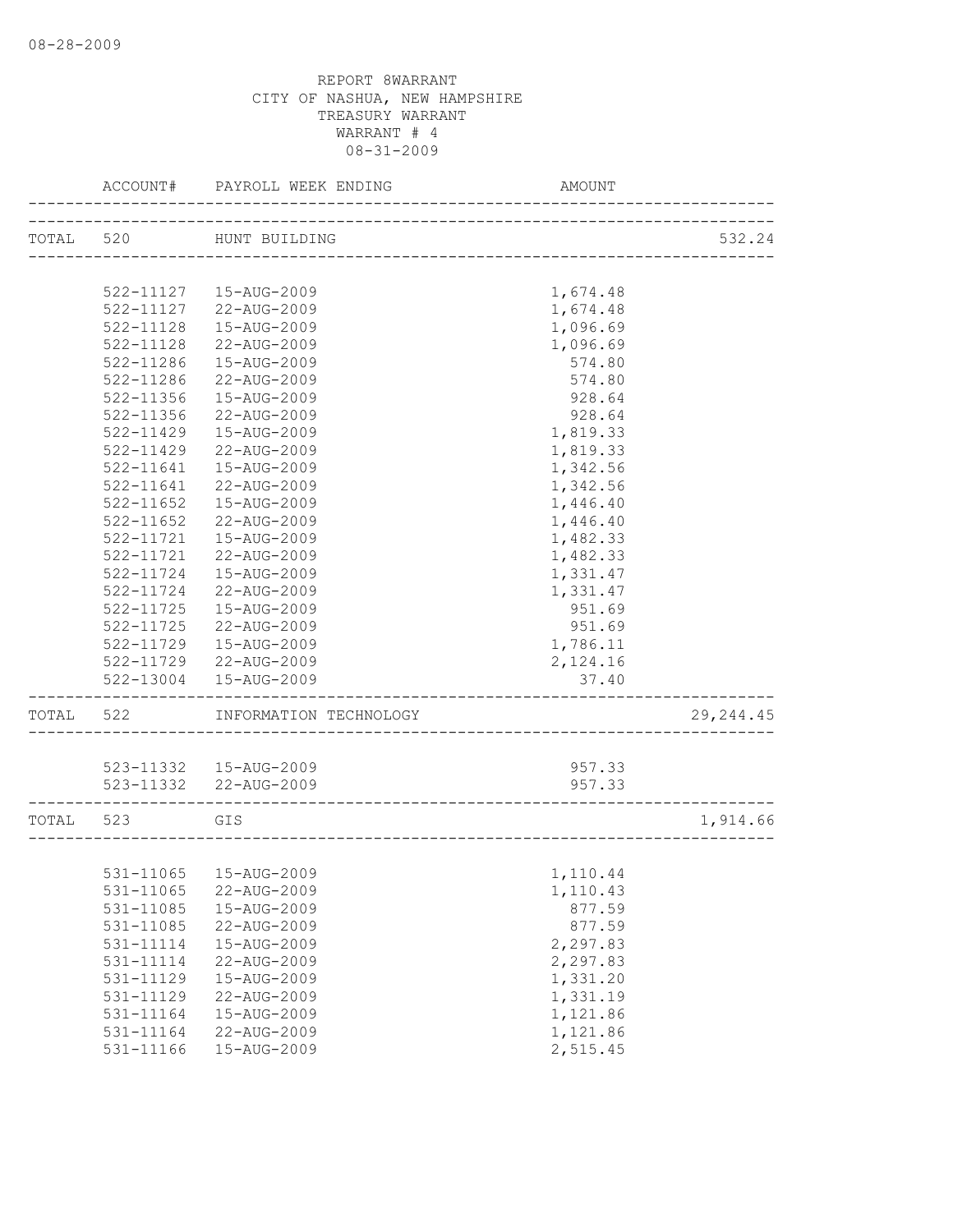REPORT 8WARRANT
CITY OF NASHUA, NEW HAMPSHIRE
TREASURY WARRANT
WARRANT # 4
08-31-2009

| | ACCOUNT# | PAYROLL WEEK ENDING | AMOUNT | |
|---|---|---|---|---|
| TOTAL | 520 | HUNT BUILDING | | 532.24 |
| | 522-11127 | 15-AUG-2009 | 1,674.48 | |
| | 522-11127 | 22-AUG-2009 | 1,674.48 | |
| | 522-11128 | 15-AUG-2009 | 1,096.69 | |
| | 522-11128 | 22-AUG-2009 | 1,096.69 | |
| | 522-11286 | 15-AUG-2009 | 574.80 | |
| | 522-11286 | 22-AUG-2009 | 574.80 | |
| | 522-11356 | 15-AUG-2009 | 928.64 | |
| | 522-11356 | 22-AUG-2009 | 928.64 | |
| | 522-11429 | 15-AUG-2009 | 1,819.33 | |
| | 522-11429 | 22-AUG-2009 | 1,819.33 | |
| | 522-11641 | 15-AUG-2009 | 1,342.56 | |
| | 522-11641 | 22-AUG-2009 | 1,342.56 | |
| | 522-11652 | 15-AUG-2009 | 1,446.40 | |
| | 522-11652 | 22-AUG-2009 | 1,446.40 | |
| | 522-11721 | 15-AUG-2009 | 1,482.33 | |
| | 522-11721 | 22-AUG-2009 | 1,482.33 | |
| | 522-11724 | 15-AUG-2009 | 1,331.47 | |
| | 522-11724 | 22-AUG-2009 | 1,331.47 | |
| | 522-11725 | 15-AUG-2009 | 951.69 | |
| | 522-11725 | 22-AUG-2009 | 951.69 | |
| | 522-11729 | 15-AUG-2009 | 1,786.11 | |
| | 522-11729 | 22-AUG-2009 | 2,124.16 | |
| | 522-13004 | 15-AUG-2009 | 37.40 | |
| TOTAL | 522 | INFORMATION TECHNOLOGY | | 29,244.45 |
| | 523-11332 | 15-AUG-2009 | 957.33 | |
| | 523-11332 | 22-AUG-2009 | 957.33 | |
| TOTAL | 523 | GIS | | 1,914.66 |
| | 531-11065 | 15-AUG-2009 | 1,110.44 | |
| | 531-11065 | 22-AUG-2009 | 1,110.43 | |
| | 531-11085 | 15-AUG-2009 | 877.59 | |
| | 531-11085 | 22-AUG-2009 | 877.59 | |
| | 531-11114 | 15-AUG-2009 | 2,297.83 | |
| | 531-11114 | 22-AUG-2009 | 2,297.83 | |
| | 531-11129 | 15-AUG-2009 | 1,331.20 | |
| | 531-11129 | 22-AUG-2009 | 1,331.19 | |
| | 531-11164 | 15-AUG-2009 | 1,121.86 | |
| | 531-11164 | 22-AUG-2009 | 1,121.86 | |
| | 531-11166 | 15-AUG-2009 | 2,515.45 | |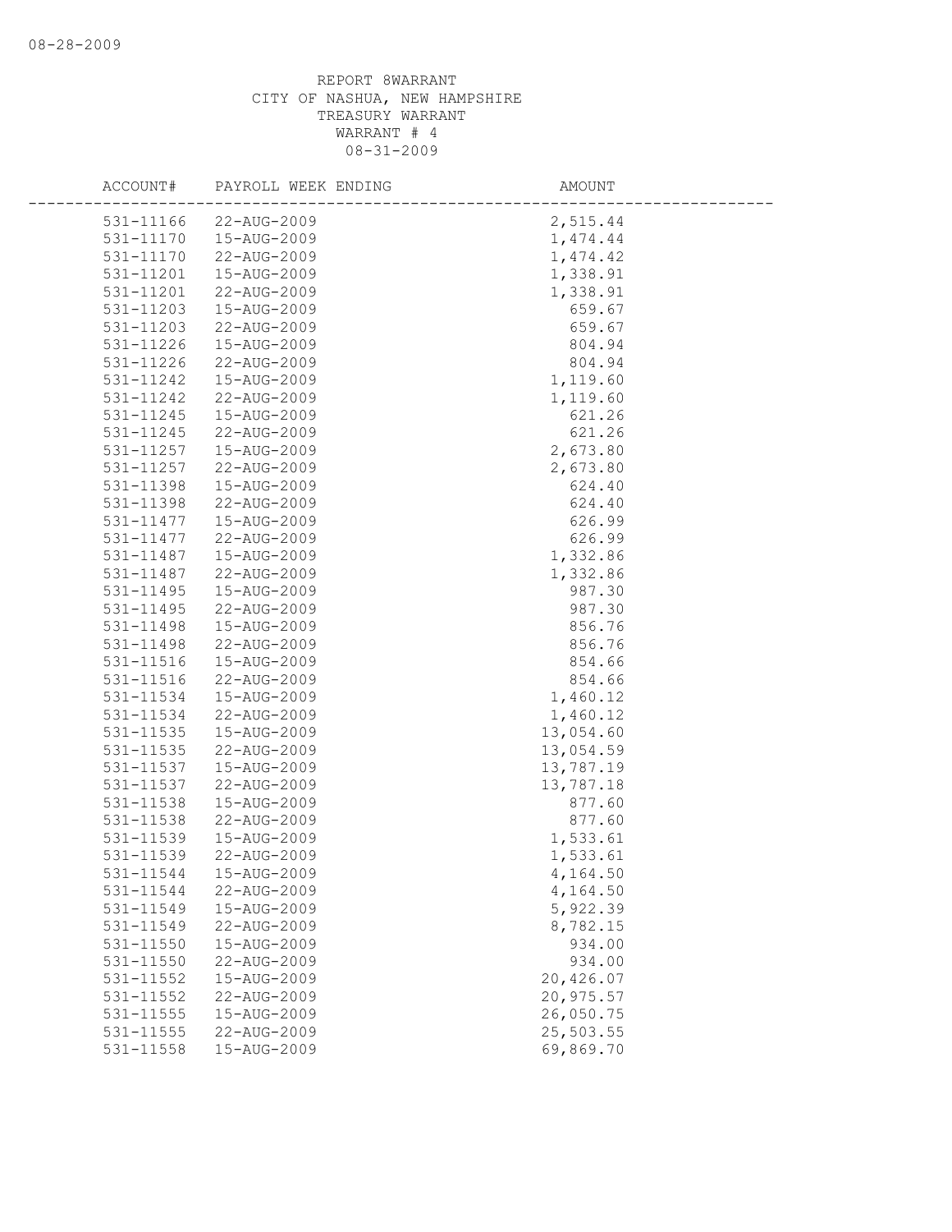REPORT 8WARRANT
CITY OF NASHUA, NEW HAMPSHIRE
TREASURY WARRANT
WARRANT # 4
08-31-2009

| ACCOUNT# | PAYROLL WEEK ENDING | AMOUNT |
|---|---|---|
| 531-11166 | 22-AUG-2009 | 2,515.44 |
| 531-11170 | 15-AUG-2009 | 1,474.44 |
| 531-11170 | 22-AUG-2009 | 1,474.42 |
| 531-11201 | 15-AUG-2009 | 1,338.91 |
| 531-11201 | 22-AUG-2009 | 1,338.91 |
| 531-11203 | 15-AUG-2009 | 659.67 |
| 531-11203 | 22-AUG-2009 | 659.67 |
| 531-11226 | 15-AUG-2009 | 804.94 |
| 531-11226 | 22-AUG-2009 | 804.94 |
| 531-11242 | 15-AUG-2009 | 1,119.60 |
| 531-11242 | 22-AUG-2009 | 1,119.60 |
| 531-11245 | 15-AUG-2009 | 621.26 |
| 531-11245 | 22-AUG-2009 | 621.26 |
| 531-11257 | 15-AUG-2009 | 2,673.80 |
| 531-11257 | 22-AUG-2009 | 2,673.80 |
| 531-11398 | 15-AUG-2009 | 624.40 |
| 531-11398 | 22-AUG-2009 | 624.40 |
| 531-11477 | 15-AUG-2009 | 626.99 |
| 531-11477 | 22-AUG-2009 | 626.99 |
| 531-11487 | 15-AUG-2009 | 1,332.86 |
| 531-11487 | 22-AUG-2009 | 1,332.86 |
| 531-11495 | 15-AUG-2009 | 987.30 |
| 531-11495 | 22-AUG-2009 | 987.30 |
| 531-11498 | 15-AUG-2009 | 856.76 |
| 531-11498 | 22-AUG-2009 | 856.76 |
| 531-11516 | 15-AUG-2009 | 854.66 |
| 531-11516 | 22-AUG-2009 | 854.66 |
| 531-11534 | 15-AUG-2009 | 1,460.12 |
| 531-11534 | 22-AUG-2009 | 1,460.12 |
| 531-11535 | 15-AUG-2009 | 13,054.60 |
| 531-11535 | 22-AUG-2009 | 13,054.59 |
| 531-11537 | 15-AUG-2009 | 13,787.19 |
| 531-11537 | 22-AUG-2009 | 13,787.18 |
| 531-11538 | 15-AUG-2009 | 877.60 |
| 531-11538 | 22-AUG-2009 | 877.60 |
| 531-11539 | 15-AUG-2009 | 1,533.61 |
| 531-11539 | 22-AUG-2009 | 1,533.61 |
| 531-11544 | 15-AUG-2009 | 4,164.50 |
| 531-11544 | 22-AUG-2009 | 4,164.50 |
| 531-11549 | 15-AUG-2009 | 5,922.39 |
| 531-11549 | 22-AUG-2009 | 8,782.15 |
| 531-11550 | 15-AUG-2009 | 934.00 |
| 531-11550 | 22-AUG-2009 | 934.00 |
| 531-11552 | 15-AUG-2009 | 20,426.07 |
| 531-11552 | 22-AUG-2009 | 20,975.57 |
| 531-11555 | 15-AUG-2009 | 26,050.75 |
| 531-11555 | 22-AUG-2009 | 25,503.55 |
| 531-11558 | 15-AUG-2009 | 69,869.70 |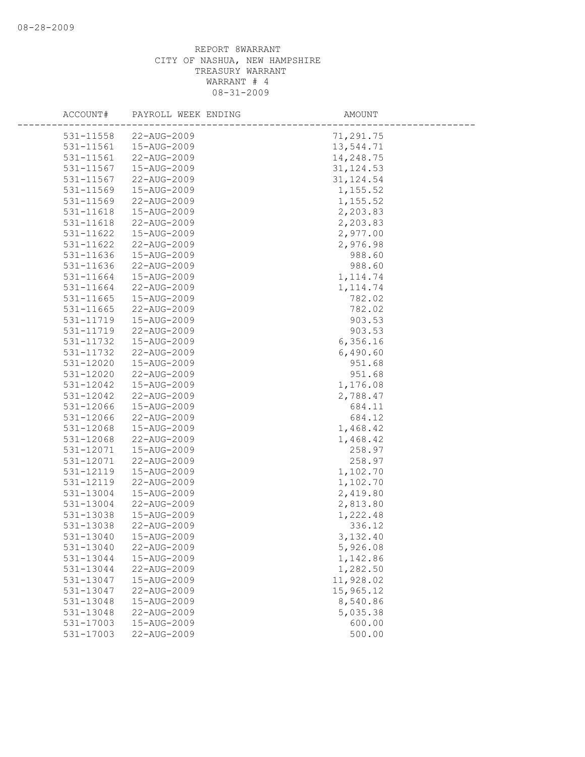08-28-2009

REPORT 8WARRANT
CITY OF NASHUA, NEW HAMPSHIRE
TREASURY WARRANT
WARRANT # 4
08-31-2009

| ACCOUNT# | PAYROLL WEEK ENDING | AMOUNT |
|---|---|---|
| 531-11558 | 22-AUG-2009 | 71,291.75 |
| 531-11561 | 15-AUG-2009 | 13,544.71 |
| 531-11561 | 22-AUG-2009 | 14,248.75 |
| 531-11567 | 15-AUG-2009 | 31,124.53 |
| 531-11567 | 22-AUG-2009 | 31,124.54 |
| 531-11569 | 15-AUG-2009 | 1,155.52 |
| 531-11569 | 22-AUG-2009 | 1,155.52 |
| 531-11618 | 15-AUG-2009 | 2,203.83 |
| 531-11618 | 22-AUG-2009 | 2,203.83 |
| 531-11622 | 15-AUG-2009 | 2,977.00 |
| 531-11622 | 22-AUG-2009 | 2,976.98 |
| 531-11636 | 15-AUG-2009 | 988.60 |
| 531-11636 | 22-AUG-2009 | 988.60 |
| 531-11664 | 15-AUG-2009 | 1,114.74 |
| 531-11664 | 22-AUG-2009 | 1,114.74 |
| 531-11665 | 15-AUG-2009 | 782.02 |
| 531-11665 | 22-AUG-2009 | 782.02 |
| 531-11719 | 15-AUG-2009 | 903.53 |
| 531-11719 | 22-AUG-2009 | 903.53 |
| 531-11732 | 15-AUG-2009 | 6,356.16 |
| 531-11732 | 22-AUG-2009 | 6,490.60 |
| 531-12020 | 15-AUG-2009 | 951.68 |
| 531-12020 | 22-AUG-2009 | 951.68 |
| 531-12042 | 15-AUG-2009 | 1,176.08 |
| 531-12042 | 22-AUG-2009 | 2,788.47 |
| 531-12066 | 15-AUG-2009 | 684.11 |
| 531-12066 | 22-AUG-2009 | 684.12 |
| 531-12068 | 15-AUG-2009 | 1,468.42 |
| 531-12068 | 22-AUG-2009 | 1,468.42 |
| 531-12071 | 15-AUG-2009 | 258.97 |
| 531-12071 | 22-AUG-2009 | 258.97 |
| 531-12119 | 15-AUG-2009 | 1,102.70 |
| 531-12119 | 22-AUG-2009 | 1,102.70 |
| 531-13004 | 15-AUG-2009 | 2,419.80 |
| 531-13004 | 22-AUG-2009 | 2,813.80 |
| 531-13038 | 15-AUG-2009 | 1,222.48 |
| 531-13038 | 22-AUG-2009 | 336.12 |
| 531-13040 | 15-AUG-2009 | 3,132.40 |
| 531-13040 | 22-AUG-2009 | 5,926.08 |
| 531-13044 | 15-AUG-2009 | 1,142.86 |
| 531-13044 | 22-AUG-2009 | 1,282.50 |
| 531-13047 | 15-AUG-2009 | 11,928.02 |
| 531-13047 | 22-AUG-2009 | 15,965.12 |
| 531-13048 | 15-AUG-2009 | 8,540.86 |
| 531-13048 | 22-AUG-2009 | 5,035.38 |
| 531-17003 | 15-AUG-2009 | 600.00 |
| 531-17003 | 22-AUG-2009 | 500.00 |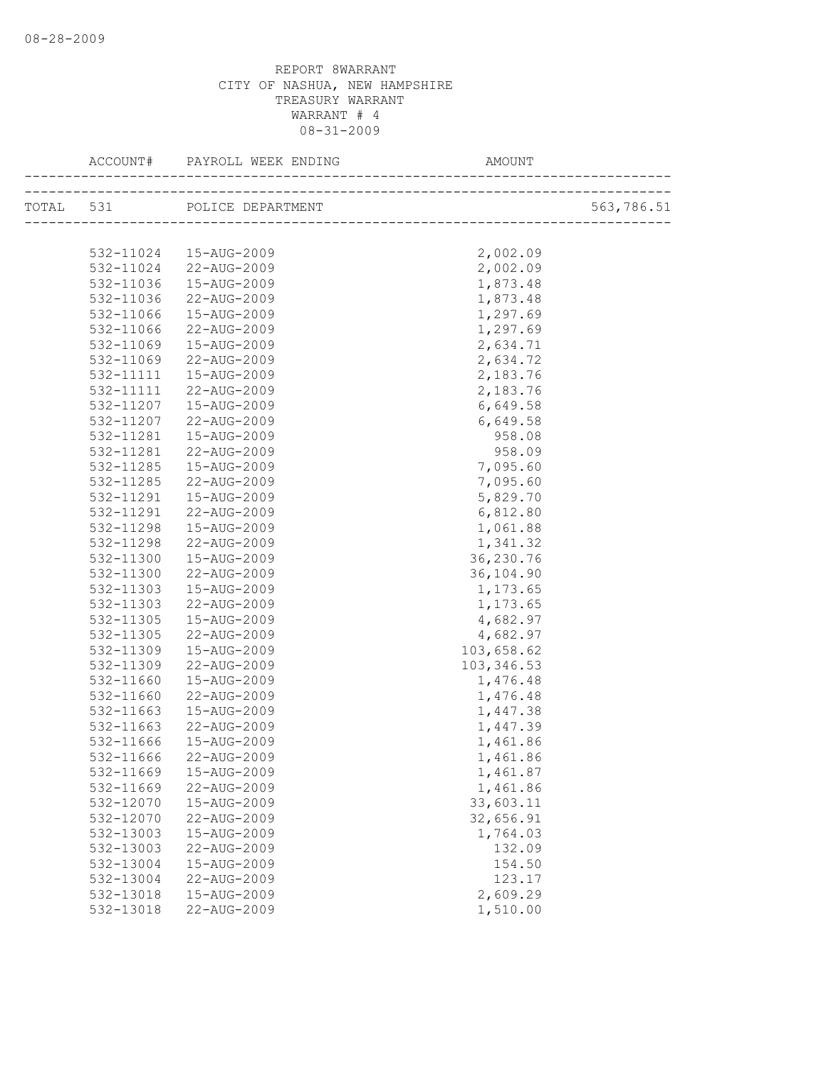REPORT 8WARRANT
CITY OF NASHUA, NEW HAMPSHIRE
TREASURY WARRANT
WARRANT # 4
08-31-2009

| | ACCOUNT# | PAYROLL WEEK ENDING | AMOUNT | |
|---|---|---|---|---|
| TOTAL | 531 | POLICE DEPARTMENT | | 563,786.51 |
| | 532-11024 | 15-AUG-2009 | 2,002.09 | |
| | 532-11024 | 22-AUG-2009 | 2,002.09 | |
| | 532-11036 | 15-AUG-2009 | 1,873.48 | |
| | 532-11036 | 22-AUG-2009 | 1,873.48 | |
| | 532-11066 | 15-AUG-2009 | 1,297.69 | |
| | 532-11066 | 22-AUG-2009 | 1,297.69 | |
| | 532-11069 | 15-AUG-2009 | 2,634.71 | |
| | 532-11069 | 22-AUG-2009 | 2,634.72 | |
| | 532-11111 | 15-AUG-2009 | 2,183.76 | |
| | 532-11111 | 22-AUG-2009 | 2,183.76 | |
| | 532-11207 | 15-AUG-2009 | 6,649.58 | |
| | 532-11207 | 22-AUG-2009 | 6,649.58 | |
| | 532-11281 | 15-AUG-2009 | 958.08 | |
| | 532-11281 | 22-AUG-2009 | 958.09 | |
| | 532-11285 | 15-AUG-2009 | 7,095.60 | |
| | 532-11285 | 22-AUG-2009 | 7,095.60 | |
| | 532-11291 | 15-AUG-2009 | 5,829.70 | |
| | 532-11291 | 22-AUG-2009 | 6,812.80 | |
| | 532-11298 | 15-AUG-2009 | 1,061.88 | |
| | 532-11298 | 22-AUG-2009 | 1,341.32 | |
| | 532-11300 | 15-AUG-2009 | 36,230.76 | |
| | 532-11300 | 22-AUG-2009 | 36,104.90 | |
| | 532-11303 | 15-AUG-2009 | 1,173.65 | |
| | 532-11303 | 22-AUG-2009 | 1,173.65 | |
| | 532-11305 | 15-AUG-2009 | 4,682.97 | |
| | 532-11305 | 22-AUG-2009 | 4,682.97 | |
| | 532-11309 | 15-AUG-2009 | 103,658.62 | |
| | 532-11309 | 22-AUG-2009 | 103,346.53 | |
| | 532-11660 | 15-AUG-2009 | 1,476.48 | |
| | 532-11660 | 22-AUG-2009 | 1,476.48 | |
| | 532-11663 | 15-AUG-2009 | 1,447.38 | |
| | 532-11663 | 22-AUG-2009 | 1,447.39 | |
| | 532-11666 | 15-AUG-2009 | 1,461.86 | |
| | 532-11666 | 22-AUG-2009 | 1,461.86 | |
| | 532-11669 | 15-AUG-2009 | 1,461.87 | |
| | 532-11669 | 22-AUG-2009 | 1,461.86 | |
| | 532-12070 | 15-AUG-2009 | 33,603.11 | |
| | 532-12070 | 22-AUG-2009 | 32,656.91 | |
| | 532-13003 | 15-AUG-2009 | 1,764.03 | |
| | 532-13003 | 22-AUG-2009 | 132.09 | |
| | 532-13004 | 15-AUG-2009 | 154.50 | |
| | 532-13004 | 22-AUG-2009 | 123.17 | |
| | 532-13018 | 15-AUG-2009 | 2,609.29 | |
| | 532-13018 | 22-AUG-2009 | 1,510.00 | |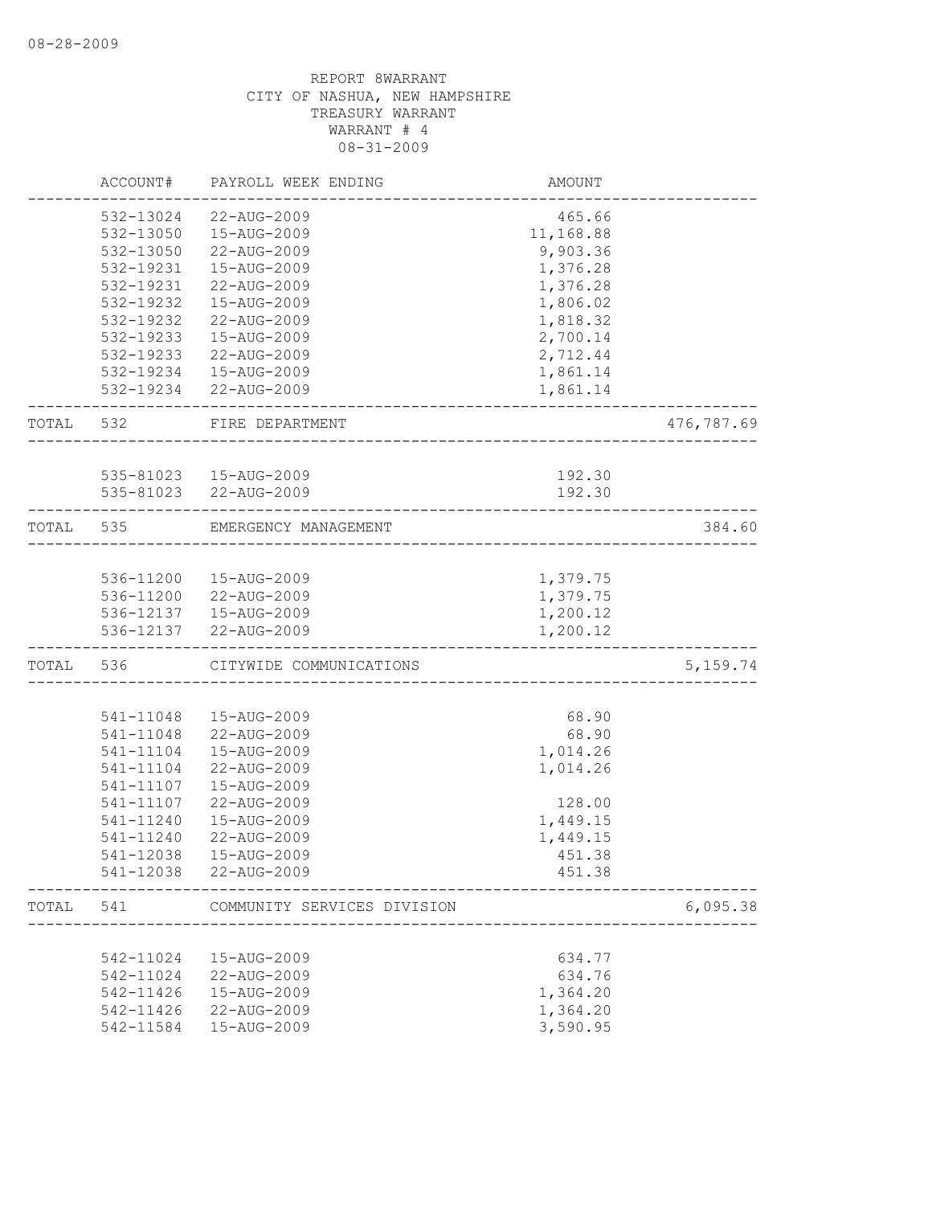08-28-2009

REPORT 8WARRANT
CITY OF NASHUA, NEW HAMPSHIRE
TREASURY WARRANT
WARRANT # 4
08-31-2009

| | ACCOUNT# | PAYROLL WEEK ENDING | AMOUNT | |
|---|---|---|---|---|
| | 532-13024 | 22-AUG-2009 | 465.66 | |
| | 532-13050 | 15-AUG-2009 | 11,168.88 | |
| | 532-13050 | 22-AUG-2009 | 9,903.36 | |
| | 532-19231 | 15-AUG-2009 | 1,376.28 | |
| | 532-19231 | 22-AUG-2009 | 1,376.28 | |
| | 532-19232 | 15-AUG-2009 | 1,806.02 | |
| | 532-19232 | 22-AUG-2009 | 1,818.32 | |
| | 532-19233 | 15-AUG-2009 | 2,700.14 | |
| | 532-19233 | 22-AUG-2009 | 2,712.44 | |
| | 532-19234 | 15-AUG-2009 | 1,861.14 | |
| | 532-19234 | 22-AUG-2009 | 1,861.14 | |
| TOTAL | 532 | FIRE DEPARTMENT | | 476,787.69 |
| | 535-81023 | 15-AUG-2009 | 192.30 | |
| | 535-81023 | 22-AUG-2009 | 192.30 | |
| TOTAL | 535 | EMERGENCY MANAGEMENT | | 384.60 |
| | 536-11200 | 15-AUG-2009 | 1,379.75 | |
| | 536-11200 | 22-AUG-2009 | 1,379.75 | |
| | 536-12137 | 15-AUG-2009 | 1,200.12 | |
| | 536-12137 | 22-AUG-2009 | 1,200.12 | |
| TOTAL | 536 | CITYWIDE COMMUNICATIONS | | 5,159.74 |
| | 541-11048 | 15-AUG-2009 | 68.90 | |
| | 541-11048 | 22-AUG-2009 | 68.90 | |
| | 541-11104 | 15-AUG-2009 | 1,014.26 | |
| | 541-11104 | 22-AUG-2009 | 1,014.26 | |
| | 541-11107 | 15-AUG-2009 | | |
| | 541-11107 | 22-AUG-2009 | 128.00 | |
| | 541-11240 | 15-AUG-2009 | 1,449.15 | |
| | 541-11240 | 22-AUG-2009 | 1,449.15 | |
| | 541-12038 | 15-AUG-2009 | 451.38 | |
| | 541-12038 | 22-AUG-2009 | 451.38 | |
| TOTAL | 541 | COMMUNITY SERVICES DIVISION | | 6,095.38 |
| | 542-11024 | 15-AUG-2009 | 634.77 | |
| | 542-11024 | 22-AUG-2009 | 634.76 | |
| | 542-11426 | 15-AUG-2009 | 1,364.20 | |
| | 542-11426 | 22-AUG-2009 | 1,364.20 | |
| | 542-11584 | 15-AUG-2009 | 3,590.95 | |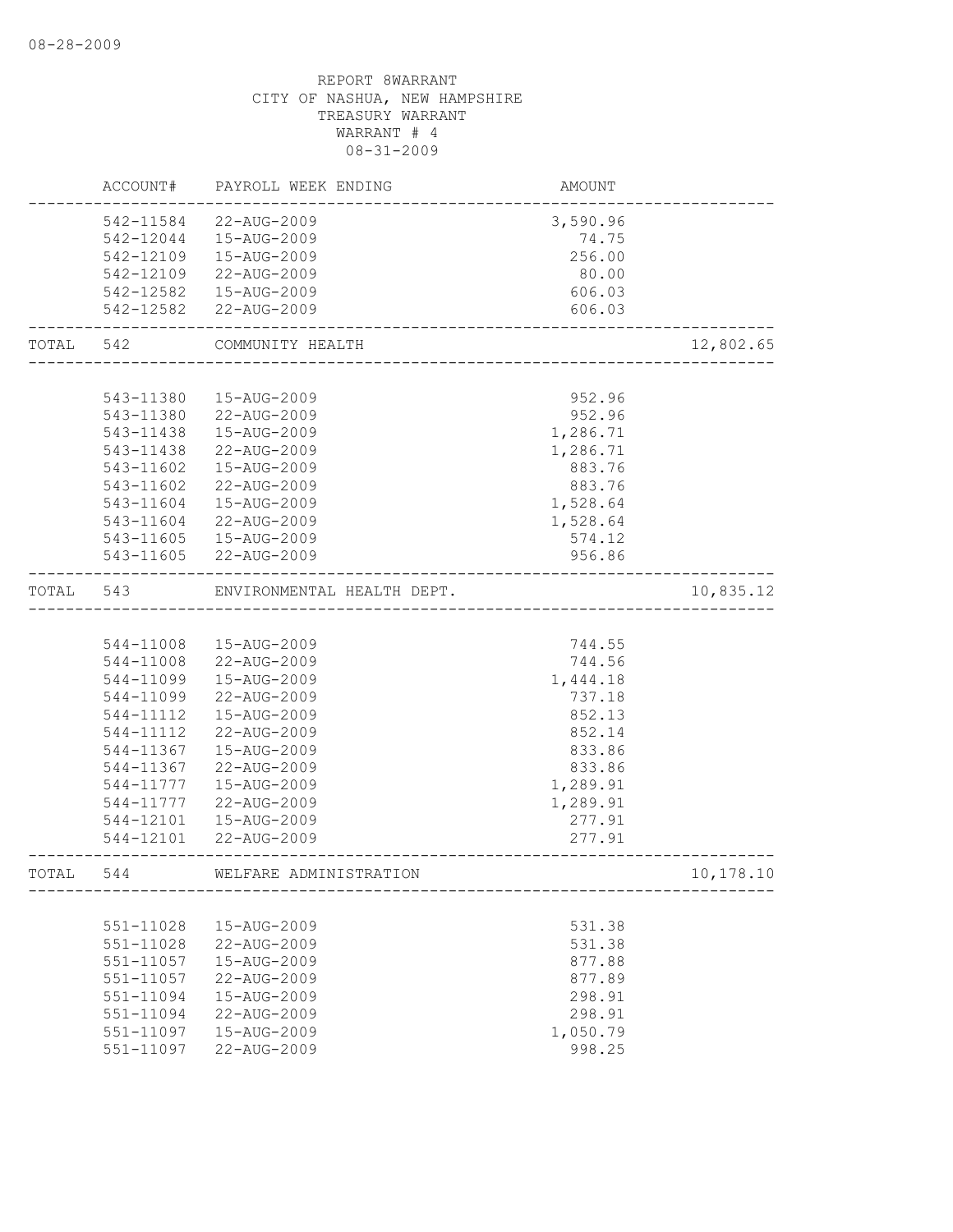08-28-2009

REPORT 8WARRANT
CITY OF NASHUA, NEW HAMPSHIRE
TREASURY WARRANT
WARRANT # 4
08-31-2009

| | ACCOUNT# | PAYROLL WEEK ENDING | AMOUNT | |
|---|---|---|---|---|
| | 542-11584 | 22-AUG-2009 | 3,590.96 | |
| | 542-12044 | 15-AUG-2009 | 74.75 | |
| | 542-12109 | 15-AUG-2009 | 256.00 | |
| | 542-12109 | 22-AUG-2009 | 80.00 | |
| | 542-12582 | 15-AUG-2009 | 606.03 | |
| | 542-12582 | 22-AUG-2009 | 606.03 | |
| TOTAL | 542 | COMMUNITY HEALTH | | 12,802.65 |
| | 543-11380 | 15-AUG-2009 | 952.96 | |
| | 543-11380 | 22-AUG-2009 | 952.96 | |
| | 543-11438 | 15-AUG-2009 | 1,286.71 | |
| | 543-11438 | 22-AUG-2009 | 1,286.71 | |
| | 543-11602 | 15-AUG-2009 | 883.76 | |
| | 543-11602 | 22-AUG-2009 | 883.76 | |
| | 543-11604 | 15-AUG-2009 | 1,528.64 | |
| | 543-11604 | 22-AUG-2009 | 1,528.64 | |
| | 543-11605 | 15-AUG-2009 | 574.12 | |
| | 543-11605 | 22-AUG-2009 | 956.86 | |
| TOTAL | 543 | ENVIRONMENTAL HEALTH DEPT. | | 10,835.12 |
| | 544-11008 | 15-AUG-2009 | 744.55 | |
| | 544-11008 | 22-AUG-2009 | 744.56 | |
| | 544-11099 | 15-AUG-2009 | 1,444.18 | |
| | 544-11099 | 22-AUG-2009 | 737.18 | |
| | 544-11112 | 15-AUG-2009 | 852.13 | |
| | 544-11112 | 22-AUG-2009 | 852.14 | |
| | 544-11367 | 15-AUG-2009 | 833.86 | |
| | 544-11367 | 22-AUG-2009 | 833.86 | |
| | 544-11777 | 15-AUG-2009 | 1,289.91 | |
| | 544-11777 | 22-AUG-2009 | 1,289.91 | |
| | 544-12101 | 15-AUG-2009 | 277.91 | |
| | 544-12101 | 22-AUG-2009 | 277.91 | |
| TOTAL | 544 | WELFARE ADMINISTRATION | | 10,178.10 |
| | 551-11028 | 15-AUG-2009 | 531.38 | |
| | 551-11028 | 22-AUG-2009 | 531.38 | |
| | 551-11057 | 15-AUG-2009 | 877.88 | |
| | 551-11057 | 22-AUG-2009 | 877.89 | |
| | 551-11094 | 15-AUG-2009 | 298.91 | |
| | 551-11094 | 22-AUG-2009 | 298.91 | |
| | 551-11097 | 15-AUG-2009 | 1,050.79 | |
| | 551-11097 | 22-AUG-2009 | 998.25 | |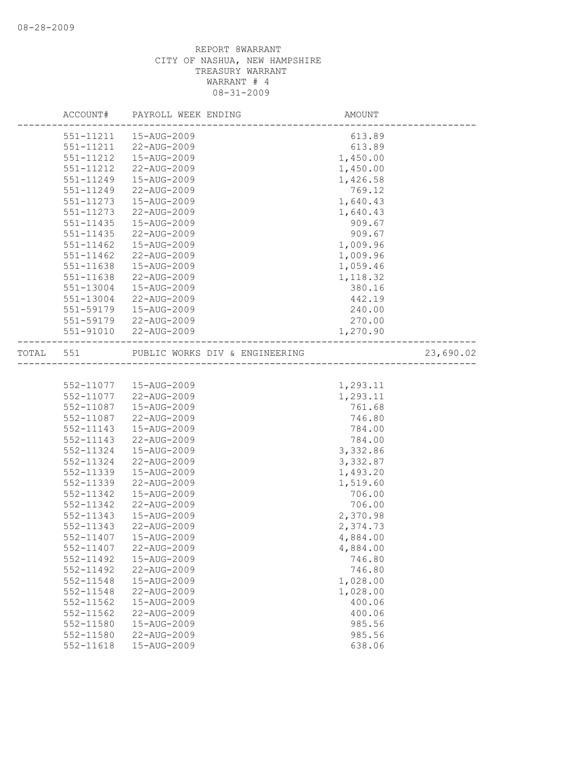REPORT 8WARRANT
CITY OF NASHUA, NEW HAMPSHIRE
TREASURY WARRANT
WARRANT # 4
08-31-2009

| | ACCOUNT# | PAYROLL WEEK ENDING | AMOUNT | |
|---|---|---|---|---|
| | 551-11211 | 15-AUG-2009 | 613.89 | |
| | 551-11211 | 22-AUG-2009 | 613.89 | |
| | 551-11212 | 15-AUG-2009 | 1,450.00 | |
| | 551-11212 | 22-AUG-2009 | 1,450.00 | |
| | 551-11249 | 15-AUG-2009 | 1,426.58 | |
| | 551-11249 | 22-AUG-2009 | 769.12 | |
| | 551-11273 | 15-AUG-2009 | 1,640.43 | |
| | 551-11273 | 22-AUG-2009 | 1,640.43 | |
| | 551-11435 | 15-AUG-2009 | 909.67 | |
| | 551-11435 | 22-AUG-2009 | 909.67 | |
| | 551-11462 | 15-AUG-2009 | 1,009.96 | |
| | 551-11462 | 22-AUG-2009 | 1,009.96 | |
| | 551-11638 | 15-AUG-2009 | 1,059.46 | |
| | 551-11638 | 22-AUG-2009 | 1,118.32 | |
| | 551-13004 | 15-AUG-2009 | 380.16 | |
| | 551-13004 | 22-AUG-2009 | 442.19 | |
| | 551-59179 | 15-AUG-2009 | 240.00 | |
| | 551-59179 | 22-AUG-2009 | 270.00 | |
| | 551-91010 | 22-AUG-2009 | 1,270.90 | |
| TOTAL | 551 | PUBLIC WORKS DIV & ENGINEERING | | 23,690.02 |
| | 552-11077 | 15-AUG-2009 | 1,293.11 | |
| | 552-11077 | 22-AUG-2009 | 1,293.11 | |
| | 552-11087 | 15-AUG-2009 | 761.68 | |
| | 552-11087 | 22-AUG-2009 | 746.80 | |
| | 552-11143 | 15-AUG-2009 | 784.00 | |
| | 552-11143 | 22-AUG-2009 | 784.00 | |
| | 552-11324 | 15-AUG-2009 | 3,332.86 | |
| | 552-11324 | 22-AUG-2009 | 3,332.87 | |
| | 552-11339 | 15-AUG-2009 | 1,493.20 | |
| | 552-11339 | 22-AUG-2009 | 1,519.60 | |
| | 552-11342 | 15-AUG-2009 | 706.00 | |
| | 552-11342 | 22-AUG-2009 | 706.00 | |
| | 552-11343 | 15-AUG-2009 | 2,370.98 | |
| | 552-11343 | 22-AUG-2009 | 2,374.73 | |
| | 552-11407 | 15-AUG-2009 | 4,884.00 | |
| | 552-11407 | 22-AUG-2009 | 4,884.00 | |
| | 552-11492 | 15-AUG-2009 | 746.80 | |
| | 552-11492 | 22-AUG-2009 | 746.80 | |
| | 552-11548 | 15-AUG-2009 | 1,028.00 | |
| | 552-11548 | 22-AUG-2009 | 1,028.00 | |
| | 552-11562 | 15-AUG-2009 | 400.06 | |
| | 552-11562 | 22-AUG-2009 | 400.06 | |
| | 552-11580 | 15-AUG-2009 | 985.56 | |
| | 552-11580 | 22-AUG-2009 | 985.56 | |
| | 552-11618 | 15-AUG-2009 | 638.06 | |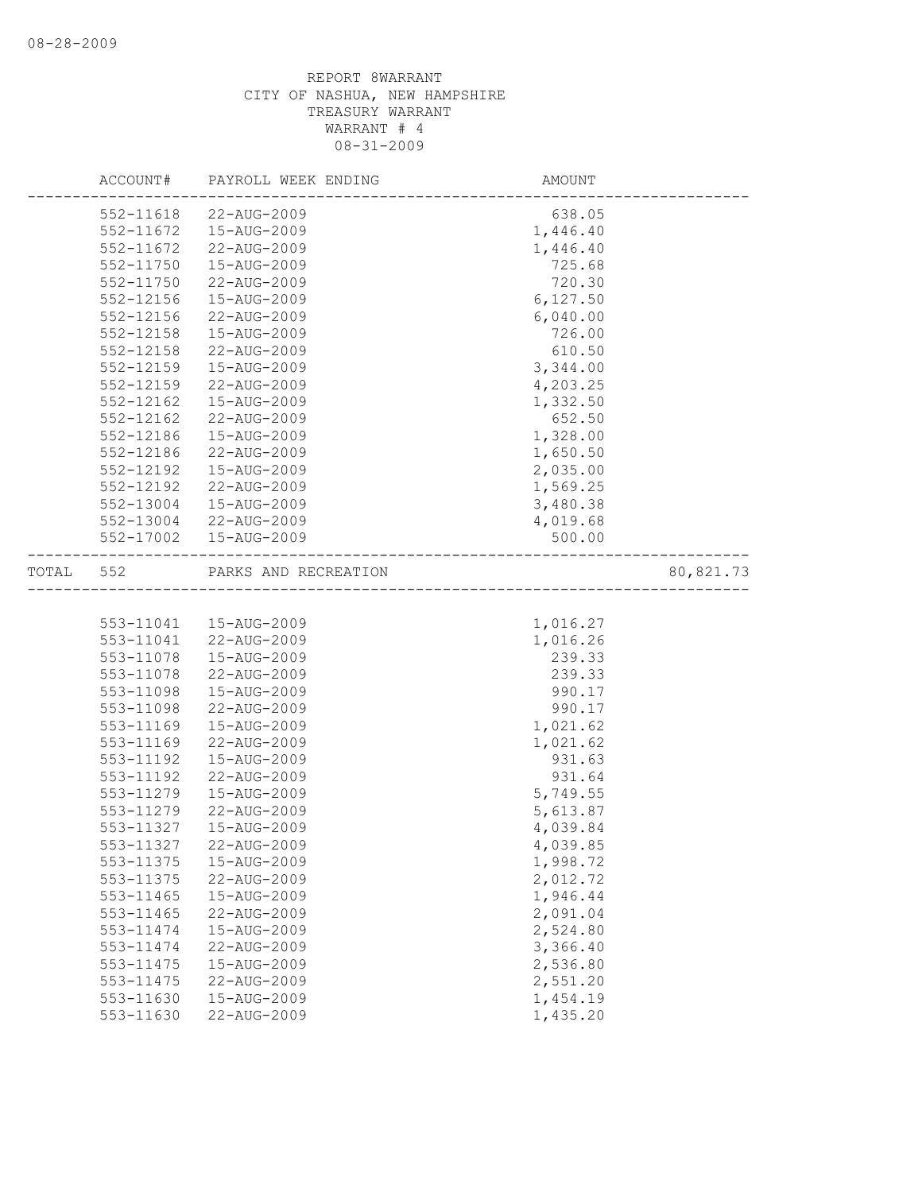REPORT 8WARRANT
CITY OF NASHUA, NEW HAMPSHIRE
TREASURY WARRANT
WARRANT # 4
08-31-2009

| | ACCOUNT# | PAYROLL WEEK ENDING | AMOUNT | |
|---|---|---|---|---|
| | 552-11618 | 22-AUG-2009 | 638.05 | |
| | 552-11672 | 15-AUG-2009 | 1,446.40 | |
| | 552-11672 | 22-AUG-2009 | 1,446.40 | |
| | 552-11750 | 15-AUG-2009 | 725.68 | |
| | 552-11750 | 22-AUG-2009 | 720.30 | |
| | 552-12156 | 15-AUG-2009 | 6,127.50 | |
| | 552-12156 | 22-AUG-2009 | 6,040.00 | |
| | 552-12158 | 15-AUG-2009 | 726.00 | |
| | 552-12158 | 22-AUG-2009 | 610.50 | |
| | 552-12159 | 15-AUG-2009 | 3,344.00 | |
| | 552-12159 | 22-AUG-2009 | 4,203.25 | |
| | 552-12162 | 15-AUG-2009 | 1,332.50 | |
| | 552-12162 | 22-AUG-2009 | 652.50 | |
| | 552-12186 | 15-AUG-2009 | 1,328.00 | |
| | 552-12186 | 22-AUG-2009 | 1,650.50 | |
| | 552-12192 | 15-AUG-2009 | 2,035.00 | |
| | 552-12192 | 22-AUG-2009 | 1,569.25 | |
| | 552-13004 | 15-AUG-2009 | 3,480.38 | |
| | 552-13004 | 22-AUG-2009 | 4,019.68 | |
| | 552-17002 | 15-AUG-2009 | 500.00 | |
| TOTAL | 552 | PARKS AND RECREATION | | 80,821.73 |
| | 553-11041 | 15-AUG-2009 | 1,016.27 | |
| | 553-11041 | 22-AUG-2009 | 1,016.26 | |
| | 553-11078 | 15-AUG-2009 | 239.33 | |
| | 553-11078 | 22-AUG-2009 | 239.33 | |
| | 553-11098 | 15-AUG-2009 | 990.17 | |
| | 553-11098 | 22-AUG-2009 | 990.17 | |
| | 553-11169 | 15-AUG-2009 | 1,021.62 | |
| | 553-11169 | 22-AUG-2009 | 1,021.62 | |
| | 553-11192 | 15-AUG-2009 | 931.63 | |
| | 553-11192 | 22-AUG-2009 | 931.64 | |
| | 553-11279 | 15-AUG-2009 | 5,749.55 | |
| | 553-11279 | 22-AUG-2009 | 5,613.87 | |
| | 553-11327 | 15-AUG-2009 | 4,039.84 | |
| | 553-11327 | 22-AUG-2009 | 4,039.85 | |
| | 553-11375 | 15-AUG-2009 | 1,998.72 | |
| | 553-11375 | 22-AUG-2009 | 2,012.72 | |
| | 553-11465 | 15-AUG-2009 | 1,946.44 | |
| | 553-11465 | 22-AUG-2009 | 2,091.04 | |
| | 553-11474 | 15-AUG-2009 | 2,524.80 | |
| | 553-11474 | 22-AUG-2009 | 3,366.40 | |
| | 553-11475 | 15-AUG-2009 | 2,536.80 | |
| | 553-11475 | 22-AUG-2009 | 2,551.20 | |
| | 553-11630 | 15-AUG-2009 | 1,454.19 | |
| | 553-11630 | 22-AUG-2009 | 1,435.20 | |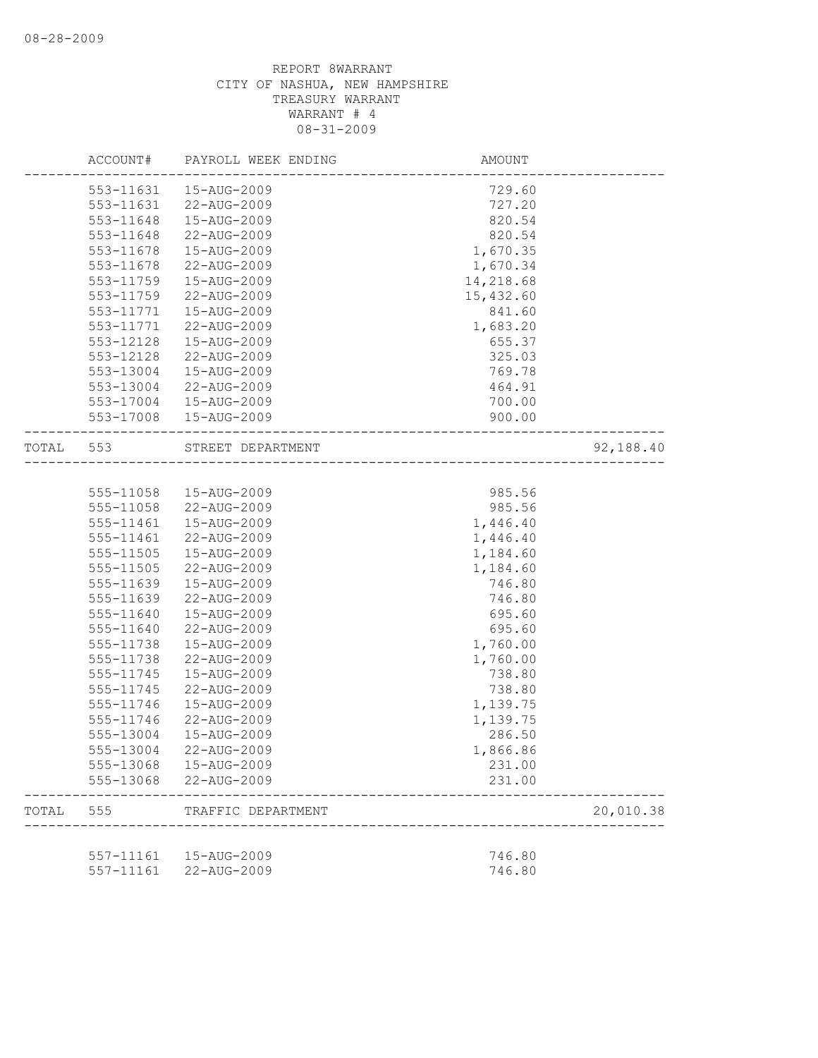REPORT 8WARRANT
CITY OF NASHUA, NEW HAMPSHIRE
TREASURY WARRANT
WARRANT # 4
08-31-2009

| | ACCOUNT# | PAYROLL WEEK ENDING | AMOUNT | |
|---|---|---|---|---|
| | 553-11631 | 15-AUG-2009 | 729.60 | |
| | 553-11631 | 22-AUG-2009 | 727.20 | |
| | 553-11648 | 15-AUG-2009 | 820.54 | |
| | 553-11648 | 22-AUG-2009 | 820.54 | |
| | 553-11678 | 15-AUG-2009 | 1,670.35 | |
| | 553-11678 | 22-AUG-2009 | 1,670.34 | |
| | 553-11759 | 15-AUG-2009 | 14,218.68 | |
| | 553-11759 | 22-AUG-2009 | 15,432.60 | |
| | 553-11771 | 15-AUG-2009 | 841.60 | |
| | 553-11771 | 22-AUG-2009 | 1,683.20 | |
| | 553-12128 | 15-AUG-2009 | 655.37 | |
| | 553-12128 | 22-AUG-2009 | 325.03 | |
| | 553-13004 | 15-AUG-2009 | 769.78 | |
| | 553-13004 | 22-AUG-2009 | 464.91 | |
| | 553-17004 | 15-AUG-2009 | 700.00 | |
| | 553-17008 | 15-AUG-2009 | 900.00 | |
| TOTAL | 553 | STREET DEPARTMENT | | 92,188.40 |
| | 555-11058 | 15-AUG-2009 | 985.56 | |
| | 555-11058 | 22-AUG-2009 | 985.56 | |
| | 555-11461 | 15-AUG-2009 | 1,446.40 | |
| | 555-11461 | 22-AUG-2009 | 1,446.40 | |
| | 555-11505 | 15-AUG-2009 | 1,184.60 | |
| | 555-11505 | 22-AUG-2009 | 1,184.60 | |
| | 555-11639 | 15-AUG-2009 | 746.80 | |
| | 555-11639 | 22-AUG-2009 | 746.80 | |
| | 555-11640 | 15-AUG-2009 | 695.60 | |
| | 555-11640 | 22-AUG-2009 | 695.60 | |
| | 555-11738 | 15-AUG-2009 | 1,760.00 | |
| | 555-11738 | 22-AUG-2009 | 1,760.00 | |
| | 555-11745 | 15-AUG-2009 | 738.80 | |
| | 555-11745 | 22-AUG-2009 | 738.80 | |
| | 555-11746 | 15-AUG-2009 | 1,139.75 | |
| | 555-11746 | 22-AUG-2009 | 1,139.75 | |
| | 555-13004 | 15-AUG-2009 | 286.50 | |
| | 555-13004 | 22-AUG-2009 | 1,866.86 | |
| | 555-13068 | 15-AUG-2009 | 231.00 | |
| | 555-13068 | 22-AUG-2009 | 231.00 | |
| TOTAL | 555 | TRAFFIC DEPARTMENT | | 20,010.38 |
| | 557-11161 | 15-AUG-2009 | 746.80 | |
| | 557-11161 | 22-AUG-2009 | 746.80 | |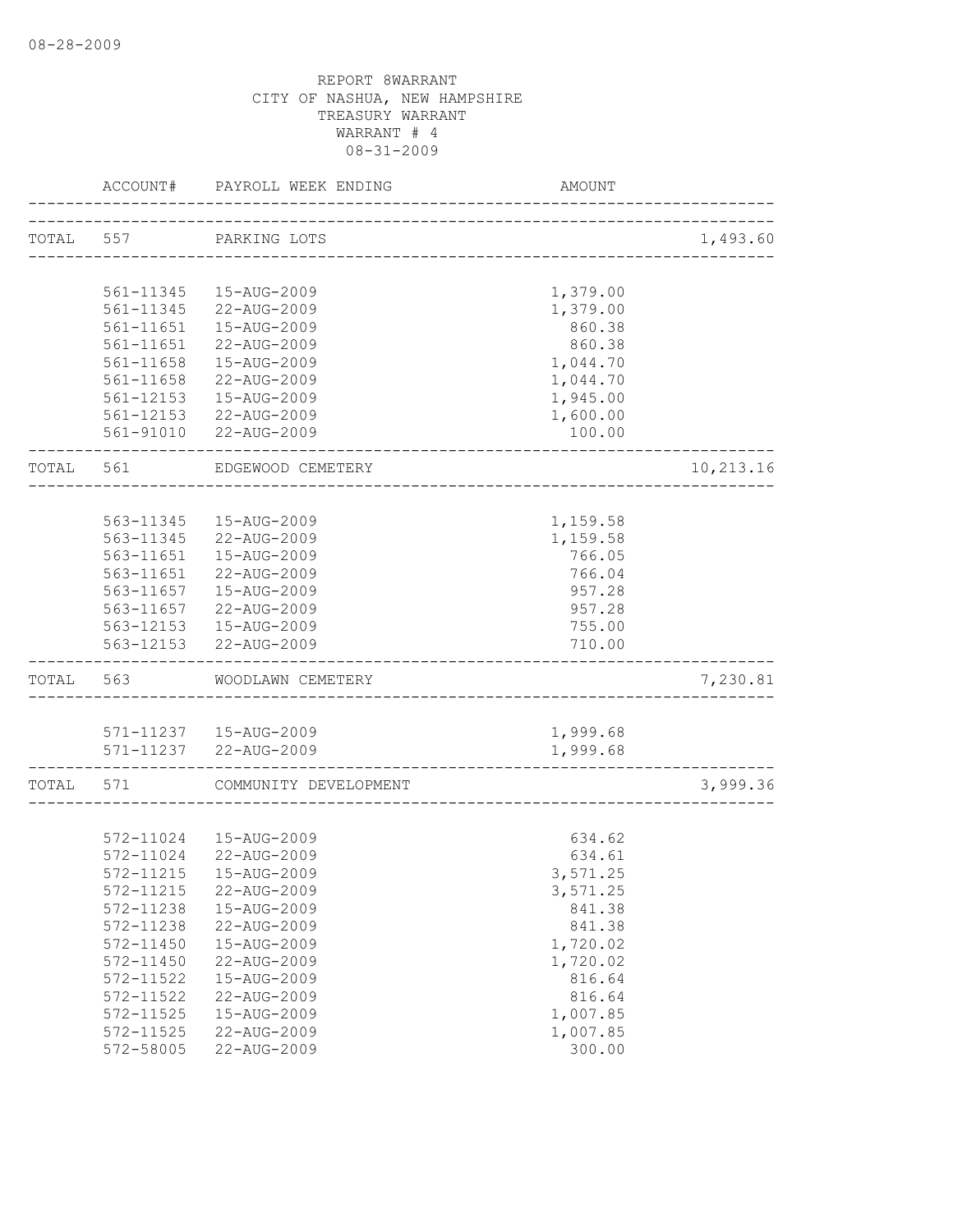08-28-2009

REPORT 8WARRANT
CITY OF NASHUA, NEW HAMPSHIRE
TREASURY WARRANT
WARRANT # 4
08-31-2009

| | ACCOUNT# | PAYROLL WEEK ENDING | AMOUNT | |
|---|---|---|---|---|
| TOTAL | 557 | PARKING LOTS | | 1,493.60 |
| | 561-11345 | 15-AUG-2009 | 1,379.00 | |
| | 561-11345 | 22-AUG-2009 | 1,379.00 | |
| | 561-11651 | 15-AUG-2009 | 860.38 | |
| | 561-11651 | 22-AUG-2009 | 860.38 | |
| | 561-11658 | 15-AUG-2009 | 1,044.70 | |
| | 561-11658 | 22-AUG-2009 | 1,044.70 | |
| | 561-12153 | 15-AUG-2009 | 1,945.00 | |
| | 561-12153 | 22-AUG-2009 | 1,600.00 | |
| | 561-91010 | 22-AUG-2009 | 100.00 | |
| TOTAL | 561 | EDGEWOOD CEMETERY | | 10,213.16 |
| | 563-11345 | 15-AUG-2009 | 1,159.58 | |
| | 563-11345 | 22-AUG-2009 | 1,159.58 | |
| | 563-11651 | 15-AUG-2009 | 766.05 | |
| | 563-11651 | 22-AUG-2009 | 766.04 | |
| | 563-11657 | 15-AUG-2009 | 957.28 | |
| | 563-11657 | 22-AUG-2009 | 957.28 | |
| | 563-12153 | 15-AUG-2009 | 755.00 | |
| | 563-12153 | 22-AUG-2009 | 710.00 | |
| TOTAL | 563 | WOODLAWN CEMETERY | | 7,230.81 |
| | 571-11237 | 15-AUG-2009 | 1,999.68 | |
| | 571-11237 | 22-AUG-2009 | 1,999.68 | |
| TOTAL | 571 | COMMUNITY DEVELOPMENT | | 3,999.36 |
| | 572-11024 | 15-AUG-2009 | 634.62 | |
| | 572-11024 | 22-AUG-2009 | 634.61 | |
| | 572-11215 | 15-AUG-2009 | 3,571.25 | |
| | 572-11215 | 22-AUG-2009 | 3,571.25 | |
| | 572-11238 | 15-AUG-2009 | 841.38 | |
| | 572-11238 | 22-AUG-2009 | 841.38 | |
| | 572-11450 | 15-AUG-2009 | 1,720.02 | |
| | 572-11450 | 22-AUG-2009 | 1,720.02 | |
| | 572-11522 | 15-AUG-2009 | 816.64 | |
| | 572-11522 | 22-AUG-2009 | 816.64 | |
| | 572-11525 | 15-AUG-2009 | 1,007.85 | |
| | 572-11525 | 22-AUG-2009 | 1,007.85 | |
| | 572-58005 | 22-AUG-2009 | 300.00 | |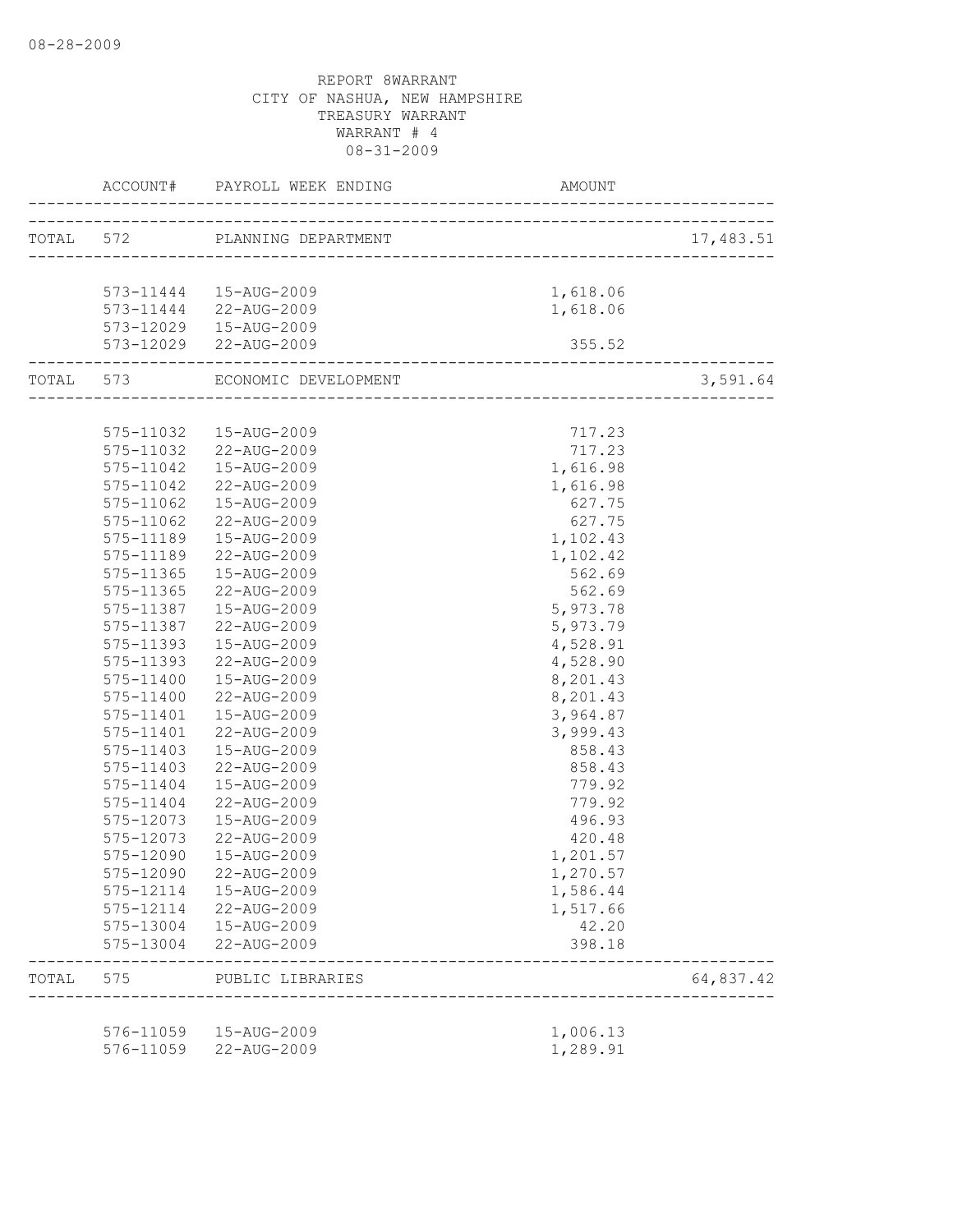REPORT 8WARRANT
CITY OF NASHUA, NEW HAMPSHIRE
TREASURY WARRANT
WARRANT # 4
08-31-2009

| | ACCOUNT# | PAYROLL WEEK ENDING | AMOUNT | |
|---|---|---|---|---|
| TOTAL | 572 | PLANNING DEPARTMENT | | 17,483.51 |
| | 573-11444 | 15-AUG-2009 | 1,618.06 | |
| | 573-11444 | 22-AUG-2009 | 1,618.06 | |
| | 573-12029 | 15-AUG-2009 | | |
| | 573-12029 | 22-AUG-2009 | 355.52 | |
| TOTAL | 573 | ECONOMIC DEVELOPMENT | | 3,591.64 |
| | 575-11032 | 15-AUG-2009 | 717.23 | |
| | 575-11032 | 22-AUG-2009 | 717.23 | |
| | 575-11042 | 15-AUG-2009 | 1,616.98 | |
| | 575-11042 | 22-AUG-2009 | 1,616.98 | |
| | 575-11062 | 15-AUG-2009 | 627.75 | |
| | 575-11062 | 22-AUG-2009 | 627.75 | |
| | 575-11189 | 15-AUG-2009 | 1,102.43 | |
| | 575-11189 | 22-AUG-2009 | 1,102.42 | |
| | 575-11365 | 15-AUG-2009 | 562.69 | |
| | 575-11365 | 22-AUG-2009 | 562.69 | |
| | 575-11387 | 15-AUG-2009 | 5,973.78 | |
| | 575-11387 | 22-AUG-2009 | 5,973.79 | |
| | 575-11393 | 15-AUG-2009 | 4,528.91 | |
| | 575-11393 | 22-AUG-2009 | 4,528.90 | |
| | 575-11400 | 15-AUG-2009 | 8,201.43 | |
| | 575-11400 | 22-AUG-2009 | 8,201.43 | |
| | 575-11401 | 15-AUG-2009 | 3,964.87 | |
| | 575-11401 | 22-AUG-2009 | 3,999.43 | |
| | 575-11403 | 15-AUG-2009 | 858.43 | |
| | 575-11403 | 22-AUG-2009 | 858.43 | |
| | 575-11404 | 15-AUG-2009 | 779.92 | |
| | 575-11404 | 22-AUG-2009 | 779.92 | |
| | 575-12073 | 15-AUG-2009 | 496.93 | |
| | 575-12073 | 22-AUG-2009 | 420.48 | |
| | 575-12090 | 15-AUG-2009 | 1,201.57 | |
| | 575-12090 | 22-AUG-2009 | 1,270.57 | |
| | 575-12114 | 15-AUG-2009 | 1,586.44 | |
| | 575-12114 | 22-AUG-2009 | 1,517.66 | |
| | 575-13004 | 15-AUG-2009 | 42.20 | |
| | 575-13004 | 22-AUG-2009 | 398.18 | |
| TOTAL | 575 | PUBLIC LIBRARIES | | 64,837.42 |
| | 576-11059 | 15-AUG-2009 | 1,006.13 | |
| | 576-11059 | 22-AUG-2009 | 1,289.91 | |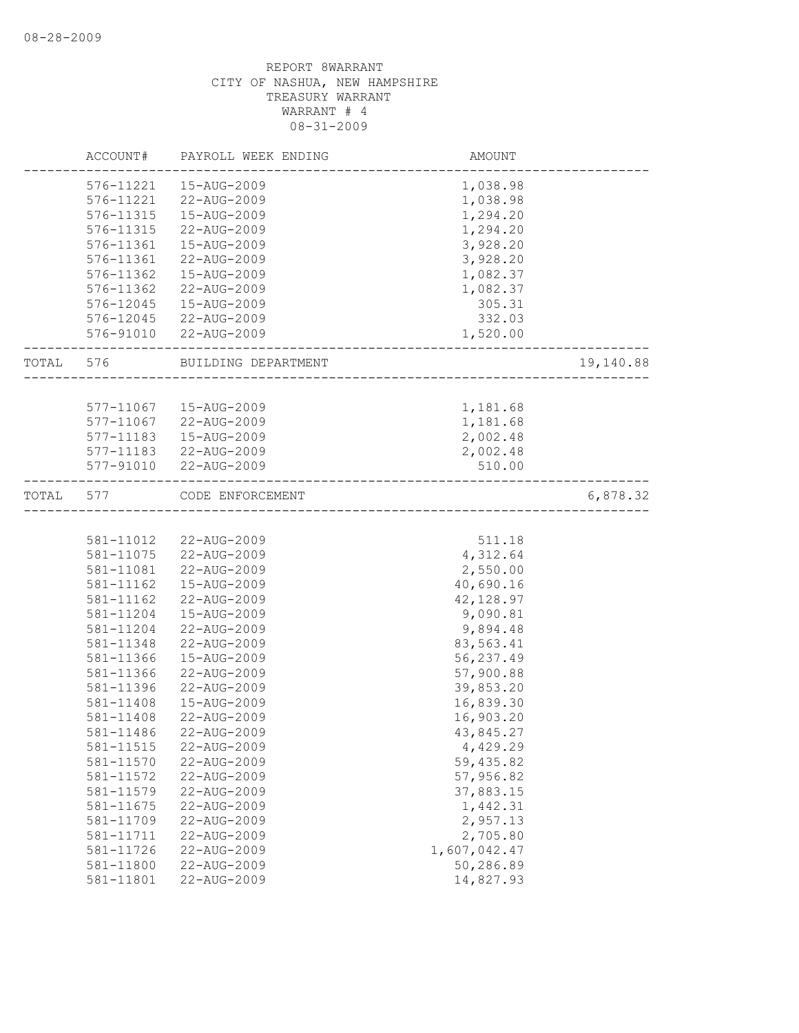REPORT 8WARRANT
CITY OF NASHUA, NEW HAMPSHIRE
TREASURY WARRANT
WARRANT # 4
08-31-2009

| | ACCOUNT# | PAYROLL WEEK ENDING | AMOUNT | |
|---|---|---|---|---|
| | 576-11221 | 15-AUG-2009 | 1,038.98 | |
| | 576-11221 | 22-AUG-2009 | 1,038.98 | |
| | 576-11315 | 15-AUG-2009 | 1,294.20 | |
| | 576-11315 | 22-AUG-2009 | 1,294.20 | |
| | 576-11361 | 15-AUG-2009 | 3,928.20 | |
| | 576-11361 | 22-AUG-2009 | 3,928.20 | |
| | 576-11362 | 15-AUG-2009 | 1,082.37 | |
| | 576-11362 | 22-AUG-2009 | 1,082.37 | |
| | 576-12045 | 15-AUG-2009 | 305.31 | |
| | 576-12045 | 22-AUG-2009 | 332.03 | |
| | 576-91010 | 22-AUG-2009 | 1,520.00 | |
| TOTAL | 576 | BUILDING DEPARTMENT | | 19,140.88 |
| | 577-11067 | 15-AUG-2009 | 1,181.68 | |
| | 577-11067 | 22-AUG-2009 | 1,181.68 | |
| | 577-11183 | 15-AUG-2009 | 2,002.48 | |
| | 577-11183 | 22-AUG-2009 | 2,002.48 | |
| | 577-91010 | 22-AUG-2009 | 510.00 | |
| TOTAL | 577 | CODE ENFORCEMENT | | 6,878.32 |
| | 581-11012 | 22-AUG-2009 | 511.18 | |
| | 581-11075 | 22-AUG-2009 | 4,312.64 | |
| | 581-11081 | 22-AUG-2009 | 2,550.00 | |
| | 581-11162 | 15-AUG-2009 | 40,690.16 | |
| | 581-11162 | 22-AUG-2009 | 42,128.97 | |
| | 581-11204 | 15-AUG-2009 | 9,090.81 | |
| | 581-11204 | 22-AUG-2009 | 9,894.48 | |
| | 581-11348 | 22-AUG-2009 | 83,563.41 | |
| | 581-11366 | 15-AUG-2009 | 56,237.49 | |
| | 581-11366 | 22-AUG-2009 | 57,900.88 | |
| | 581-11396 | 22-AUG-2009 | 39,853.20 | |
| | 581-11408 | 15-AUG-2009 | 16,839.30 | |
| | 581-11408 | 22-AUG-2009 | 16,903.20 | |
| | 581-11486 | 22-AUG-2009 | 43,845.27 | |
| | 581-11515 | 22-AUG-2009 | 4,429.29 | |
| | 581-11570 | 22-AUG-2009 | 59,435.82 | |
| | 581-11572 | 22-AUG-2009 | 57,956.82 | |
| | 581-11579 | 22-AUG-2009 | 37,883.15 | |
| | 581-11675 | 22-AUG-2009 | 1,442.31 | |
| | 581-11709 | 22-AUG-2009 | 2,957.13 | |
| | 581-11711 | 22-AUG-2009 | 2,705.80 | |
| | 581-11726 | 22-AUG-2009 | 1,607,042.47 | |
| | 581-11800 | 22-AUG-2009 | 50,286.89 | |
| | 581-11801 | 22-AUG-2009 | 14,827.93 | |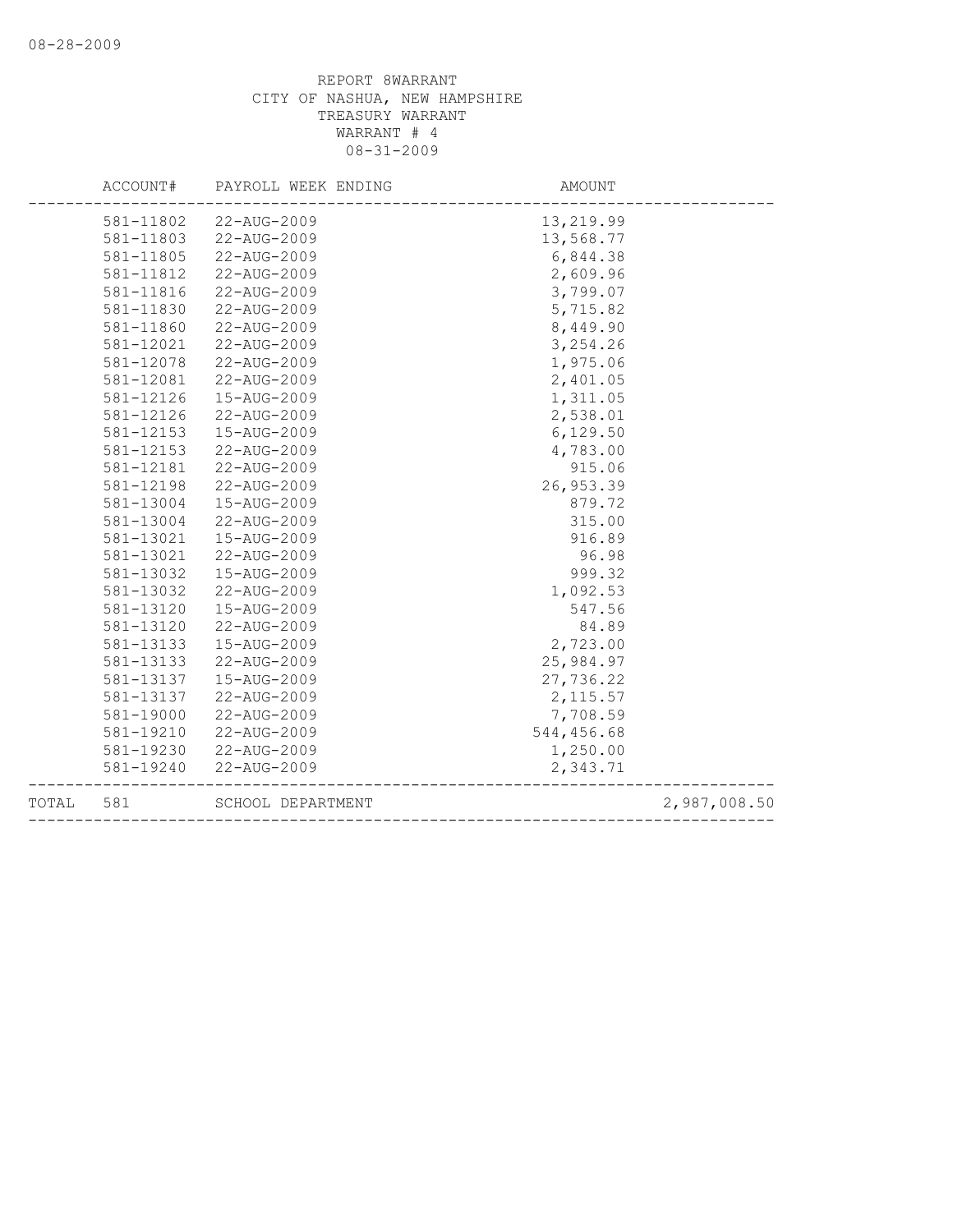REPORT 8WARRANT
CITY OF NASHUA, NEW HAMPSHIRE
TREASURY WARRANT
WARRANT # 4
08-31-2009

| | ACCOUNT# | PAYROLL WEEK ENDING | AMOUNT | |
|---|---|---|---|---|
| | 581-11802 | 22-AUG-2009 | 13,219.99 | |
| | 581-11803 | 22-AUG-2009 | 13,568.77 | |
| | 581-11805 | 22-AUG-2009 | 6,844.38 | |
| | 581-11812 | 22-AUG-2009 | 2,609.96 | |
| | 581-11816 | 22-AUG-2009 | 3,799.07 | |
| | 581-11830 | 22-AUG-2009 | 5,715.82 | |
| | 581-11860 | 22-AUG-2009 | 8,449.90 | |
| | 581-12021 | 22-AUG-2009 | 3,254.26 | |
| | 581-12078 | 22-AUG-2009 | 1,975.06 | |
| | 581-12081 | 22-AUG-2009 | 2,401.05 | |
| | 581-12126 | 15-AUG-2009 | 1,311.05 | |
| | 581-12126 | 22-AUG-2009 | 2,538.01 | |
| | 581-12153 | 15-AUG-2009 | 6,129.50 | |
| | 581-12153 | 22-AUG-2009 | 4,783.00 | |
| | 581-12181 | 22-AUG-2009 | 915.06 | |
| | 581-12198 | 22-AUG-2009 | 26,953.39 | |
| | 581-13004 | 15-AUG-2009 | 879.72 | |
| | 581-13004 | 22-AUG-2009 | 315.00 | |
| | 581-13021 | 15-AUG-2009 | 916.89 | |
| | 581-13021 | 22-AUG-2009 | 96.98 | |
| | 581-13032 | 15-AUG-2009 | 999.32 | |
| | 581-13032 | 22-AUG-2009 | 1,092.53 | |
| | 581-13120 | 15-AUG-2009 | 547.56 | |
| | 581-13120 | 22-AUG-2009 | 84.89 | |
| | 581-13133 | 15-AUG-2009 | 2,723.00 | |
| | 581-13133 | 22-AUG-2009 | 25,984.97 | |
| | 581-13137 | 15-AUG-2009 | 27,736.22 | |
| | 581-13137 | 22-AUG-2009 | 2,115.57 | |
| | 581-19000 | 22-AUG-2009 | 7,708.59 | |
| | 581-19210 | 22-AUG-2009 | 544,456.68 | |
| | 581-19230 | 22-AUG-2009 | 1,250.00 | |
| | 581-19240 | 22-AUG-2009 | 2,343.71 | |
| TOTAL | 581 | SCHOOL DEPARTMENT | | 2,987,008.50 |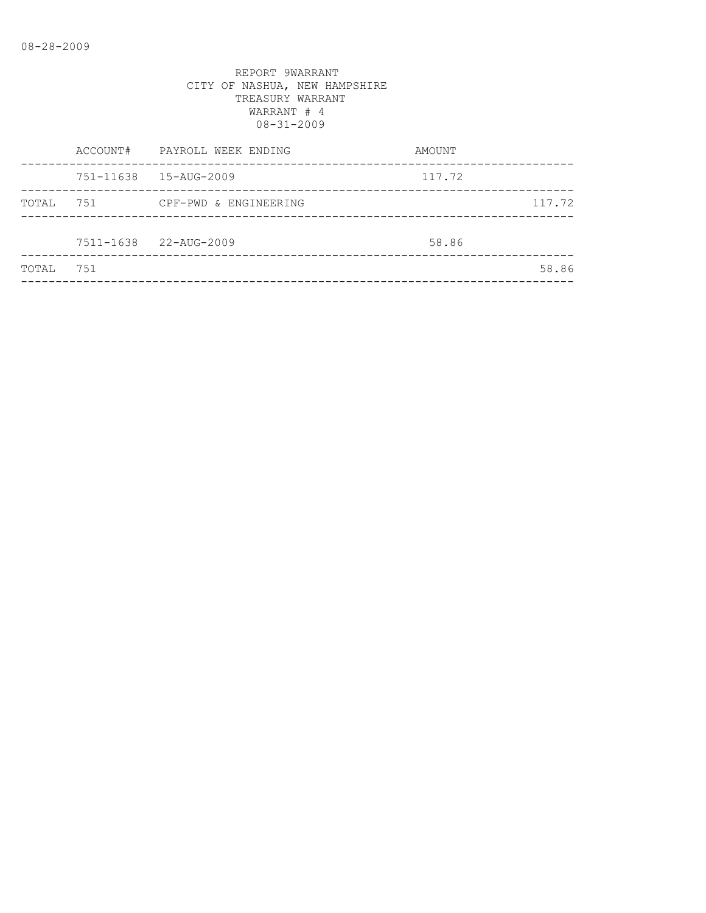REPORT 9WARRANT
CITY OF NASHUA, NEW HAMPSHIRE
TREASURY WARRANT
WARRANT # 4
08-31-2009

| | ACCOUNT# | PAYROLL WEEK ENDING | AMOUNT | |
|---|---|---|---|---|
| | 751-11638 | 15-AUG-2009 | 117.72 | |
| TOTAL | 751 | CPF-PWD & ENGINEERING | | 117.72 |
| | 7511-1638 | 22-AUG-2009 | 58.86 | |
| TOTAL | 751 | | | 58.86 |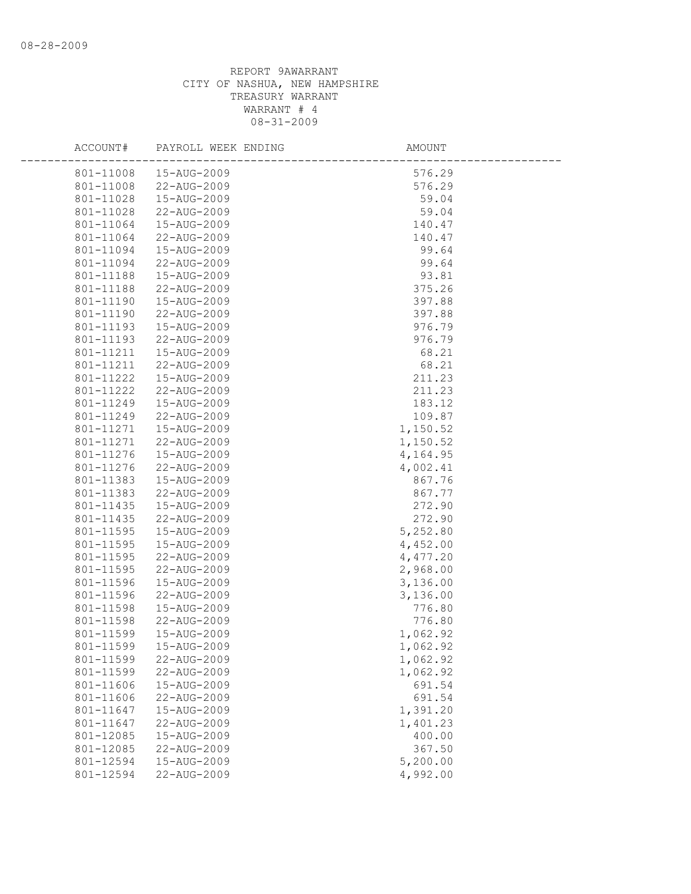08-28-2009

REPORT 9AWARRANT
CITY OF NASHUA, NEW HAMPSHIRE
TREASURY WARRANT
WARRANT # 4
08-31-2009

| ACCOUNT# | PAYROLL WEEK ENDING | AMOUNT |
|---|---|---|
| 801-11008 | 15-AUG-2009 | 576.29 |
| 801-11008 | 22-AUG-2009 | 576.29 |
| 801-11028 | 15-AUG-2009 | 59.04 |
| 801-11028 | 22-AUG-2009 | 59.04 |
| 801-11064 | 15-AUG-2009 | 140.47 |
| 801-11064 | 22-AUG-2009 | 140.47 |
| 801-11094 | 15-AUG-2009 | 99.64 |
| 801-11094 | 22-AUG-2009 | 99.64 |
| 801-11188 | 15-AUG-2009 | 93.81 |
| 801-11188 | 22-AUG-2009 | 375.26 |
| 801-11190 | 15-AUG-2009 | 397.88 |
| 801-11190 | 22-AUG-2009 | 397.88 |
| 801-11193 | 15-AUG-2009 | 976.79 |
| 801-11193 | 22-AUG-2009 | 976.79 |
| 801-11211 | 15-AUG-2009 | 68.21 |
| 801-11211 | 22-AUG-2009 | 68.21 |
| 801-11222 | 15-AUG-2009 | 211.23 |
| 801-11222 | 22-AUG-2009 | 211.23 |
| 801-11249 | 15-AUG-2009 | 183.12 |
| 801-11249 | 22-AUG-2009 | 109.87 |
| 801-11271 | 15-AUG-2009 | 1,150.52 |
| 801-11271 | 22-AUG-2009 | 1,150.52 |
| 801-11276 | 15-AUG-2009 | 4,164.95 |
| 801-11276 | 22-AUG-2009 | 4,002.41 |
| 801-11383 | 15-AUG-2009 | 867.76 |
| 801-11383 | 22-AUG-2009 | 867.77 |
| 801-11435 | 15-AUG-2009 | 272.90 |
| 801-11435 | 22-AUG-2009 | 272.90 |
| 801-11595 | 15-AUG-2009 | 5,252.80 |
| 801-11595 | 15-AUG-2009 | 4,452.00 |
| 801-11595 | 22-AUG-2009 | 4,477.20 |
| 801-11595 | 22-AUG-2009 | 2,968.00 |
| 801-11596 | 15-AUG-2009 | 3,136.00 |
| 801-11596 | 22-AUG-2009 | 3,136.00 |
| 801-11598 | 15-AUG-2009 | 776.80 |
| 801-11598 | 22-AUG-2009 | 776.80 |
| 801-11599 | 15-AUG-2009 | 1,062.92 |
| 801-11599 | 15-AUG-2009 | 1,062.92 |
| 801-11599 | 22-AUG-2009 | 1,062.92 |
| 801-11599 | 22-AUG-2009 | 1,062.92 |
| 801-11606 | 15-AUG-2009 | 691.54 |
| 801-11606 | 22-AUG-2009 | 691.54 |
| 801-11647 | 15-AUG-2009 | 1,391.20 |
| 801-11647 | 22-AUG-2009 | 1,401.23 |
| 801-12085 | 15-AUG-2009 | 400.00 |
| 801-12085 | 22-AUG-2009 | 367.50 |
| 801-12594 | 15-AUG-2009 | 5,200.00 |
| 801-12594 | 22-AUG-2009 | 4,992.00 |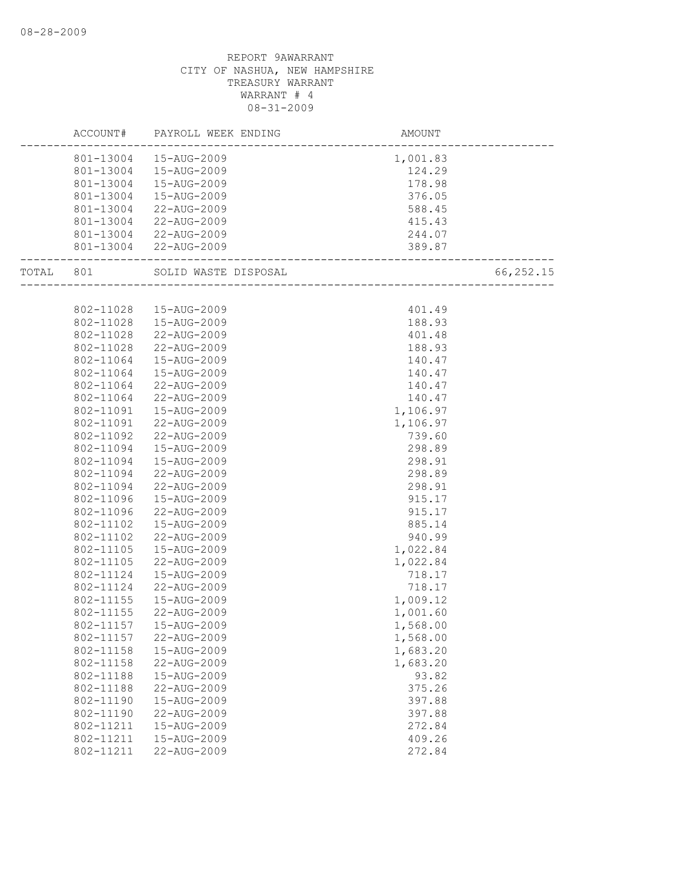REPORT 9AWARRANT
CITY OF NASHUA, NEW HAMPSHIRE
TREASURY WARRANT
WARRANT # 4
08-31-2009

| | ACCOUNT# | PAYROLL WEEK ENDING | AMOUNT | |
|---|---|---|---|---|
| | 801-13004 | 15-AUG-2009 | 1,001.83 | |
| | 801-13004 | 15-AUG-2009 | 124.29 | |
| | 801-13004 | 15-AUG-2009 | 178.98 | |
| | 801-13004 | 15-AUG-2009 | 376.05 | |
| | 801-13004 | 22-AUG-2009 | 588.45 | |
| | 801-13004 | 22-AUG-2009 | 415.43 | |
| | 801-13004 | 22-AUG-2009 | 244.07 | |
| | 801-13004 | 22-AUG-2009 | 389.87 | |
| TOTAL | 801 | SOLID WASTE DISPOSAL | | 66,252.15 |
| | 802-11028 | 15-AUG-2009 | 401.49 | |
| | 802-11028 | 15-AUG-2009 | 188.93 | |
| | 802-11028 | 22-AUG-2009 | 401.48 | |
| | 802-11028 | 22-AUG-2009 | 188.93 | |
| | 802-11064 | 15-AUG-2009 | 140.47 | |
| | 802-11064 | 15-AUG-2009 | 140.47 | |
| | 802-11064 | 22-AUG-2009 | 140.47 | |
| | 802-11064 | 22-AUG-2009 | 140.47 | |
| | 802-11091 | 15-AUG-2009 | 1,106.97 | |
| | 802-11091 | 22-AUG-2009 | 1,106.97 | |
| | 802-11092 | 22-AUG-2009 | 739.60 | |
| | 802-11094 | 15-AUG-2009 | 298.89 | |
| | 802-11094 | 15-AUG-2009 | 298.91 | |
| | 802-11094 | 22-AUG-2009 | 298.89 | |
| | 802-11094 | 22-AUG-2009 | 298.91 | |
| | 802-11096 | 15-AUG-2009 | 915.17 | |
| | 802-11096 | 22-AUG-2009 | 915.17 | |
| | 802-11102 | 15-AUG-2009 | 885.14 | |
| | 802-11102 | 22-AUG-2009 | 940.99 | |
| | 802-11105 | 15-AUG-2009 | 1,022.84 | |
| | 802-11105 | 22-AUG-2009 | 1,022.84 | |
| | 802-11124 | 15-AUG-2009 | 718.17 | |
| | 802-11124 | 22-AUG-2009 | 718.17 | |
| | 802-11155 | 15-AUG-2009 | 1,009.12 | |
| | 802-11155 | 22-AUG-2009 | 1,001.60 | |
| | 802-11157 | 15-AUG-2009 | 1,568.00 | |
| | 802-11157 | 22-AUG-2009 | 1,568.00 | |
| | 802-11158 | 15-AUG-2009 | 1,683.20 | |
| | 802-11158 | 22-AUG-2009 | 1,683.20 | |
| | 802-11188 | 15-AUG-2009 | 93.82 | |
| | 802-11188 | 22-AUG-2009 | 375.26 | |
| | 802-11190 | 15-AUG-2009 | 397.88 | |
| | 802-11190 | 22-AUG-2009 | 397.88 | |
| | 802-11211 | 15-AUG-2009 | 272.84 | |
| | 802-11211 | 15-AUG-2009 | 409.26 | |
| | 802-11211 | 22-AUG-2009 | 272.84 | |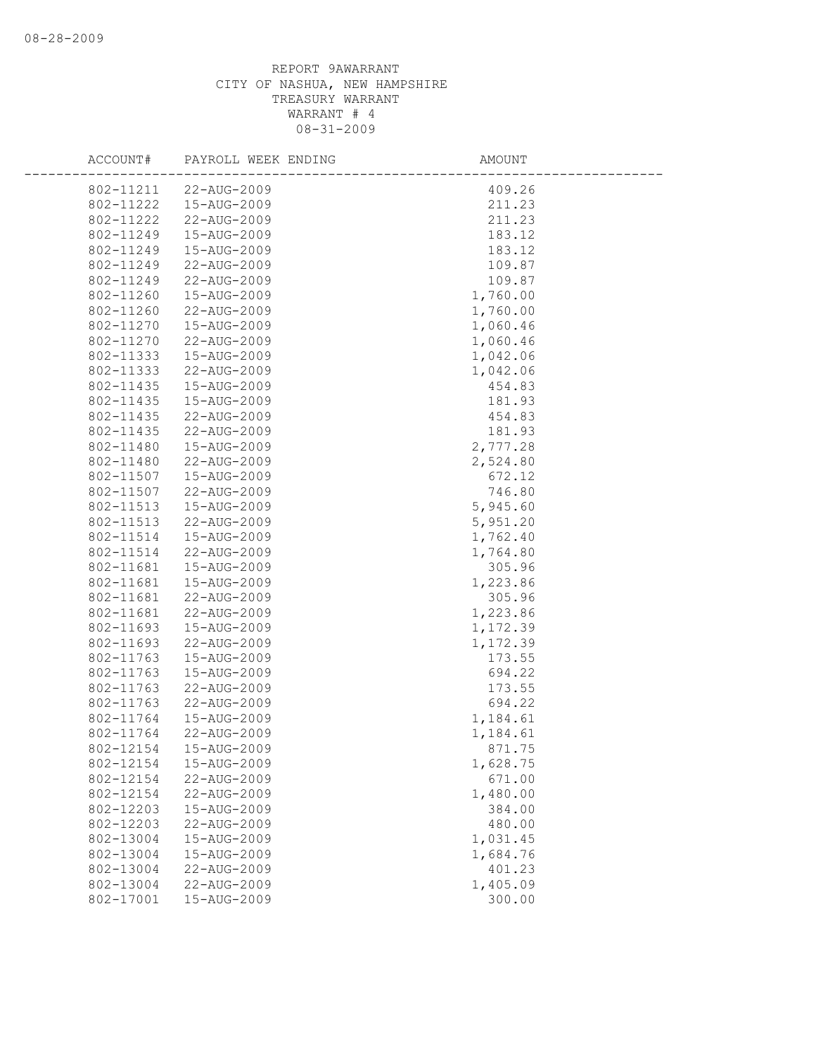REPORT 9AWARRANT
CITY OF NASHUA, NEW HAMPSHIRE
TREASURY WARRANT
WARRANT # 4
08-31-2009

| ACCOUNT# | PAYROLL WEEK ENDING | AMOUNT |
|---|---|---|
| 802-11211 | 22-AUG-2009 | 409.26 |
| 802-11222 | 15-AUG-2009 | 211.23 |
| 802-11222 | 22-AUG-2009 | 211.23 |
| 802-11249 | 15-AUG-2009 | 183.12 |
| 802-11249 | 15-AUG-2009 | 183.12 |
| 802-11249 | 22-AUG-2009 | 109.87 |
| 802-11249 | 22-AUG-2009 | 109.87 |
| 802-11260 | 15-AUG-2009 | 1,760.00 |
| 802-11260 | 22-AUG-2009 | 1,760.00 |
| 802-11270 | 15-AUG-2009 | 1,060.46 |
| 802-11270 | 22-AUG-2009 | 1,060.46 |
| 802-11333 | 15-AUG-2009 | 1,042.06 |
| 802-11333 | 22-AUG-2009 | 1,042.06 |
| 802-11435 | 15-AUG-2009 | 454.83 |
| 802-11435 | 15-AUG-2009 | 181.93 |
| 802-11435 | 22-AUG-2009 | 454.83 |
| 802-11435 | 22-AUG-2009 | 181.93 |
| 802-11480 | 15-AUG-2009 | 2,777.28 |
| 802-11480 | 22-AUG-2009 | 2,524.80 |
| 802-11507 | 15-AUG-2009 | 672.12 |
| 802-11507 | 22-AUG-2009 | 746.80 |
| 802-11513 | 15-AUG-2009 | 5,945.60 |
| 802-11513 | 22-AUG-2009 | 5,951.20 |
| 802-11514 | 15-AUG-2009 | 1,762.40 |
| 802-11514 | 22-AUG-2009 | 1,764.80 |
| 802-11681 | 15-AUG-2009 | 305.96 |
| 802-11681 | 15-AUG-2009 | 1,223.86 |
| 802-11681 | 22-AUG-2009 | 305.96 |
| 802-11681 | 22-AUG-2009 | 1,223.86 |
| 802-11693 | 15-AUG-2009 | 1,172.39 |
| 802-11693 | 22-AUG-2009 | 1,172.39 |
| 802-11763 | 15-AUG-2009 | 173.55 |
| 802-11763 | 15-AUG-2009 | 694.22 |
| 802-11763 | 22-AUG-2009 | 173.55 |
| 802-11763 | 22-AUG-2009 | 694.22 |
| 802-11764 | 15-AUG-2009 | 1,184.61 |
| 802-11764 | 22-AUG-2009 | 1,184.61 |
| 802-12154 | 15-AUG-2009 | 871.75 |
| 802-12154 | 15-AUG-2009 | 1,628.75 |
| 802-12154 | 22-AUG-2009 | 671.00 |
| 802-12154 | 22-AUG-2009 | 1,480.00 |
| 802-12203 | 15-AUG-2009 | 384.00 |
| 802-12203 | 22-AUG-2009 | 480.00 |
| 802-13004 | 15-AUG-2009 | 1,031.45 |
| 802-13004 | 15-AUG-2009 | 1,684.76 |
| 802-13004 | 22-AUG-2009 | 401.23 |
| 802-13004 | 22-AUG-2009 | 1,405.09 |
| 802-17001 | 15-AUG-2009 | 300.00 |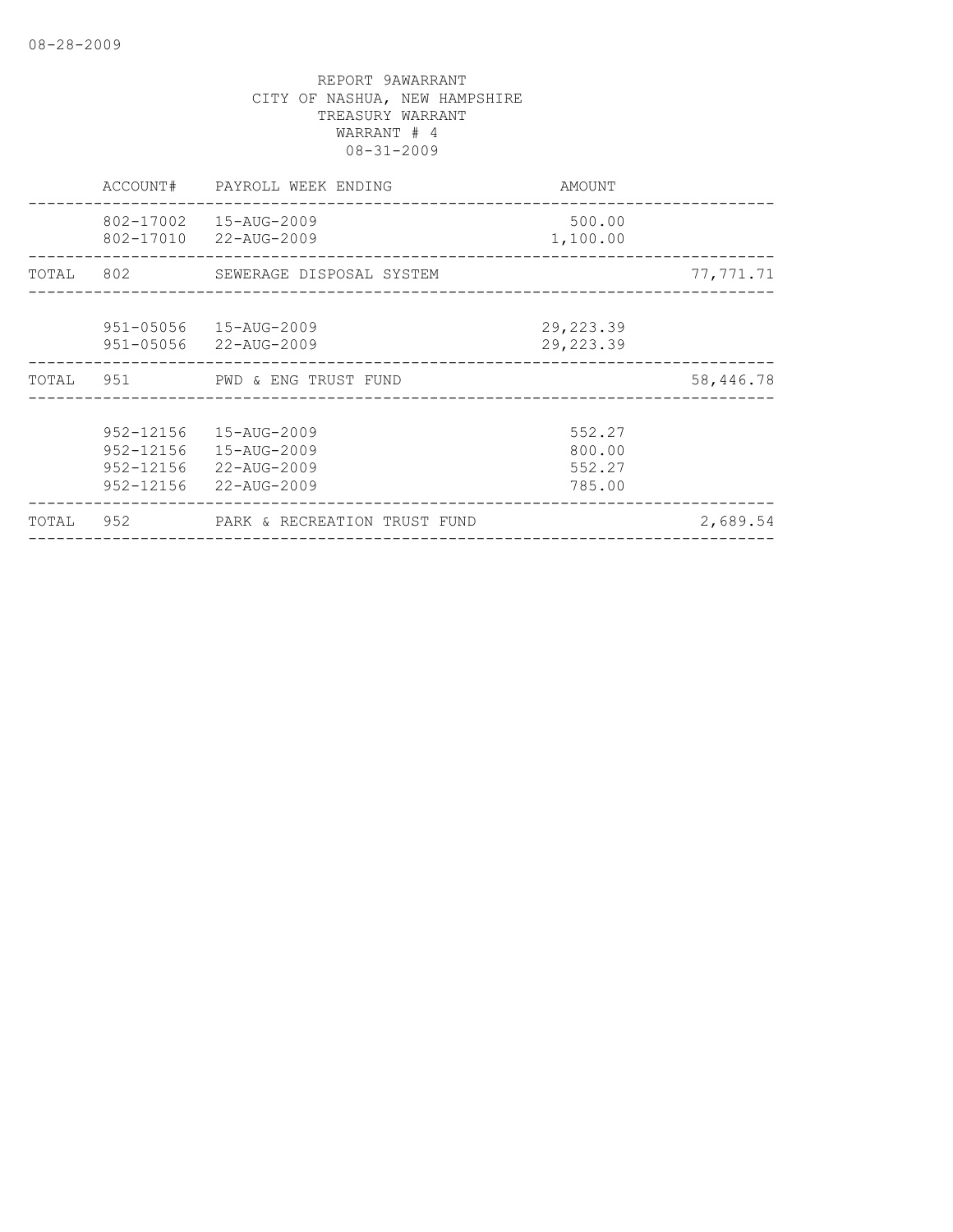REPORT 9AWARRANT
CITY OF NASHUA, NEW HAMPSHIRE
TREASURY WARRANT
WARRANT # 4
08-31-2009

| | ACCOUNT# | PAYROLL WEEK ENDING | AMOUNT | |
|---|---|---|---|---|
| | 802-17002 | 15-AUG-2009 | 500.00 | |
| | 802-17010 | 22-AUG-2009 | 1,100.00 | |
| TOTAL | 802 | SEWERAGE DISPOSAL SYSTEM | | 77,771.71 |
| | 951-05056 | 15-AUG-2009 | 29,223.39 | |
| | 951-05056 | 22-AUG-2009 | 29,223.39 | |
| TOTAL | 951 | PWD & ENG TRUST FUND | | 58,446.78 |
| | 952-12156 | 15-AUG-2009 | 552.27 | |
| | 952-12156 | 15-AUG-2009 | 800.00 | |
| | 952-12156 | 22-AUG-2009 | 552.27 | |
| | 952-12156 | 22-AUG-2009 | 785.00 | |
| TOTAL | 952 | PARK & RECREATION TRUST FUND | | 2,689.54 |